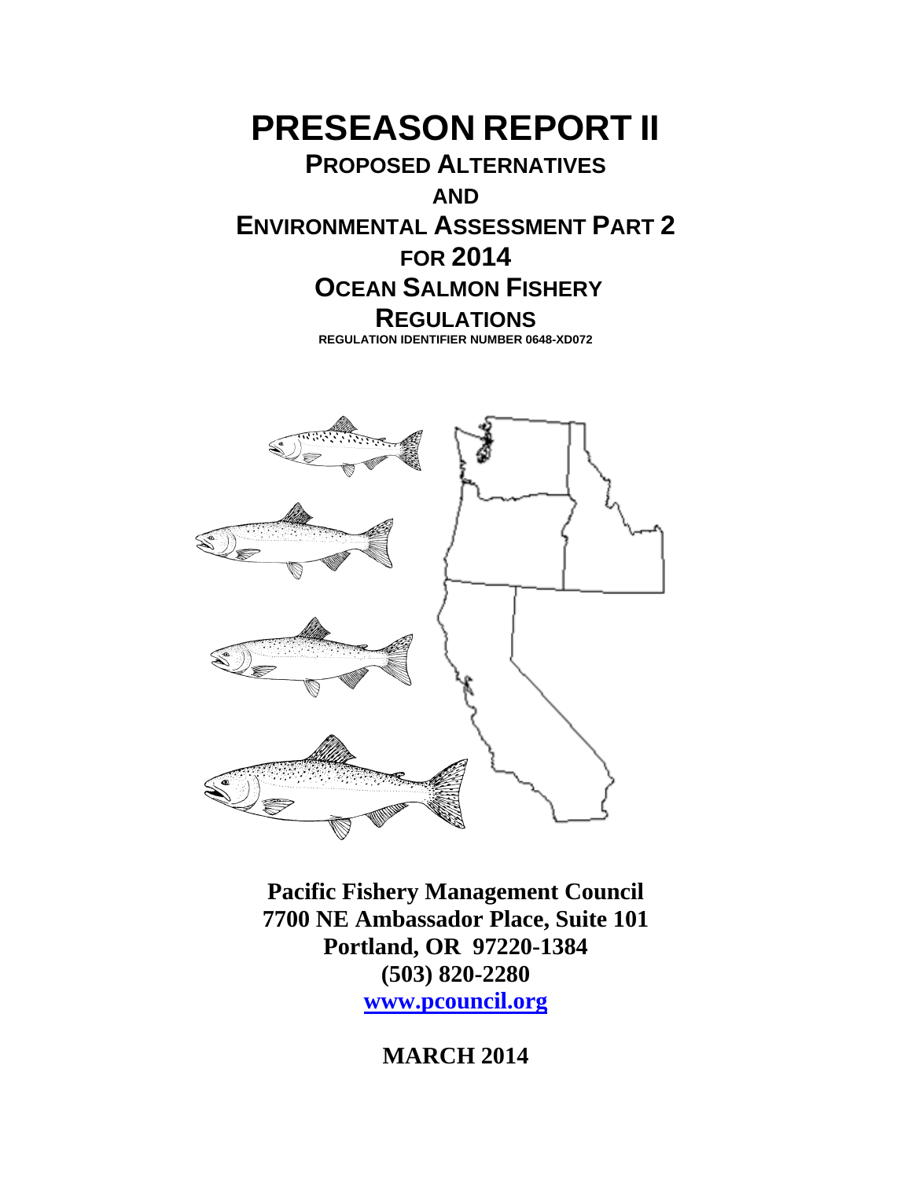# PRESEASON REPORT II

## PROPOSED ALTERNATIVES AND ENVIRONMENTAL ASSESSMENT PART 2 FOR 2014 OCEAN SALMON FISHERY REGULATIONS

REGULATION IDENTIFIER NUMBER 0648-XD072

**Pacific Fishery Management Council**
**7700 NE Ambassador Place, Suite 101**
**Portland, OR 97220-1384**
**(503) 820-2280**
**www.pcouncil.org**

**MARCH 2014**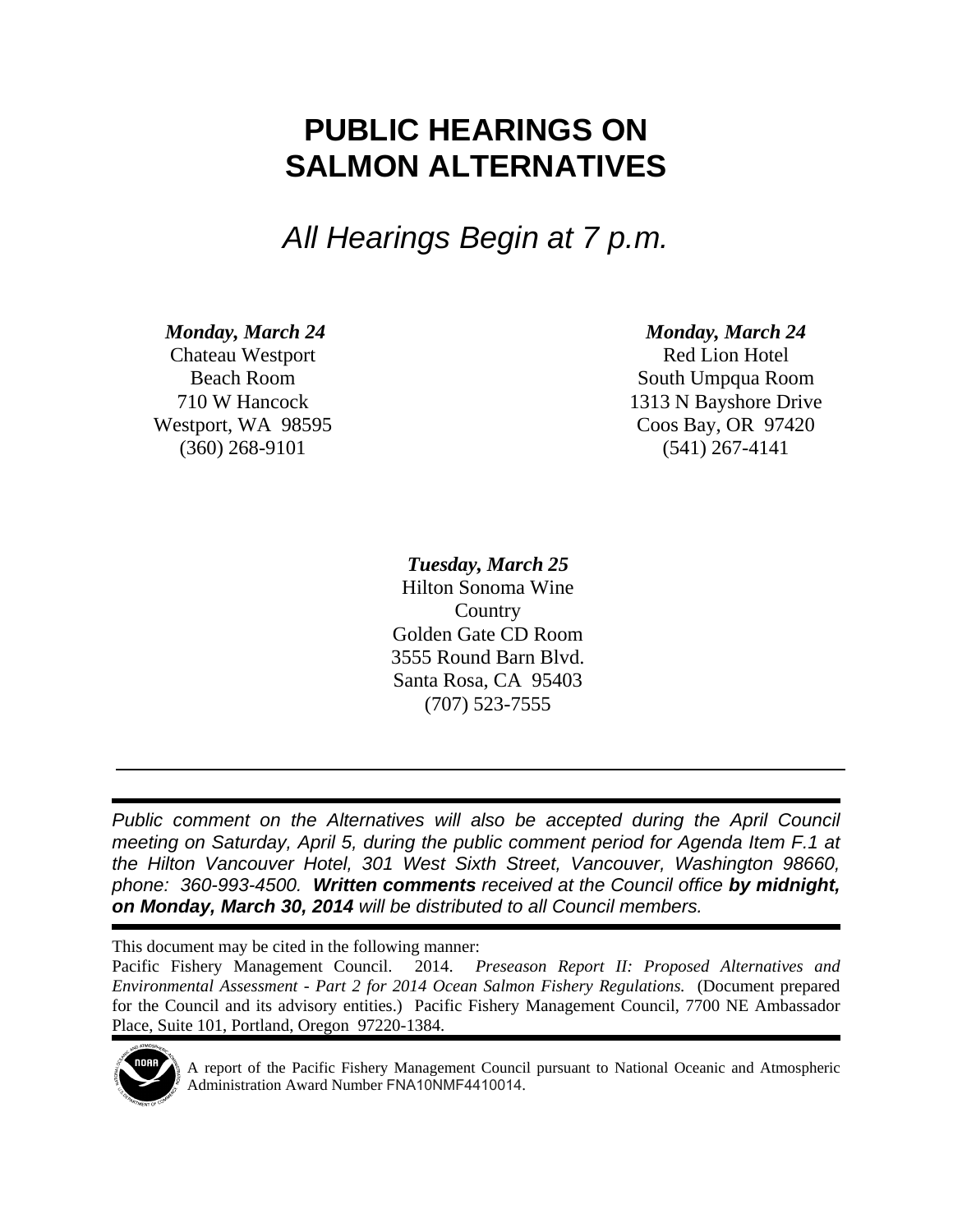# PUBLIC HEARINGS ON SALMON ALTERNATIVES

*All Hearings Begin at 7 p.m.*

***Monday, March 24***
Chateau Westport
Beach Room
710 W Hancock
Westport, WA 98595
(360) 268-9101

***Monday, March 24***
Red Lion Hotel
South Umpqua Room
1313 N Bayshore Drive
Coos Bay, OR 97420
(541) 267-4141

***Tuesday, March 25***
Hilton Sonoma Wine Country
Golden Gate CD Room
3555 Round Barn Blvd.
Santa Rosa, CA 95403
(707) 523-7555

---

*Public comment on the Alternatives will also be accepted during the April Council meeting on Saturday, April 5, during the public comment period for Agenda Item F.1 at the Hilton Vancouver Hotel, 301 West Sixth Street, Vancouver, Washington 98660, phone: 360-993-4500.* ***Written comments*** *received at the Council office* ***by midnight, on Monday, March 30, 2014*** *will be distributed to all Council members.*

---

This document may be cited in the following manner:
Pacific Fishery Management Council. 2014. *Preseason Report II: Proposed Alternatives and Environmental Assessment - Part 2 for 2014 Ocean Salmon Fishery Regulations.* (Document prepared for the Council and its advisory entities.) Pacific Fishery Management Council, 7700 NE Ambassador Place, Suite 101, Portland, Oregon 97220-1384.

A report of the Pacific Fishery Management Council pursuant to National Oceanic and Atmospheric Administration Award Number FNA10NMF4410014.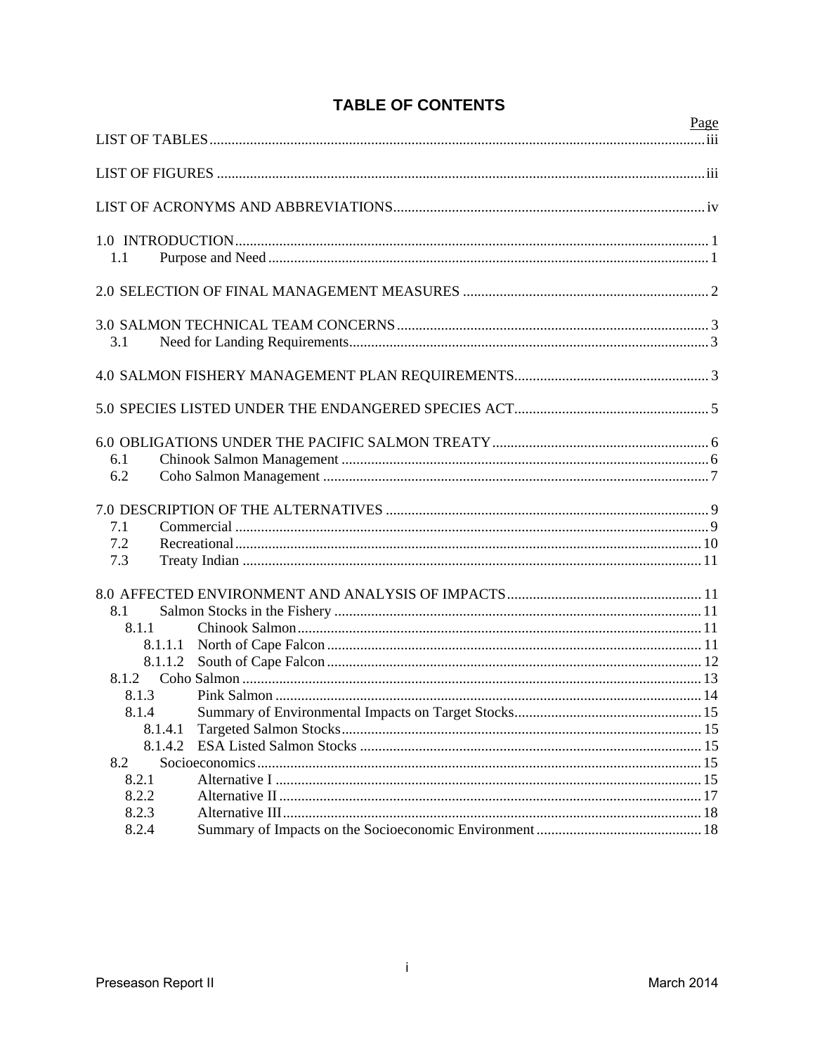# TABLE OF CONTENTS

| | Page |
|---|---|
| LIST OF TABLES | iii |
| LIST OF FIGURES | iii |
| LIST OF ACRONYMS AND ABBREVIATIONS | iv |
| 1.0 INTRODUCTION | 1 |
| 1.1 Purpose and Need | 1 |
| 2.0 SELECTION OF FINAL MANAGEMENT MEASURES | 2 |
| 3.0 SALMON TECHNICAL TEAM CONCERNS | 3 |
| 3.1 Need for Landing Requirements | 3 |
| 4.0 SALMON FISHERY MANAGEMENT PLAN REQUIREMENTS | 3 |
| 5.0 SPECIES LISTED UNDER THE ENDANGERED SPECIES ACT | 5 |
| 6.0 OBLIGATIONS UNDER THE PACIFIC SALMON TREATY | 6 |
| 6.1 Chinook Salmon Management | 6 |
| 6.2 Coho Salmon Management | 7 |
| 7.0 DESCRIPTION OF THE ALTERNATIVES | 9 |
| 7.1 Commercial | 9 |
| 7.2 Recreational | 10 |
| 7.3 Treaty Indian | 11 |
| 8.0 AFFECTED ENVIRONMENT AND ANALYSIS OF IMPACTS | 11 |
| 8.1 Salmon Stocks in the Fishery | 11 |
| 8.1.1 Chinook Salmon | 11 |
| 8.1.1.1 North of Cape Falcon | 11 |
| 8.1.1.2 South of Cape Falcon | 12 |
| 8.1.2 Coho Salmon | 13 |
| 8.1.3 Pink Salmon | 14 |
| 8.1.4 Summary of Environmental Impacts on Target Stocks | 15 |
| 8.1.4.1 Targeted Salmon Stocks | 15 |
| 8.1.4.2 ESA Listed Salmon Stocks | 15 |
| 8.2 Socioeconomics | 15 |
| 8.2.1 Alternative I | 15 |
| 8.2.2 Alternative II | 17 |
| 8.2.3 Alternative III | 18 |
| 8.2.4 Summary of Impacts on the Socioeconomic Environment | 18 |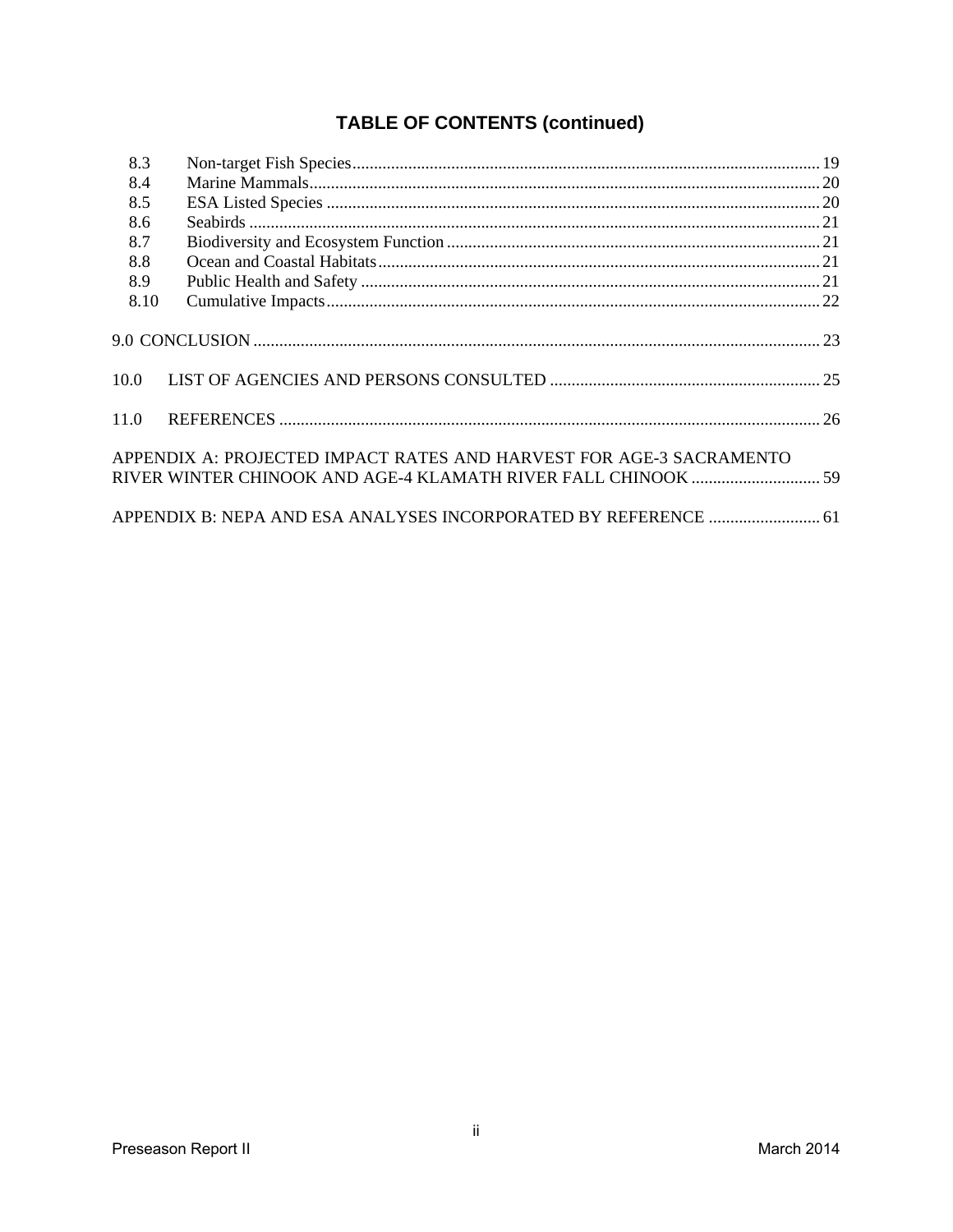## TABLE OF CONTENTS (continued)

| | | |
|---|---|---|
| 8.3 | Non-target Fish Species | 19 |
| 8.4 | Marine Mammals | 20 |
| 8.5 | ESA Listed Species | 20 |
| 8.6 | Seabirds | 21 |
| 8.7 | Biodiversity and Ecosystem Function | 21 |
| 8.8 | Ocean and Coastal Habitats | 21 |
| 8.9 | Public Health and Safety | 21 |
| 8.10 | Cumulative Impacts | 22 |
| 9.0 | CONCLUSION | 23 |
| 10.0 | LIST OF AGENCIES AND PERSONS CONSULTED | 25 |
| 11.0 | REFERENCES | 26 |
| | APPENDIX A: PROJECTED IMPACT RATES AND HARVEST FOR AGE-3 SACRAMENTO RIVER WINTER CHINOOK AND AGE-4 KLAMATH RIVER FALL CHINOOK | 59 |
| | APPENDIX B: NEPA AND ESA ANALYSES INCORPORATED BY REFERENCE | 61 |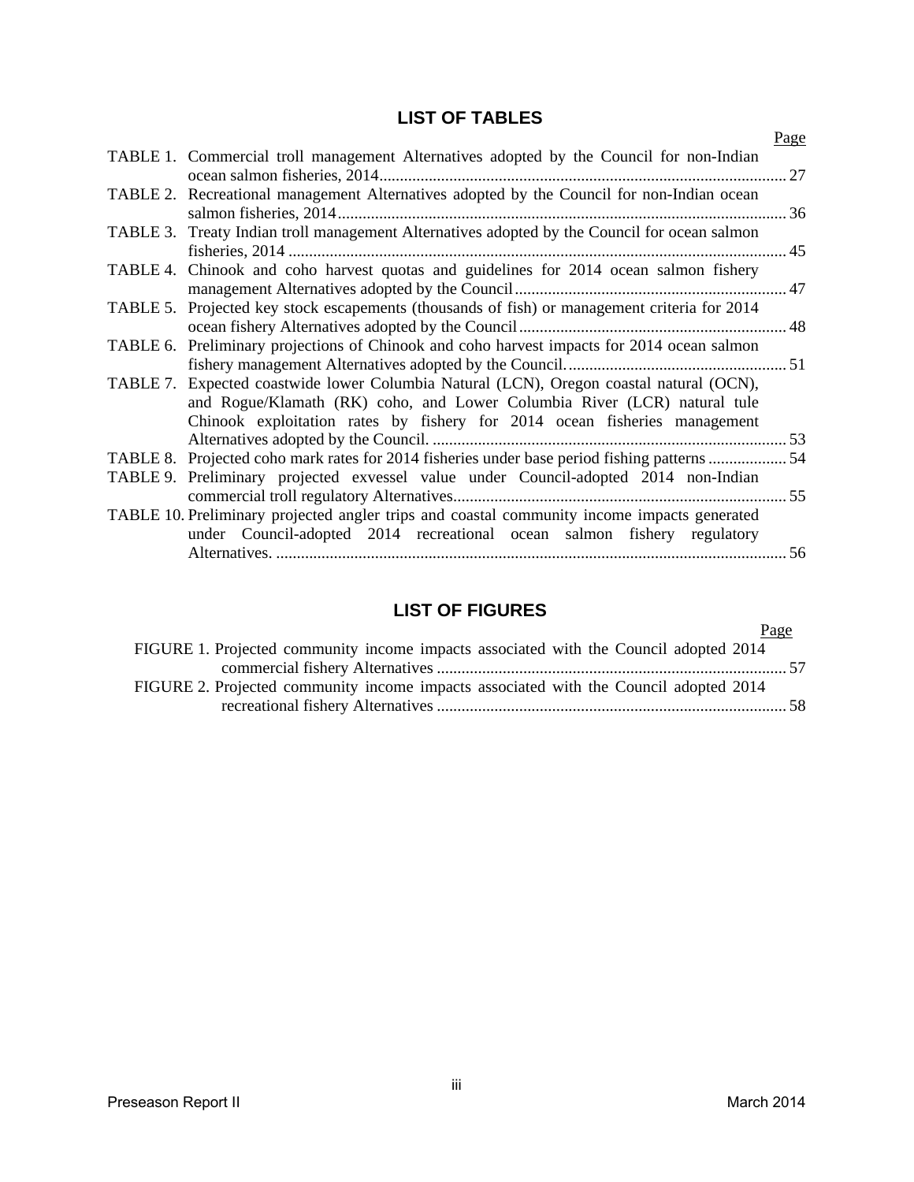## LIST OF TABLES

| | | Page |
|---|---|---|
| TABLE 1. | Commercial troll management Alternatives adopted by the Council for non-Indian ocean salmon fisheries, 2014 | 27 |
| TABLE 2. | Recreational management Alternatives adopted by the Council for non-Indian ocean salmon fisheries, 2014 | 36 |
| TABLE 3. | Treaty Indian troll management Alternatives adopted by the Council for ocean salmon fisheries, 2014 | 45 |
| TABLE 4. | Chinook and coho harvest quotas and guidelines for 2014 ocean salmon fishery management Alternatives adopted by the Council | 47 |
| TABLE 5. | Projected key stock escapements (thousands of fish) or management criteria for 2014 ocean fishery Alternatives adopted by the Council | 48 |
| TABLE 6. | Preliminary projections of Chinook and coho harvest impacts for 2014 ocean salmon fishery management Alternatives adopted by the Council. | 51 |
| TABLE 7. | Expected coastwide lower Columbia Natural (LCN), Oregon coastal natural (OCN), and Rogue/Klamath (RK) coho, and Lower Columbia River (LCR) natural tule Chinook exploitation rates by fishery for 2014 ocean fisheries management Alternatives adopted by the Council. | 53 |
| TABLE 8. | Projected coho mark rates for 2014 fisheries under base period fishing patterns | 54 |
| TABLE 9. | Preliminary projected exvessel value under Council-adopted 2014 non-Indian commercial troll regulatory Alternatives | 55 |
| TABLE 10. | Preliminary projected angler trips and coastal community income impacts generated under Council-adopted 2014 recreational ocean salmon fishery regulatory Alternatives. | 56 |

## LIST OF FIGURES

| | | Page |
|---|---|---|
| FIGURE 1. | Projected community income impacts associated with the Council adopted 2014 commercial fishery Alternatives | 57 |
| FIGURE 2. | Projected community income impacts associated with the Council adopted 2014 recreational fishery Alternatives | 58 |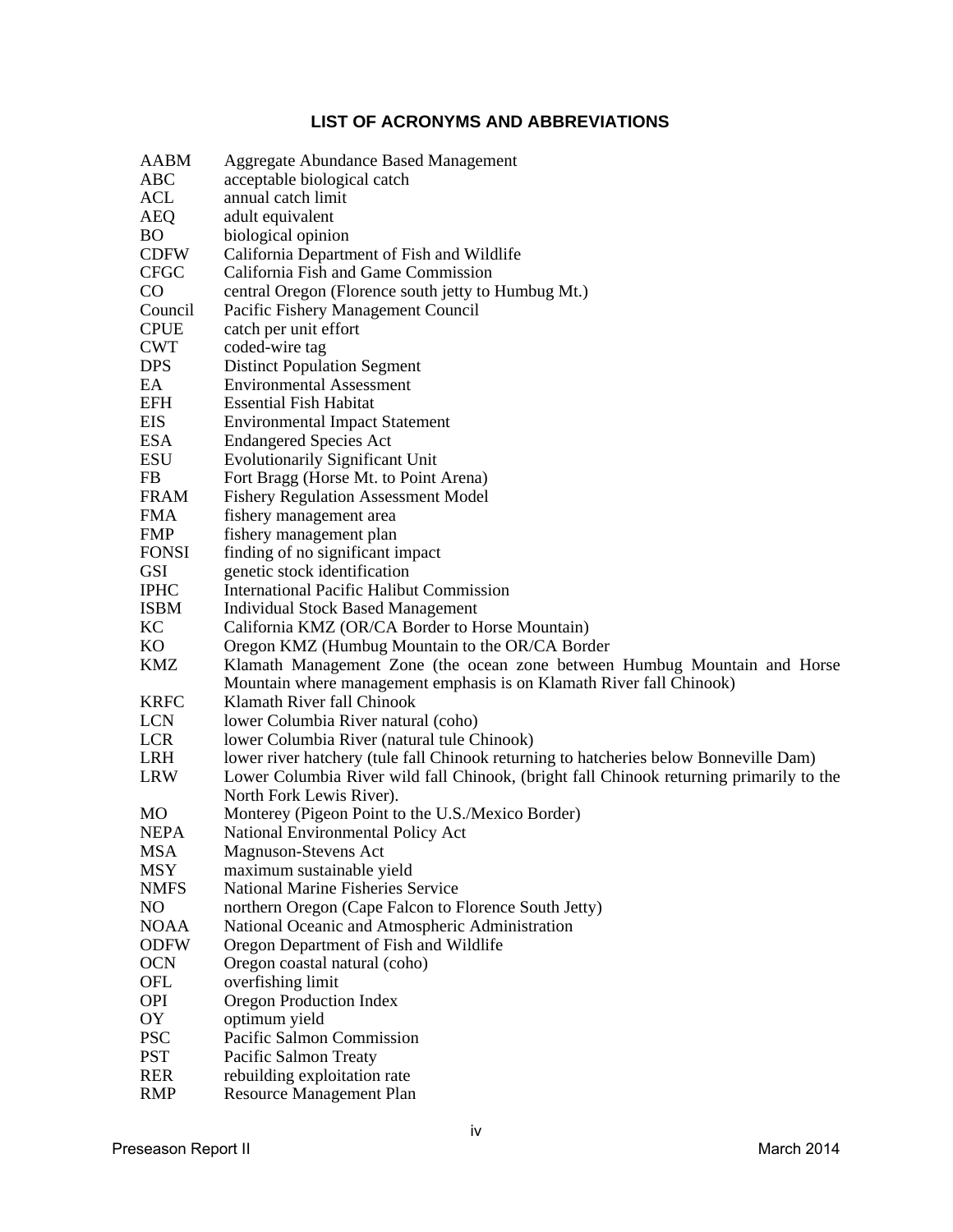# LIST OF ACRONYMS AND ABBREVIATIONS

| | |
|---|---|
| AABM | Aggregate Abundance Based Management |
| ABC | acceptable biological catch |
| ACL | annual catch limit |
| AEQ | adult equivalent |
| BO | biological opinion |
| CDFW | California Department of Fish and Wildlife |
| CFGC | California Fish and Game Commission |
| CO | central Oregon (Florence south jetty to Humbug Mt.) |
| Council | Pacific Fishery Management Council |
| CPUE | catch per unit effort |
| CWT | coded-wire tag |
| DPS | Distinct Population Segment |
| EA | Environmental Assessment |
| EFH | Essential Fish Habitat |
| EIS | Environmental Impact Statement |
| ESA | Endangered Species Act |
| ESU | Evolutionarily Significant Unit |
| FB | Fort Bragg (Horse Mt. to Point Arena) |
| FRAM | Fishery Regulation Assessment Model |
| FMA | fishery management area |
| FMP | fishery management plan |
| FONSI | finding of no significant impact |
| GSI | genetic stock identification |
| IPHC | International Pacific Halibut Commission |
| ISBM | Individual Stock Based Management |
| KC | California KMZ (OR/CA Border to Horse Mountain) |
| KO | Oregon KMZ (Humbug Mountain to the OR/CA Border |
| KMZ | Klamath Management Zone (the ocean zone between Humbug Mountain and Horse Mountain where management emphasis is on Klamath River fall Chinook) |
| KRFC | Klamath River fall Chinook |
| LCN | lower Columbia River natural (coho) |
| LCR | lower Columbia River (natural tule Chinook) |
| LRH | lower river hatchery (tule fall Chinook returning to hatcheries below Bonneville Dam) |
| LRW | Lower Columbia River wild fall Chinook, (bright fall Chinook returning primarily to the North Fork Lewis River). |
| MO | Monterey (Pigeon Point to the U.S./Mexico Border) |
| NEPA | National Environmental Policy Act |
| MSA | Magnuson-Stevens Act |
| MSY | maximum sustainable yield |
| NMFS | National Marine Fisheries Service |
| NO | northern Oregon (Cape Falcon to Florence South Jetty) |
| NOAA | National Oceanic and Atmospheric Administration |
| ODFW | Oregon Department of Fish and Wildlife |
| OCN | Oregon coastal natural (coho) |
| OFL | overfishing limit |
| OPI | Oregon Production Index |
| OY | optimum yield |
| PSC | Pacific Salmon Commission |
| PST | Pacific Salmon Treaty |
| RER | rebuilding exploitation rate |
| RMP | Resource Management Plan |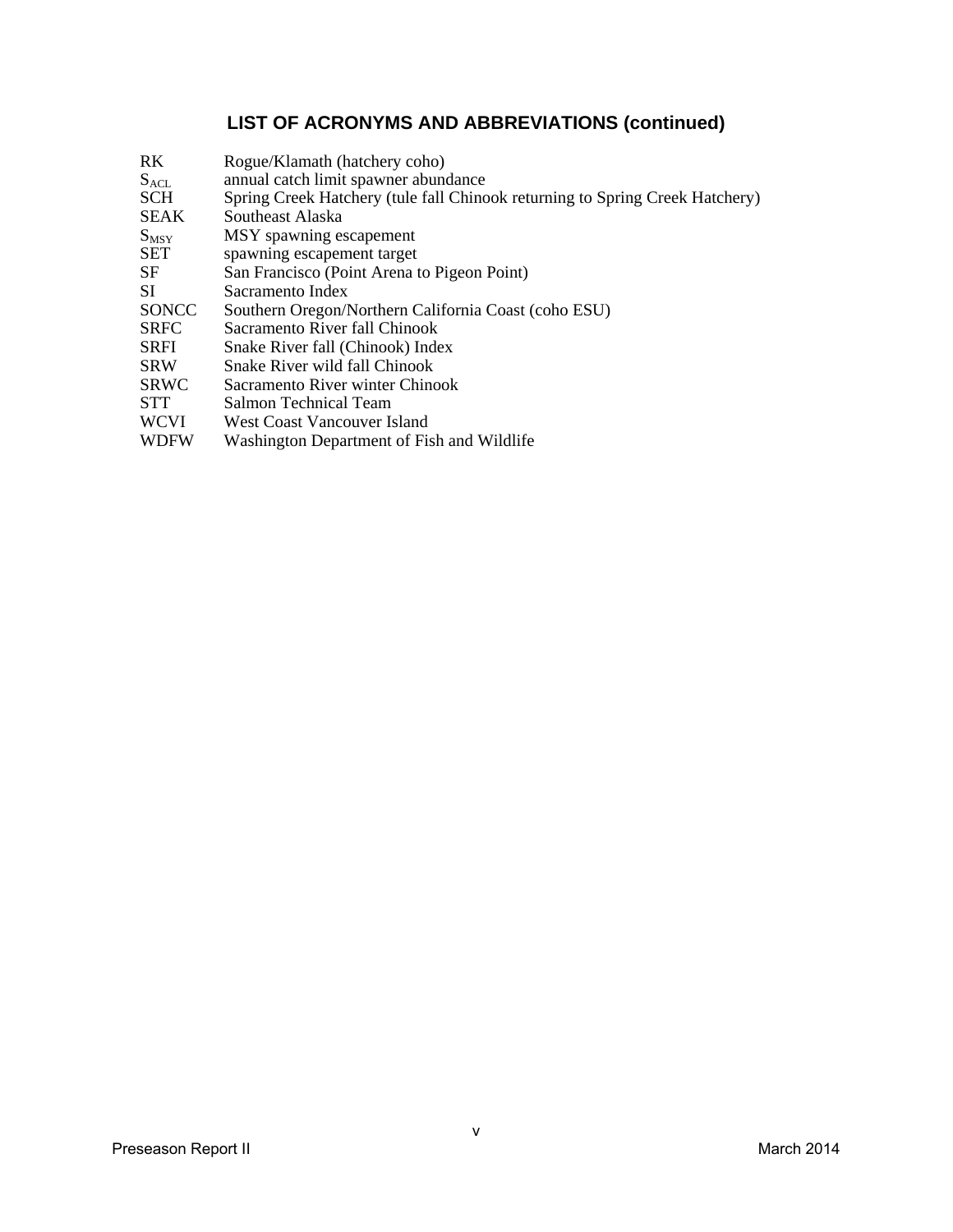## LIST OF ACRONYMS AND ABBREVIATIONS (continued)

| | |
|---|---|
| RK | Rogue/Klamath (hatchery coho) |
| $S_{ACL}$ | annual catch limit spawner abundance |
| SCH | Spring Creek Hatchery (tule fall Chinook returning to Spring Creek Hatchery) |
| SEAK | Southeast Alaska |
| $S_{MSY}$ | MSY spawning escapement |
| SET | spawning escapement target |
| SF | San Francisco (Point Arena to Pigeon Point) |
| SI | Sacramento Index |
| SONCC | Southern Oregon/Northern California Coast (coho ESU) |
| SRFC | Sacramento River fall Chinook |
| SRFI | Snake River fall (Chinook) Index |
| SRW | Snake River wild fall Chinook |
| SRWC | Sacramento River winter Chinook |
| STT | Salmon Technical Team |
| WCVI | West Coast Vancouver Island |
| WDFW | Washington Department of Fish and Wildlife |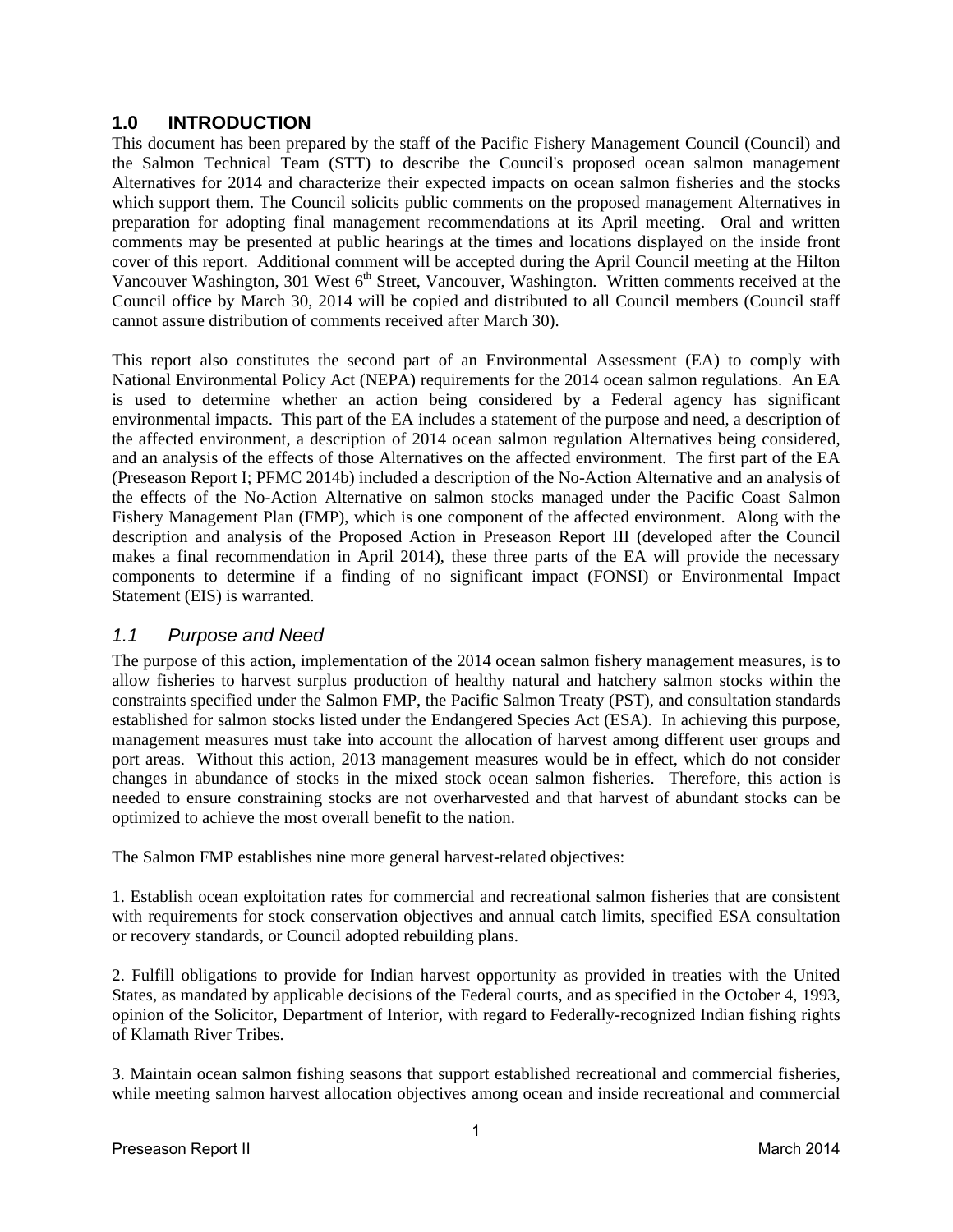# 1.0 INTRODUCTION

This document has been prepared by the staff of the Pacific Fishery Management Council (Council) and the Salmon Technical Team (STT) to describe the Council's proposed ocean salmon management Alternatives for 2014 and characterize their expected impacts on ocean salmon fisheries and the stocks which support them. The Council solicits public comments on the proposed management Alternatives in preparation for adopting final management recommendations at its April meeting. Oral and written comments may be presented at public hearings at the times and locations displayed on the inside front cover of this report. Additional comment will be accepted during the April Council meeting at the Hilton Vancouver Washington, 301 West 6th Street, Vancouver, Washington. Written comments received at the Council office by March 30, 2014 will be copied and distributed to all Council members (Council staff cannot assure distribution of comments received after March 30).

This report also constitutes the second part of an Environmental Assessment (EA) to comply with National Environmental Policy Act (NEPA) requirements for the 2014 ocean salmon regulations. An EA is used to determine whether an action being considered by a Federal agency has significant environmental impacts. This part of the EA includes a statement of the purpose and need, a description of the affected environment, a description of 2014 ocean salmon regulation Alternatives being considered, and an analysis of the effects of those Alternatives on the affected environment. The first part of the EA (Preseason Report I; PFMC 2014b) included a description of the No-Action Alternative and an analysis of the effects of the No-Action Alternative on salmon stocks managed under the Pacific Coast Salmon Fishery Management Plan (FMP), which is one component of the affected environment. Along with the description and analysis of the Proposed Action in Preseason Report III (developed after the Council makes a final recommendation in April 2014), these three parts of the EA will provide the necessary components to determine if a finding of no significant impact (FONSI) or Environmental Impact Statement (EIS) is warranted.

## *1.1 Purpose and Need*

The purpose of this action, implementation of the 2014 ocean salmon fishery management measures, is to allow fisheries to harvest surplus production of healthy natural and hatchery salmon stocks within the constraints specified under the Salmon FMP, the Pacific Salmon Treaty (PST), and consultation standards established for salmon stocks listed under the Endangered Species Act (ESA). In achieving this purpose, management measures must take into account the allocation of harvest among different user groups and port areas. Without this action, 2013 management measures would be in effect, which do not consider changes in abundance of stocks in the mixed stock ocean salmon fisheries. Therefore, this action is needed to ensure constraining stocks are not overharvested and that harvest of abundant stocks can be optimized to achieve the most overall benefit to the nation.

The Salmon FMP establishes nine more general harvest-related objectives:

1. Establish ocean exploitation rates for commercial and recreational salmon fisheries that are consistent with requirements for stock conservation objectives and annual catch limits, specified ESA consultation or recovery standards, or Council adopted rebuilding plans.

2. Fulfill obligations to provide for Indian harvest opportunity as provided in treaties with the United States, as mandated by applicable decisions of the Federal courts, and as specified in the October 4, 1993, opinion of the Solicitor, Department of Interior, with regard to Federally-recognized Indian fishing rights of Klamath River Tribes.

3. Maintain ocean salmon fishing seasons that support established recreational and commercial fisheries, while meeting salmon harvest allocation objectives among ocean and inside recreational and commercial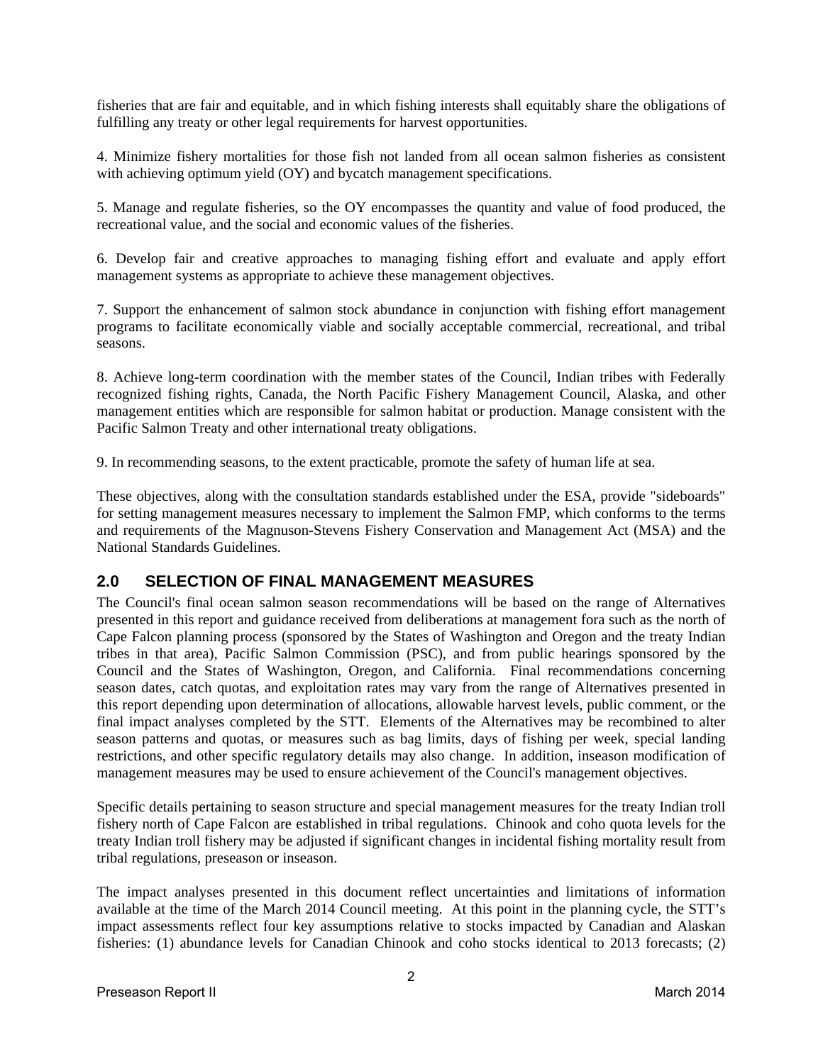fisheries that are fair and equitable, and in which fishing interests shall equitably share the obligations of fulfilling any treaty or other legal requirements for harvest opportunities.

4. Minimize fishery mortalities for those fish not landed from all ocean salmon fisheries as consistent with achieving optimum yield (OY) and bycatch management specifications.

5. Manage and regulate fisheries, so the OY encompasses the quantity and value of food produced, the recreational value, and the social and economic values of the fisheries.

6. Develop fair and creative approaches to managing fishing effort and evaluate and apply effort management systems as appropriate to achieve these management objectives.

7. Support the enhancement of salmon stock abundance in conjunction with fishing effort management programs to facilitate economically viable and socially acceptable commercial, recreational, and tribal seasons.

8. Achieve long-term coordination with the member states of the Council, Indian tribes with Federally recognized fishing rights, Canada, the North Pacific Fishery Management Council, Alaska, and other management entities which are responsible for salmon habitat or production. Manage consistent with the Pacific Salmon Treaty and other international treaty obligations.

9. In recommending seasons, to the extent practicable, promote the safety of human life at sea.

These objectives, along with the consultation standards established under the ESA, provide "sideboards" for setting management measures necessary to implement the Salmon FMP, which conforms to the terms and requirements of the Magnuson-Stevens Fishery Conservation and Management Act (MSA) and the National Standards Guidelines.

## 2.0 SELECTION OF FINAL MANAGEMENT MEASURES

The Council's final ocean salmon season recommendations will be based on the range of Alternatives presented in this report and guidance received from deliberations at management fora such as the north of Cape Falcon planning process (sponsored by the States of Washington and Oregon and the treaty Indian tribes in that area), Pacific Salmon Commission (PSC), and from public hearings sponsored by the Council and the States of Washington, Oregon, and California. Final recommendations concerning season dates, catch quotas, and exploitation rates may vary from the range of Alternatives presented in this report depending upon determination of allocations, allowable harvest levels, public comment, or the final impact analyses completed by the STT. Elements of the Alternatives may be recombined to alter season patterns and quotas, or measures such as bag limits, days of fishing per week, special landing restrictions, and other specific regulatory details may also change. In addition, inseason modification of management measures may be used to ensure achievement of the Council's management objectives.

Specific details pertaining to season structure and special management measures for the treaty Indian troll fishery north of Cape Falcon are established in tribal regulations. Chinook and coho quota levels for the treaty Indian troll fishery may be adjusted if significant changes in incidental fishing mortality result from tribal regulations, preseason or inseason.

The impact analyses presented in this document reflect uncertainties and limitations of information available at the time of the March 2014 Council meeting. At this point in the planning cycle, the STT's impact assessments reflect four key assumptions relative to stocks impacted by Canadian and Alaskan fisheries: (1) abundance levels for Canadian Chinook and coho stocks identical to 2013 forecasts; (2)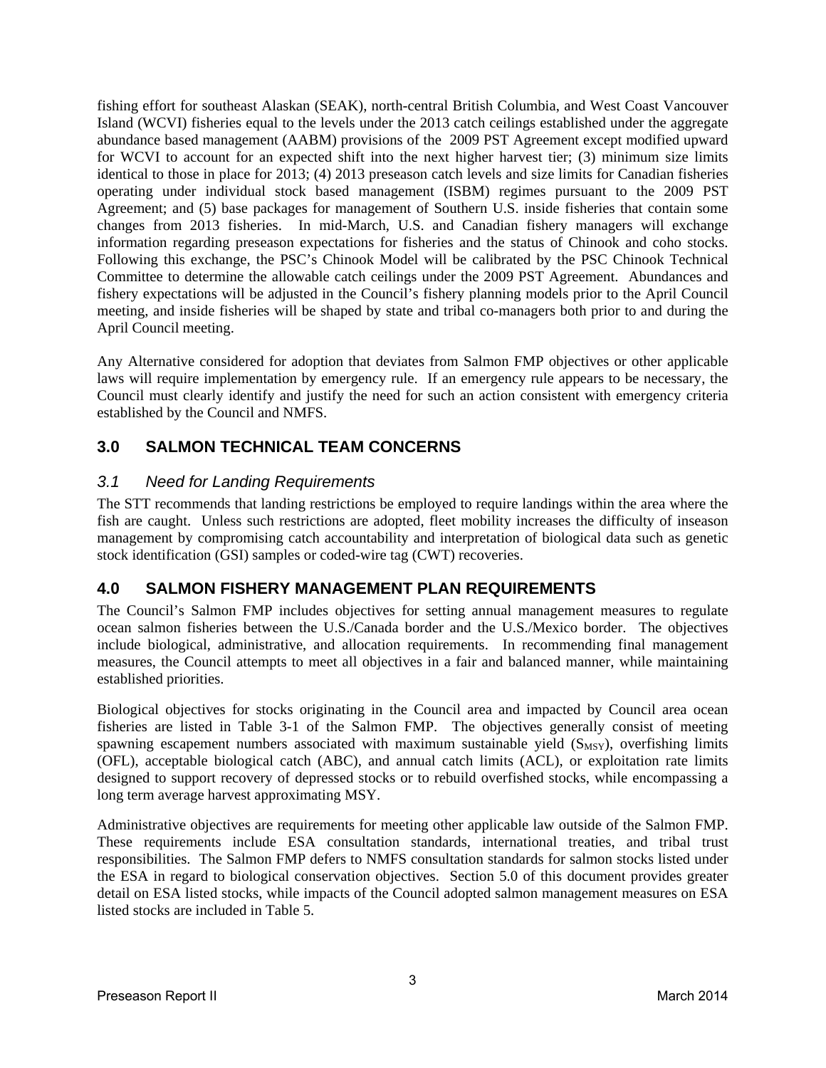fishing effort for southeast Alaskan (SEAK), north-central British Columbia, and West Coast Vancouver Island (WCVI) fisheries equal to the levels under the 2013 catch ceilings established under the aggregate abundance based management (AABM) provisions of the 2009 PST Agreement except modified upward for WCVI to account for an expected shift into the next higher harvest tier; (3) minimum size limits identical to those in place for 2013; (4) 2013 preseason catch levels and size limits for Canadian fisheries operating under individual stock based management (ISBM) regimes pursuant to the 2009 PST Agreement; and (5) base packages for management of Southern U.S. inside fisheries that contain some changes from 2013 fisheries. In mid-March, U.S. and Canadian fishery managers will exchange information regarding preseason expectations for fisheries and the status of Chinook and coho stocks. Following this exchange, the PSC's Chinook Model will be calibrated by the PSC Chinook Technical Committee to determine the allowable catch ceilings under the 2009 PST Agreement. Abundances and fishery expectations will be adjusted in the Council's fishery planning models prior to the April Council meeting, and inside fisheries will be shaped by state and tribal co-managers both prior to and during the April Council meeting.

Any Alternative considered for adoption that deviates from Salmon FMP objectives or other applicable laws will require implementation by emergency rule. If an emergency rule appears to be necessary, the Council must clearly identify and justify the need for such an action consistent with emergency criteria established by the Council and NMFS.

## 3.0 SALMON TECHNICAL TEAM CONCERNS

### *3.1 Need for Landing Requirements*

The STT recommends that landing restrictions be employed to require landings within the area where the fish are caught. Unless such restrictions are adopted, fleet mobility increases the difficulty of inseason management by compromising catch accountability and interpretation of biological data such as genetic stock identification (GSI) samples or coded-wire tag (CWT) recoveries.

## 4.0 SALMON FISHERY MANAGEMENT PLAN REQUIREMENTS

The Council's Salmon FMP includes objectives for setting annual management measures to regulate ocean salmon fisheries between the U.S./Canada border and the U.S./Mexico border. The objectives include biological, administrative, and allocation requirements. In recommending final management measures, the Council attempts to meet all objectives in a fair and balanced manner, while maintaining established priorities.

Biological objectives for stocks originating in the Council area and impacted by Council area ocean fisheries are listed in Table 3-1 of the Salmon FMP. The objectives generally consist of meeting spawning escapement numbers associated with maximum sustainable yield ($S_{MSY}$), overfishing limits (OFL), acceptable biological catch (ABC), and annual catch limits (ACL), or exploitation rate limits designed to support recovery of depressed stocks or to rebuild overfished stocks, while encompassing a long term average harvest approximating MSY.

Administrative objectives are requirements for meeting other applicable law outside of the Salmon FMP. These requirements include ESA consultation standards, international treaties, and tribal trust responsibilities. The Salmon FMP defers to NMFS consultation standards for salmon stocks listed under the ESA in regard to biological conservation objectives. Section 5.0 of this document provides greater detail on ESA listed stocks, while impacts of the Council adopted salmon management measures on ESA listed stocks are included in Table 5.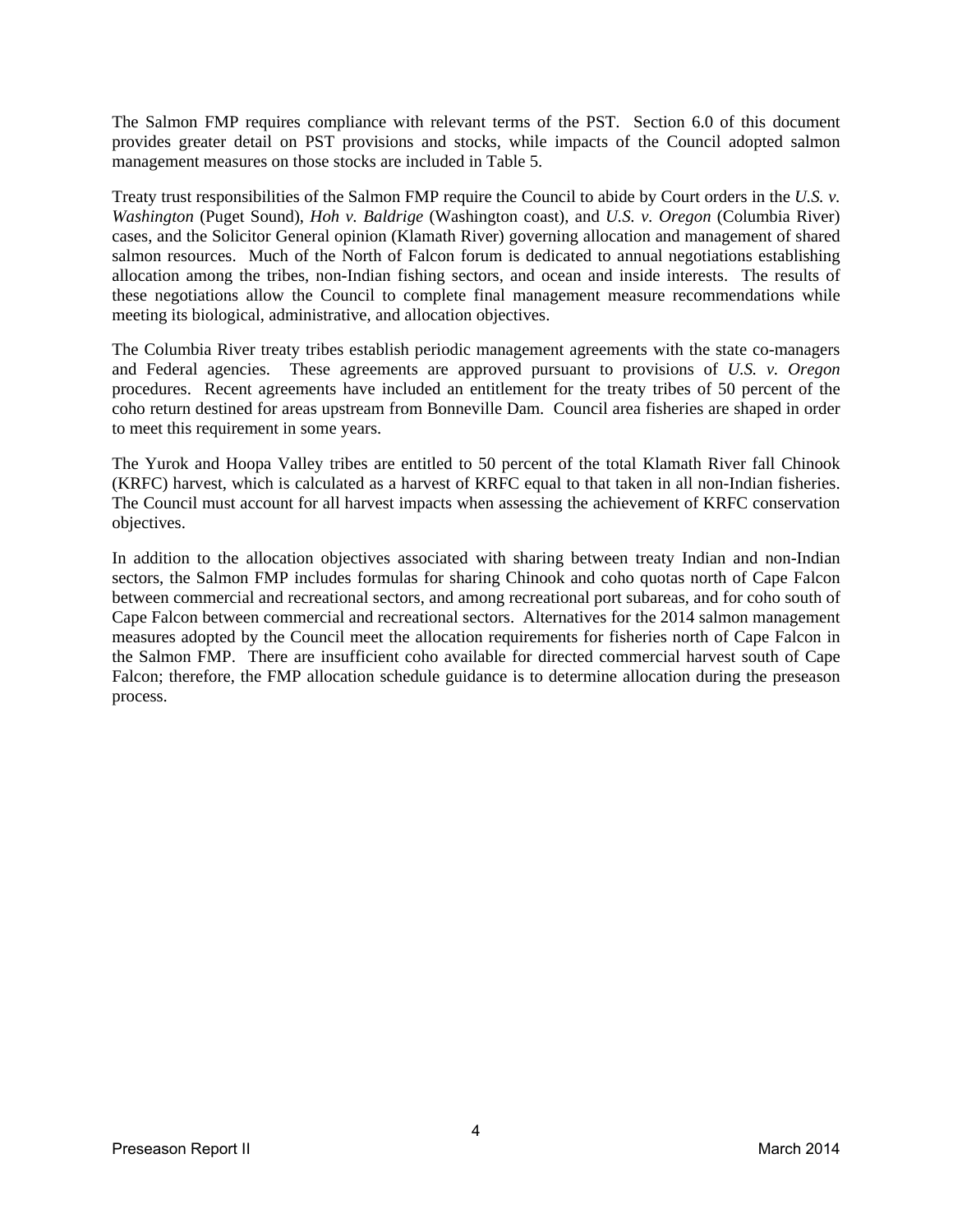The Salmon FMP requires compliance with relevant terms of the PST. Section 6.0 of this document provides greater detail on PST provisions and stocks, while impacts of the Council adopted salmon management measures on those stocks are included in Table 5.

Treaty trust responsibilities of the Salmon FMP require the Council to abide by Court orders in the *U.S. v. Washington* (Puget Sound), *Hoh v. Baldrige* (Washington coast), and *U.S. v. Oregon* (Columbia River) cases, and the Solicitor General opinion (Klamath River) governing allocation and management of shared salmon resources. Much of the North of Falcon forum is dedicated to annual negotiations establishing allocation among the tribes, non-Indian fishing sectors, and ocean and inside interests. The results of these negotiations allow the Council to complete final management measure recommendations while meeting its biological, administrative, and allocation objectives.

The Columbia River treaty tribes establish periodic management agreements with the state co-managers and Federal agencies. These agreements are approved pursuant to provisions of *U.S. v. Oregon* procedures. Recent agreements have included an entitlement for the treaty tribes of 50 percent of the coho return destined for areas upstream from Bonneville Dam. Council area fisheries are shaped in order to meet this requirement in some years.

The Yurok and Hoopa Valley tribes are entitled to 50 percent of the total Klamath River fall Chinook (KRFC) harvest, which is calculated as a harvest of KRFC equal to that taken in all non-Indian fisheries. The Council must account for all harvest impacts when assessing the achievement of KRFC conservation objectives.

In addition to the allocation objectives associated with sharing between treaty Indian and non-Indian sectors, the Salmon FMP includes formulas for sharing Chinook and coho quotas north of Cape Falcon between commercial and recreational sectors, and among recreational port subareas, and for coho south of Cape Falcon between commercial and recreational sectors. Alternatives for the 2014 salmon management measures adopted by the Council meet the allocation requirements for fisheries north of Cape Falcon in the Salmon FMP. There are insufficient coho available for directed commercial harvest south of Cape Falcon; therefore, the FMP allocation schedule guidance is to determine allocation during the preseason process.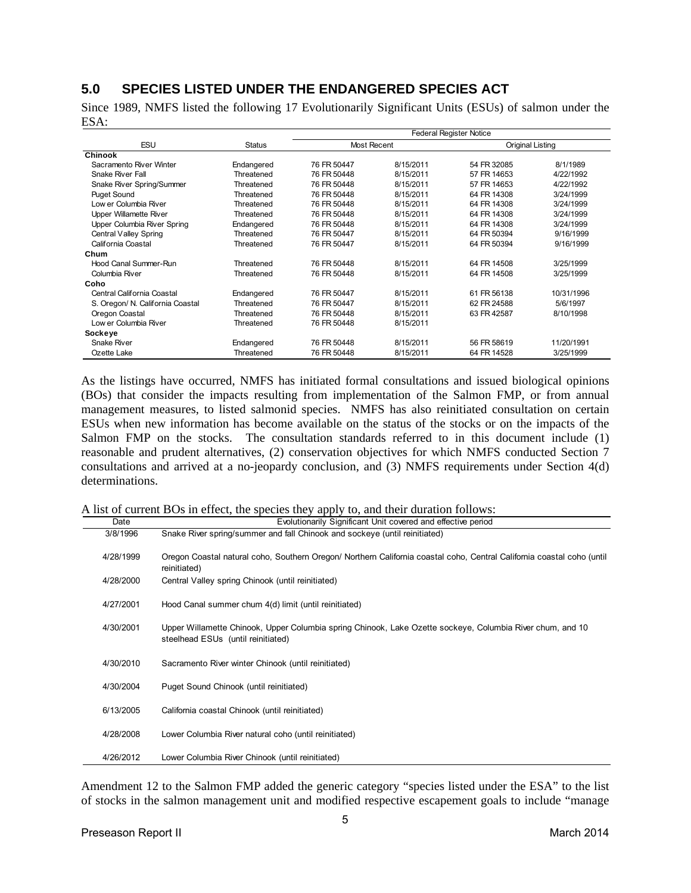## 5.0 SPECIES LISTED UNDER THE ENDANGERED SPECIES ACT

Since 1989, NMFS listed the following 17 Evolutionarily Significant Units (ESUs) of salmon under the ESA:

| ESU | Status | Federal Register Notice | | | |
|---|---|---|---|---|---|
| | | Most Recent | | Original Listing | |
| **Chinook** | | | | | |
| Sacramento River Winter | Endangered | 76 FR 50447 | 8/15/2011 | 54 FR 32085 | 8/1/1989 |
| Snake River Fall | Threatened | 76 FR 50448 | 8/15/2011 | 57 FR 14653 | 4/22/1992 |
| Snake River Spring/Summer | Threatened | 76 FR 50448 | 8/15/2011 | 57 FR 14653 | 4/22/1992 |
| Puget Sound | Threatened | 76 FR 50448 | 8/15/2011 | 64 FR 14308 | 3/24/1999 |
| Lower Columbia River | Threatened | 76 FR 50448 | 8/15/2011 | 64 FR 14308 | 3/24/1999 |
| Upper Willamette River | Threatened | 76 FR 50448 | 8/15/2011 | 64 FR 14308 | 3/24/1999 |
| Upper Columbia River Spring | Endangered | 76 FR 50448 | 8/15/2011 | 64 FR 14308 | 3/24/1999 |
| Central Valley Spring | Threatened | 76 FR 50447 | 8/15/2011 | 64 FR 50394 | 9/16/1999 |
| California Coastal | Threatened | 76 FR 50447 | 8/15/2011 | 64 FR 50394 | 9/16/1999 |
| **Chum** | | | | | |
| Hood Canal Summer-Run | Threatened | 76 FR 50448 | 8/15/2011 | 64 FR 14508 | 3/25/1999 |
| Columbia River | Threatened | 76 FR 50448 | 8/15/2011 | 64 FR 14508 | 3/25/1999 |
| **Coho** | | | | | |
| Central California Coastal | Endangered | 76 FR 50447 | 8/15/2011 | 61 FR 56138 | 10/31/1996 |
| S. Oregon/ N. California Coastal | Threatened | 76 FR 50447 | 8/15/2011 | 62 FR 24588 | 5/6/1997 |
| Oregon Coastal | Threatened | 76 FR 50448 | 8/15/2011 | 63 FR 42587 | 8/10/1998 |
| Lower Columbia River | Threatened | 76 FR 50448 | 8/15/2011 | | |
| **Sockeye** | | | | | |
| Snake River | Endangered | 76 FR 50448 | 8/15/2011 | 56 FR 58619 | 11/20/1991 |
| Ozette Lake | Threatened | 76 FR 50448 | 8/15/2011 | 64 FR 14528 | 3/25/1999 |

As the listings have occurred, NMFS has initiated formal consultations and issued biological opinions (BOs) that consider the impacts resulting from implementation of the Salmon FMP, or from annual management measures, to listed salmonid species. NMFS has also reinitiated consultation on certain ESUs when new information has become available on the status of the stocks or on the impacts of the Salmon FMP on the stocks. The consultation standards referred to in this document include (1) reasonable and prudent alternatives, (2) conservation objectives for which NMFS conducted Section 7 consultations and arrived at a no-jeopardy conclusion, and (3) NMFS requirements under Section 4(d) determinations.

A list of current BOs in effect, the species they apply to, and their duration follows:

| Date | Evolutionarily Significant Unit covered and effective period |
|---|---|
| 3/8/1996 | Snake River spring/summer and fall Chinook and sockeye (until reinitiated) |
| 4/28/1999 | Oregon Coastal natural coho, Southern Oregon/ Northern California coastal coho, Central California coastal coho (until reinitiated) |
| 4/28/2000 | Central Valley spring Chinook (until reinitiated) |
| 4/27/2001 | Hood Canal summer chum 4(d) limit (until reinitiated) |
| 4/30/2001 | Upper Willamette Chinook, Upper Columbia spring Chinook, Lake Ozette sockeye, Columbia River chum, and 10 steelhead ESUs (until reinitiated) |
| 4/30/2010 | Sacramento River winter Chinook (until reinitiated) |
| 4/30/2004 | Puget Sound Chinook (until reinitiated) |
| 6/13/2005 | California coastal Chinook (until reinitiated) |
| 4/28/2008 | Lower Columbia River natural coho (until reinitiated) |
| 4/26/2012 | Lower Columbia River Chinook (until reinitiated) |

Amendment 12 to the Salmon FMP added the generic category "species listed under the ESA" to the list of stocks in the salmon management unit and modified respective escapement goals to include "manage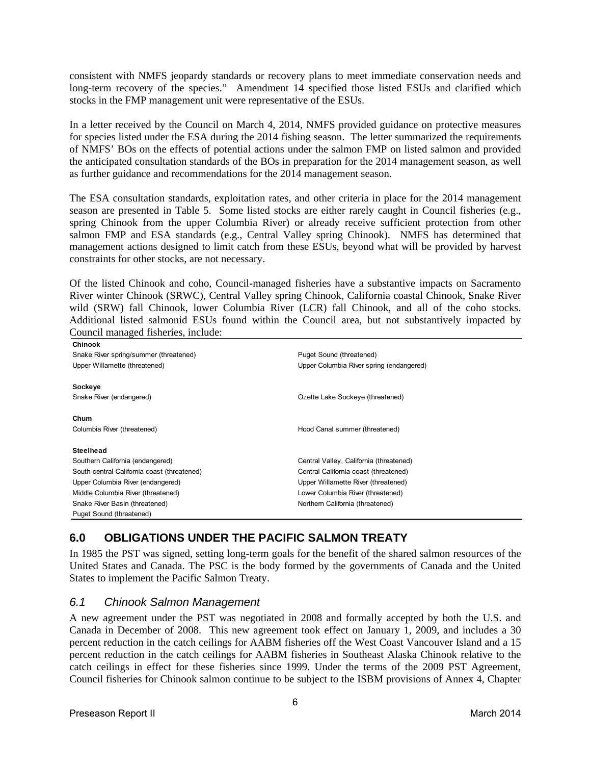consistent with NMFS jeopardy standards or recovery plans to meet immediate conservation needs and long-term recovery of the species." Amendment 14 specified those listed ESUs and clarified which stocks in the FMP management unit were representative of the ESUs.

In a letter received by the Council on March 4, 2014, NMFS provided guidance on protective measures for species listed under the ESA during the 2014 fishing season. The letter summarized the requirements of NMFS' BOs on the effects of potential actions under the salmon FMP on listed salmon and provided the anticipated consultation standards of the BOs in preparation for the 2014 management season, as well as further guidance and recommendations for the 2014 management season.

The ESA consultation standards, exploitation rates, and other criteria in place for the 2014 management season are presented in Table 5. Some listed stocks are either rarely caught in Council fisheries (e.g., spring Chinook from the upper Columbia River) or already receive sufficient protection from other salmon FMP and ESA standards (e.g., Central Valley spring Chinook). NMFS has determined that management actions designed to limit catch from these ESUs, beyond what will be provided by harvest constraints for other stocks, are not necessary.

Of the listed Chinook and coho, Council-managed fisheries have a substantive impacts on Sacramento River winter Chinook (SRWC), Central Valley spring Chinook, California coastal Chinook, Snake River wild (SRW) fall Chinook, lower Columbia River (LCR) fall Chinook, and all of the coho stocks. Additional listed salmonid ESUs found within the Council area, but not substantively impacted by Council managed fisheries, include:

| | |
|---|---|
| **Chinook** | |
| Snake River spring/summer (threatened) | Puget Sound (threatened) |
| Upper Willamette (threatened) | Upper Columbia River spring (endangered) |
| **Sockeye** | |
| Snake River (endangered) | Ozette Lake Sockeye (threatened) |
| **Chum** | |
| Columbia River (threatened) | Hood Canal summer (threatened) |
| **Steelhead** | |
| Southern California (endangered) | Central Valley, California (threatened) |
| South-central California coast (threatened) | Central California coast (threatened) |
| Upper Columbia River (endangered) | Upper Willamette River (threatened) |
| Middle Columbia River (threatened) | Lower Columbia River (threatened) |
| Snake River Basin (threatened) | Northern California (threatened) |
| Puget Sound (threatened) | |

## 6.0 OBLIGATIONS UNDER THE PACIFIC SALMON TREATY

In 1985 the PST was signed, setting long-term goals for the benefit of the shared salmon resources of the United States and Canada. The PSC is the body formed by the governments of Canada and the United States to implement the Pacific Salmon Treaty.

### *6.1 Chinook Salmon Management*

A new agreement under the PST was negotiated in 2008 and formally accepted by both the U.S. and Canada in December of 2008. This new agreement took effect on January 1, 2009, and includes a 30 percent reduction in the catch ceilings for AABM fisheries off the West Coast Vancouver Island and a 15 percent reduction in the catch ceilings for AABM fisheries in Southeast Alaska Chinook relative to the catch ceilings in effect for these fisheries since 1999. Under the terms of the 2009 PST Agreement, Council fisheries for Chinook salmon continue to be subject to the ISBM provisions of Annex 4, Chapter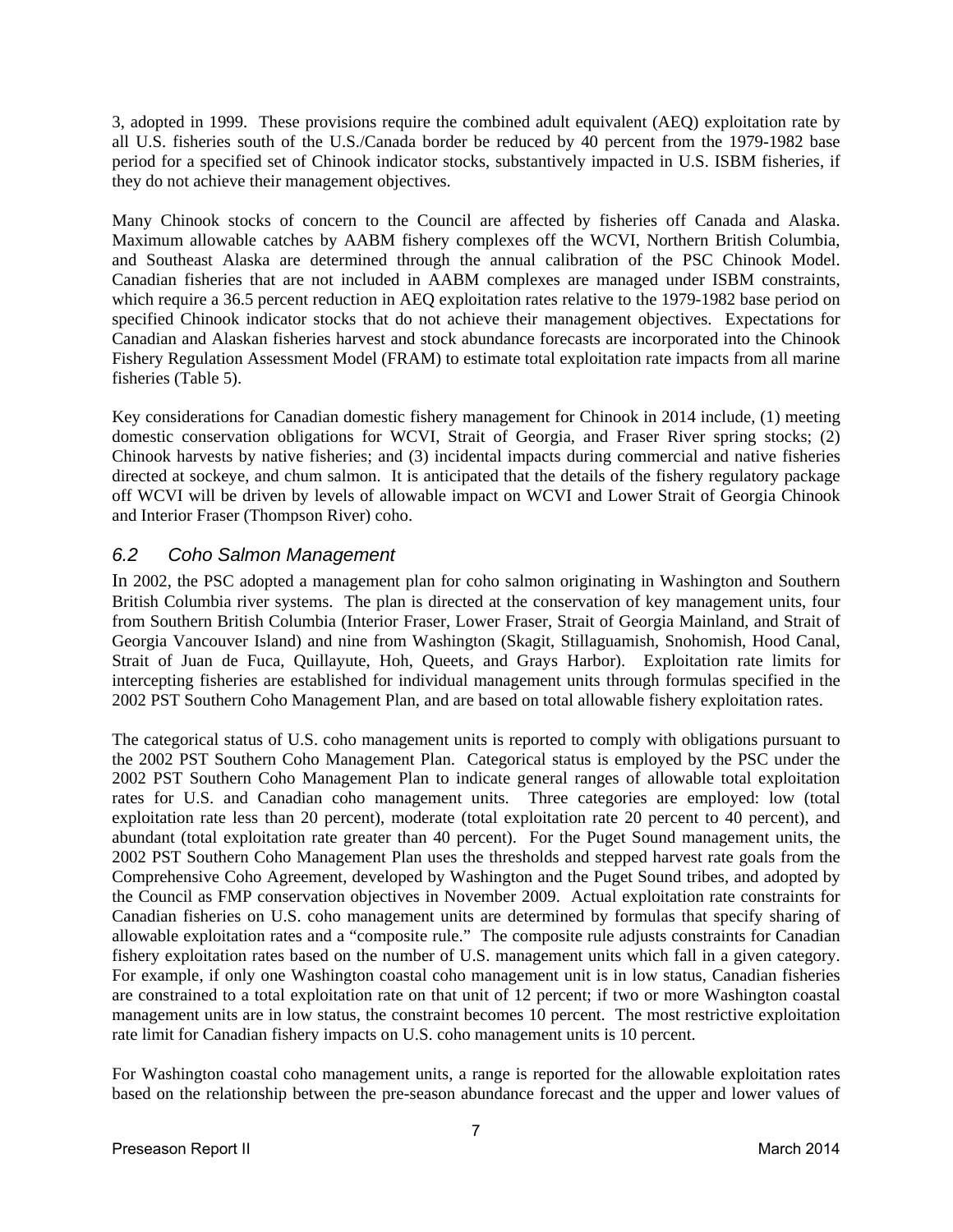3, adopted in 1999. These provisions require the combined adult equivalent (AEQ) exploitation rate by all U.S. fisheries south of the U.S./Canada border be reduced by 40 percent from the 1979-1982 base period for a specified set of Chinook indicator stocks, substantively impacted in U.S. ISBM fisheries, if they do not achieve their management objectives.

Many Chinook stocks of concern to the Council are affected by fisheries off Canada and Alaska. Maximum allowable catches by AABM fishery complexes off the WCVI, Northern British Columbia, and Southeast Alaska are determined through the annual calibration of the PSC Chinook Model. Canadian fisheries that are not included in AABM complexes are managed under ISBM constraints, which require a 36.5 percent reduction in AEQ exploitation rates relative to the 1979-1982 base period on specified Chinook indicator stocks that do not achieve their management objectives. Expectations for Canadian and Alaskan fisheries harvest and stock abundance forecasts are incorporated into the Chinook Fishery Regulation Assessment Model (FRAM) to estimate total exploitation rate impacts from all marine fisheries (Table 5).

Key considerations for Canadian domestic fishery management for Chinook in 2014 include, (1) meeting domestic conservation obligations for WCVI, Strait of Georgia, and Fraser River spring stocks; (2) Chinook harvests by native fisheries; and (3) incidental impacts during commercial and native fisheries directed at sockeye, and chum salmon. It is anticipated that the details of the fishery regulatory package off WCVI will be driven by levels of allowable impact on WCVI and Lower Strait of Georgia Chinook and Interior Fraser (Thompson River) coho.

## *6.2 Coho Salmon Management*

In 2002, the PSC adopted a management plan for coho salmon originating in Washington and Southern British Columbia river systems. The plan is directed at the conservation of key management units, four from Southern British Columbia (Interior Fraser, Lower Fraser, Strait of Georgia Mainland, and Strait of Georgia Vancouver Island) and nine from Washington (Skagit, Stillaguamish, Snohomish, Hood Canal, Strait of Juan de Fuca, Quillayute, Hoh, Queets, and Grays Harbor). Exploitation rate limits for intercepting fisheries are established for individual management units through formulas specified in the 2002 PST Southern Coho Management Plan, and are based on total allowable fishery exploitation rates.

The categorical status of U.S. coho management units is reported to comply with obligations pursuant to the 2002 PST Southern Coho Management Plan. Categorical status is employed by the PSC under the 2002 PST Southern Coho Management Plan to indicate general ranges of allowable total exploitation rates for U.S. and Canadian coho management units. Three categories are employed: low (total exploitation rate less than 20 percent), moderate (total exploitation rate 20 percent to 40 percent), and abundant (total exploitation rate greater than 40 percent). For the Puget Sound management units, the 2002 PST Southern Coho Management Plan uses the thresholds and stepped harvest rate goals from the Comprehensive Coho Agreement, developed by Washington and the Puget Sound tribes, and adopted by the Council as FMP conservation objectives in November 2009. Actual exploitation rate constraints for Canadian fisheries on U.S. coho management units are determined by formulas that specify sharing of allowable exploitation rates and a "composite rule." The composite rule adjusts constraints for Canadian fishery exploitation rates based on the number of U.S. management units which fall in a given category. For example, if only one Washington coastal coho management unit is in low status, Canadian fisheries are constrained to a total exploitation rate on that unit of 12 percent; if two or more Washington coastal management units are in low status, the constraint becomes 10 percent. The most restrictive exploitation rate limit for Canadian fishery impacts on U.S. coho management units is 10 percent.

For Washington coastal coho management units, a range is reported for the allowable exploitation rates based on the relationship between the pre-season abundance forecast and the upper and lower values of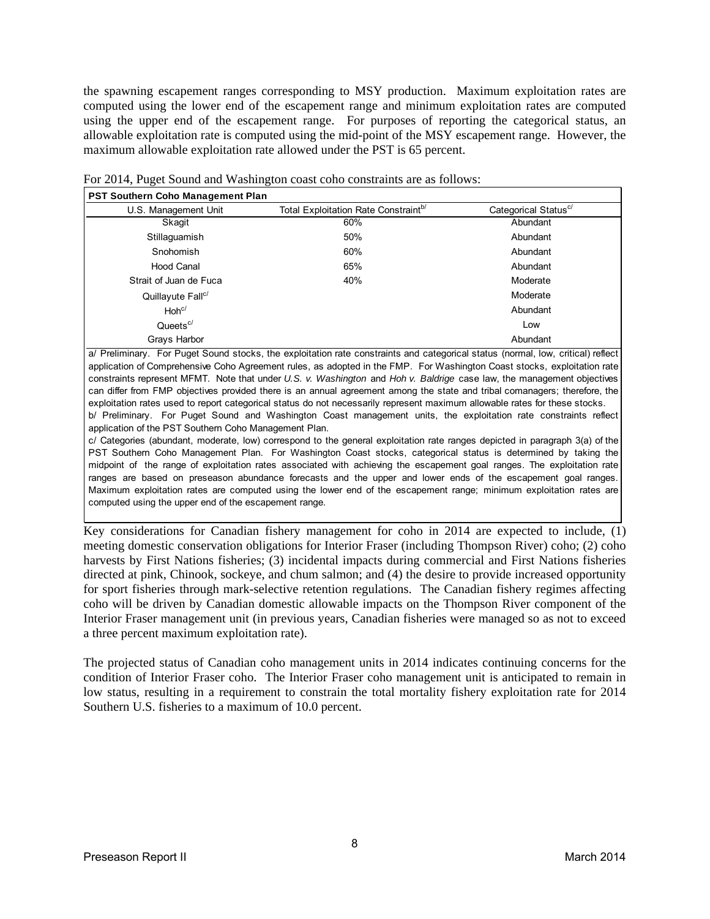the spawning escapement ranges corresponding to MSY production. Maximum exploitation rates are computed using the lower end of the escapement range and minimum exploitation rates are computed using the upper end of the escapement range. For purposes of reporting the categorical status, an allowable exploitation rate is computed using the mid-point of the MSY escapement range. However, the maximum allowable exploitation rate allowed under the PST is 65 percent.

For 2014, Puget Sound and Washington coast coho constraints are as follows:

| **PST Southern Coho Management Plan** | | |
|---|---|---|
| U.S. Management Unit | Total Exploitation Rate Constraint[b/] | Categorical Status[c/] |
| Skagit | 60% | Abundant |
| Stillaguamish | 50% | Abundant |
| Snohomish | 60% | Abundant |
| Hood Canal | 65% | Abundant |
| Strait of Juan de Fuca | 40% | Moderate |
| Quillayute Fall[c/] | | Moderate |
| Hoh[c/] | | Abundant |
| Queets[c/] | | Low |
| Grays Harbor | | Abundant |

a/ Preliminary. For Puget Sound stocks, the exploitation rate constraints and categorical status (normal, low, critical) reflect application of Comprehensive Coho Agreement rules, as adopted in the FMP. For Washington Coast stocks, exploitation rate constraints represent MFMT. Note that under *U.S. v. Washington* and *Hoh v. Baldrige* case law, the management objectives can differ from FMP objectives provided there is an annual agreement among the state and tribal comanagers; therefore, the exploitation rates used to report categorical status do not necessarily represent maximum allowable rates for these stocks.
b/ Preliminary. For Puget Sound and Washington Coast management units, the exploitation rate constraints reflect application of the PST Southern Coho Management Plan.
c/ Categories (abundant, moderate, low) correspond to the general exploitation rate ranges depicted in paragraph 3(a) of the PST Southern Coho Management Plan. For Washington Coast stocks, categorical status is determined by taking the midpoint of the range of exploitation rates associated with achieving the escapement goal ranges. The exploitation rate ranges are based on preseason abundance forecasts and the upper and lower ends of the escapement goal ranges. Maximum exploitation rates are computed using the lower end of the escapement range; minimum exploitation rates are computed using the upper end of the escapement range.

Key considerations for Canadian fishery management for coho in 2014 are expected to include, (1) meeting domestic conservation obligations for Interior Fraser (including Thompson River) coho; (2) coho harvests by First Nations fisheries; (3) incidental impacts during commercial and First Nations fisheries directed at pink, Chinook, sockeye, and chum salmon; and (4) the desire to provide increased opportunity for sport fisheries through mark-selective retention regulations. The Canadian fishery regimes affecting coho will be driven by Canadian domestic allowable impacts on the Thompson River component of the Interior Fraser management unit (in previous years, Canadian fisheries were managed so as not to exceed a three percent maximum exploitation rate).

The projected status of Canadian coho management units in 2014 indicates continuing concerns for the condition of Interior Fraser coho. The Interior Fraser coho management unit is anticipated to remain in low status, resulting in a requirement to constrain the total mortality fishery exploitation rate for 2014 Southern U.S. fisheries to a maximum of 10.0 percent.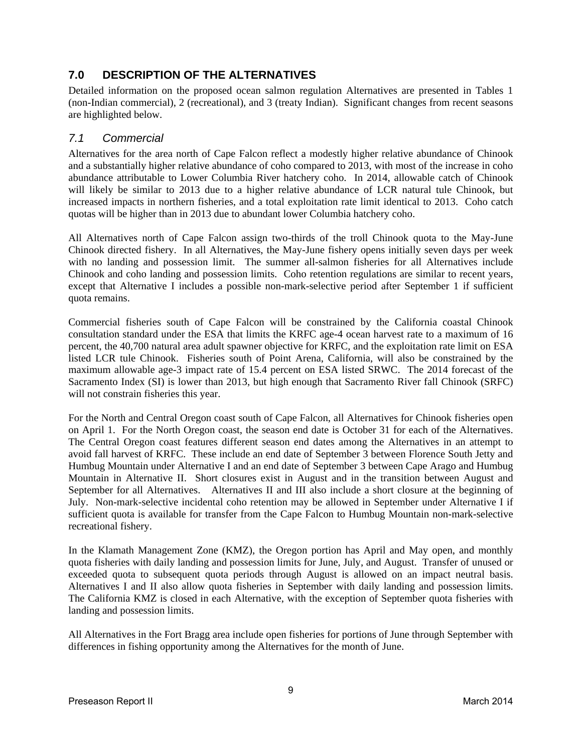## 7.0 DESCRIPTION OF THE ALTERNATIVES

Detailed information on the proposed ocean salmon regulation Alternatives are presented in Tables 1 (non-Indian commercial), 2 (recreational), and 3 (treaty Indian). Significant changes from recent seasons are highlighted below.

### *7.1 Commercial*

Alternatives for the area north of Cape Falcon reflect a modestly higher relative abundance of Chinook and a substantially higher relative abundance of coho compared to 2013, with most of the increase in coho abundance attributable to Lower Columbia River hatchery coho. In 2014, allowable catch of Chinook will likely be similar to 2013 due to a higher relative abundance of LCR natural tule Chinook, but increased impacts in northern fisheries, and a total exploitation rate limit identical to 2013. Coho catch quotas will be higher than in 2013 due to abundant lower Columbia hatchery coho.

All Alternatives north of Cape Falcon assign two-thirds of the troll Chinook quota to the May-June Chinook directed fishery. In all Alternatives, the May-June fishery opens initially seven days per week with no landing and possession limit. The summer all-salmon fisheries for all Alternatives include Chinook and coho landing and possession limits. Coho retention regulations are similar to recent years, except that Alternative I includes a possible non-mark-selective period after September 1 if sufficient quota remains.

Commercial fisheries south of Cape Falcon will be constrained by the California coastal Chinook consultation standard under the ESA that limits the KRFC age-4 ocean harvest rate to a maximum of 16 percent, the 40,700 natural area adult spawner objective for KRFC, and the exploitation rate limit on ESA listed LCR tule Chinook. Fisheries south of Point Arena, California, will also be constrained by the maximum allowable age-3 impact rate of 15.4 percent on ESA listed SRWC. The 2014 forecast of the Sacramento Index (SI) is lower than 2013, but high enough that Sacramento River fall Chinook (SRFC) will not constrain fisheries this year.

For the North and Central Oregon coast south of Cape Falcon, all Alternatives for Chinook fisheries open on April 1. For the North Oregon coast, the season end date is October 31 for each of the Alternatives. The Central Oregon coast features different season end dates among the Alternatives in an attempt to avoid fall harvest of KRFC. These include an end date of September 3 between Florence South Jetty and Humbug Mountain under Alternative I and an end date of September 3 between Cape Arago and Humbug Mountain in Alternative II. Short closures exist in August and in the transition between August and September for all Alternatives. Alternatives II and III also include a short closure at the beginning of July. Non-mark-selective incidental coho retention may be allowed in September under Alternative I if sufficient quota is available for transfer from the Cape Falcon to Humbug Mountain non-mark-selective recreational fishery.

In the Klamath Management Zone (KMZ), the Oregon portion has April and May open, and monthly quota fisheries with daily landing and possession limits for June, July, and August. Transfer of unused or exceeded quota to subsequent quota periods through August is allowed on an impact neutral basis. Alternatives I and II also allow quota fisheries in September with daily landing and possession limits. The California KMZ is closed in each Alternative, with the exception of September quota fisheries with landing and possession limits.

All Alternatives in the Fort Bragg area include open fisheries for portions of June through September with differences in fishing opportunity among the Alternatives for the month of June.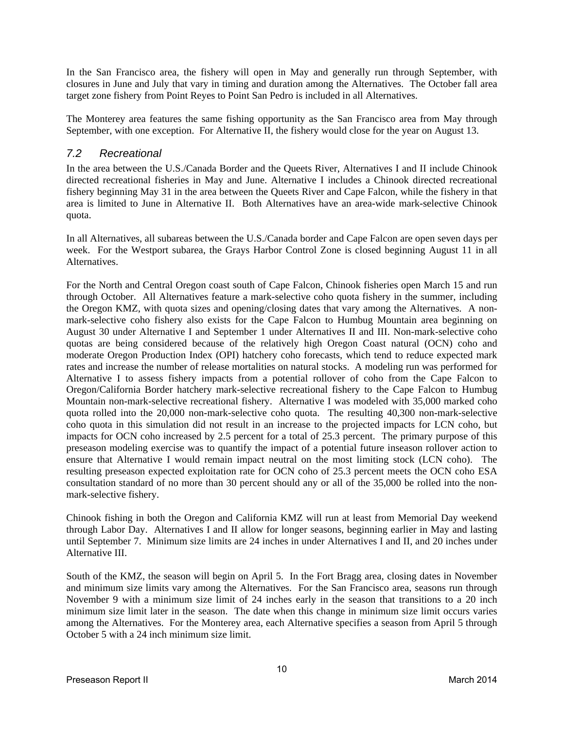In the San Francisco area, the fishery will open in May and generally run through September, with closures in June and July that vary in timing and duration among the Alternatives. The October fall area target zone fishery from Point Reyes to Point San Pedro is included in all Alternatives.

The Monterey area features the same fishing opportunity as the San Francisco area from May through September, with one exception. For Alternative II, the fishery would close for the year on August 13.

## *7.2 Recreational*

In the area between the U.S./Canada Border and the Queets River, Alternatives I and II include Chinook directed recreational fisheries in May and June. Alternative I includes a Chinook directed recreational fishery beginning May 31 in the area between the Queets River and Cape Falcon, while the fishery in that area is limited to June in Alternative II. Both Alternatives have an area-wide mark-selective Chinook quota.

In all Alternatives, all subareas between the U.S./Canada border and Cape Falcon are open seven days per week. For the Westport subarea, the Grays Harbor Control Zone is closed beginning August 11 in all Alternatives.

For the North and Central Oregon coast south of Cape Falcon, Chinook fisheries open March 15 and run through October. All Alternatives feature a mark-selective coho quota fishery in the summer, including the Oregon KMZ, with quota sizes and opening/closing dates that vary among the Alternatives. A non-mark-selective coho fishery also exists for the Cape Falcon to Humbug Mountain area beginning on August 30 under Alternative I and September 1 under Alternatives II and III. Non-mark-selective coho quotas are being considered because of the relatively high Oregon Coast natural (OCN) coho and moderate Oregon Production Index (OPI) hatchery coho forecasts, which tend to reduce expected mark rates and increase the number of release mortalities on natural stocks. A modeling run was performed for Alternative I to assess fishery impacts from a potential rollover of coho from the Cape Falcon to Oregon/California Border hatchery mark-selective recreational fishery to the Cape Falcon to Humbug Mountain non-mark-selective recreational fishery. Alternative I was modeled with 35,000 marked coho quota rolled into the 20,000 non-mark-selective coho quota. The resulting 40,300 non-mark-selective coho quota in this simulation did not result in an increase to the projected impacts for LCN coho, but impacts for OCN coho increased by 2.5 percent for a total of 25.3 percent. The primary purpose of this preseason modeling exercise was to quantify the impact of a potential future inseason rollover action to ensure that Alternative I would remain impact neutral on the most limiting stock (LCN coho). The resulting preseason expected exploitation rate for OCN coho of 25.3 percent meets the OCN coho ESA consultation standard of no more than 30 percent should any or all of the 35,000 be rolled into the non-mark-selective fishery.

Chinook fishing in both the Oregon and California KMZ will run at least from Memorial Day weekend through Labor Day. Alternatives I and II allow for longer seasons, beginning earlier in May and lasting until September 7. Minimum size limits are 24 inches in under Alternatives I and II, and 20 inches under Alternative III.

South of the KMZ, the season will begin on April 5. In the Fort Bragg area, closing dates in November and minimum size limits vary among the Alternatives. For the San Francisco area, seasons run through November 9 with a minimum size limit of 24 inches early in the season that transitions to a 20 inch minimum size limit later in the season. The date when this change in minimum size limit occurs varies among the Alternatives. For the Monterey area, each Alternative specifies a season from April 5 through October 5 with a 24 inch minimum size limit.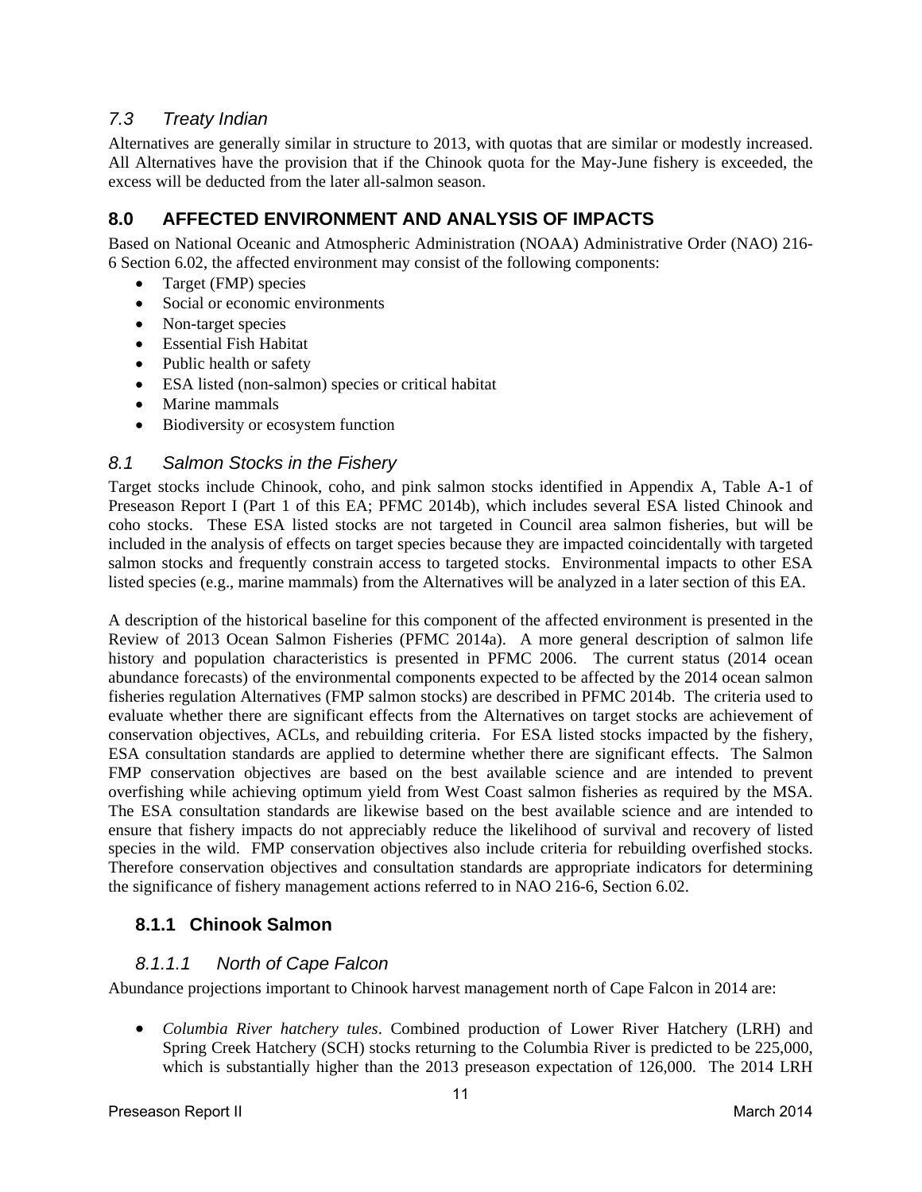### 7.3 Treaty Indian

Alternatives are generally similar in structure to 2013, with quotas that are similar or modestly increased. All Alternatives have the provision that if the Chinook quota for the May-June fishery is exceeded, the excess will be deducted from the later all-salmon season.

## 8.0 AFFECTED ENVIRONMENT AND ANALYSIS OF IMPACTS

Based on National Oceanic and Atmospheric Administration (NOAA) Administrative Order (NAO) 216-6 Section 6.02, the affected environment may consist of the following components:

- Target (FMP) species
- Social or economic environments
- Non-target species
- Essential Fish Habitat
- Public health or safety
- ESA listed (non-salmon) species or critical habitat
- Marine mammals
- Biodiversity or ecosystem function

### 8.1 Salmon Stocks in the Fishery

Target stocks include Chinook, coho, and pink salmon stocks identified in Appendix A, Table A-1 of Preseason Report I (Part 1 of this EA; PFMC 2014b), which includes several ESA listed Chinook and coho stocks. These ESA listed stocks are not targeted in Council area salmon fisheries, but will be included in the analysis of effects on target species because they are impacted coincidentally with targeted salmon stocks and frequently constrain access to targeted stocks. Environmental impacts to other ESA listed species (e.g., marine mammals) from the Alternatives will be analyzed in a later section of this EA.

A description of the historical baseline for this component of the affected environment is presented in the Review of 2013 Ocean Salmon Fisheries (PFMC 2014a). A more general description of salmon life history and population characteristics is presented in PFMC 2006. The current status (2014 ocean abundance forecasts) of the environmental components expected to be affected by the 2014 ocean salmon fisheries regulation Alternatives (FMP salmon stocks) are described in PFMC 2014b. The criteria used to evaluate whether there are significant effects from the Alternatives on target stocks are achievement of conservation objectives, ACLs, and rebuilding criteria. For ESA listed stocks impacted by the fishery, ESA consultation standards are applied to determine whether there are significant effects. The Salmon FMP conservation objectives are based on the best available science and are intended to prevent overfishing while achieving optimum yield from West Coast salmon fisheries as required by the MSA. The ESA consultation standards are likewise based on the best available science and are intended to ensure that fishery impacts do not appreciably reduce the likelihood of survival and recovery of listed species in the wild. FMP conservation objectives also include criteria for rebuilding overfished stocks. Therefore conservation objectives and consultation standards are appropriate indicators for determining the significance of fishery management actions referred to in NAO 216-6, Section 6.02.

### 8.1.1 Chinook Salmon

#### 8.1.1.1 North of Cape Falcon

Abundance projections important to Chinook harvest management north of Cape Falcon in 2014 are:

- *Columbia River hatchery tules*. Combined production of Lower River Hatchery (LRH) and Spring Creek Hatchery (SCH) stocks returning to the Columbia River is predicted to be 225,000, which is substantially higher than the 2013 preseason expectation of 126,000. The 2014 LRH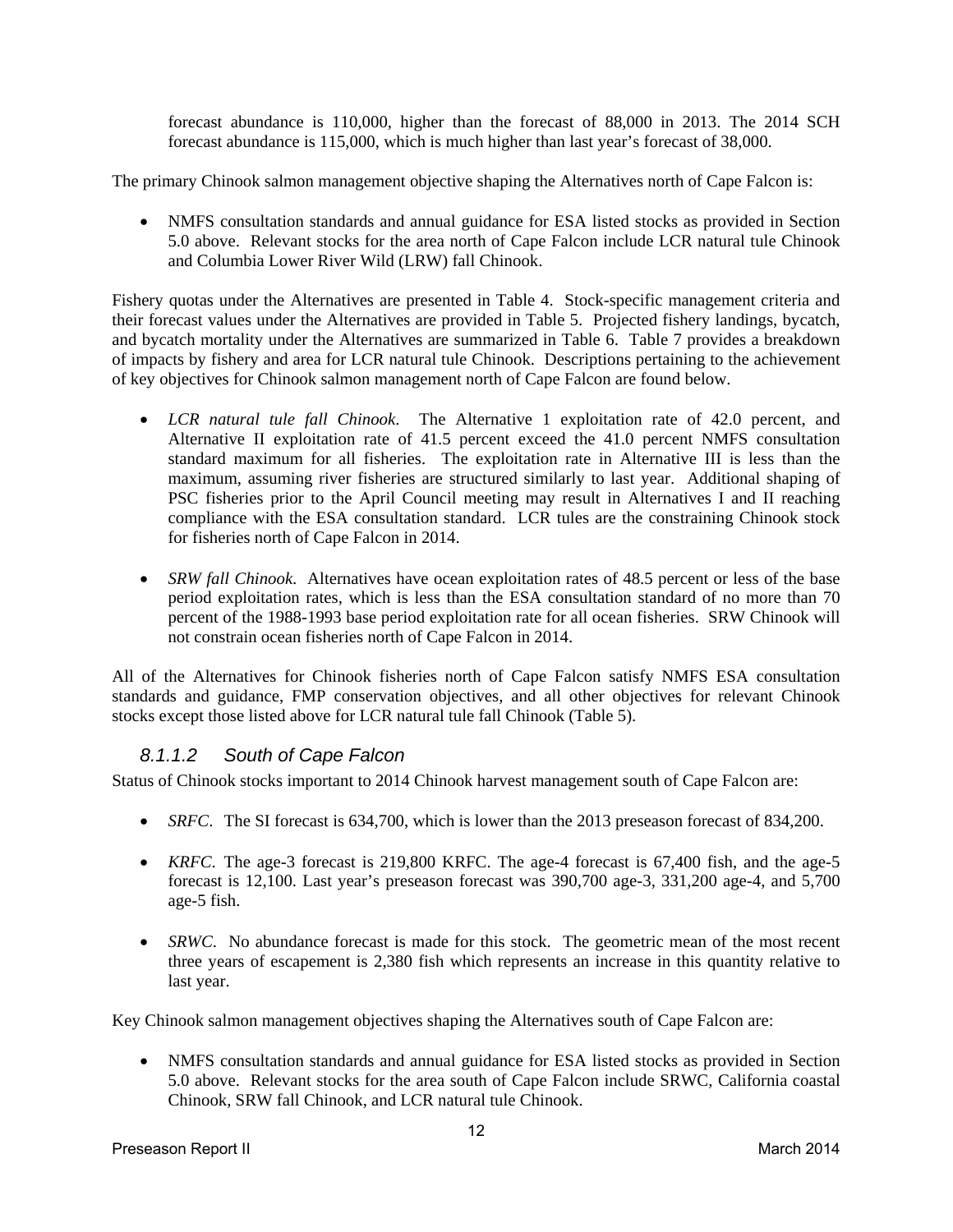forecast abundance is 110,000, higher than the forecast of 88,000 in 2013. The 2014 SCH forecast abundance is 115,000, which is much higher than last year's forecast of 38,000.

The primary Chinook salmon management objective shaping the Alternatives north of Cape Falcon is:

- NMFS consultation standards and annual guidance for ESA listed stocks as provided in Section 5.0 above. Relevant stocks for the area north of Cape Falcon include LCR natural tule Chinook and Columbia Lower River Wild (LRW) fall Chinook.

Fishery quotas under the Alternatives are presented in Table 4. Stock-specific management criteria and their forecast values under the Alternatives are provided in Table 5. Projected fishery landings, bycatch, and bycatch mortality under the Alternatives are summarized in Table 6. Table 7 provides a breakdown of impacts by fishery and area for LCR natural tule Chinook. Descriptions pertaining to the achievement of key objectives for Chinook salmon management north of Cape Falcon are found below.

- *LCR natural tule fall Chinook*. The Alternative 1 exploitation rate of 42.0 percent, and Alternative II exploitation rate of 41.5 percent exceed the 41.0 percent NMFS consultation standard maximum for all fisheries. The exploitation rate in Alternative III is less than the maximum, assuming river fisheries are structured similarly to last year. Additional shaping of PSC fisheries prior to the April Council meeting may result in Alternatives I and II reaching compliance with the ESA consultation standard. LCR tules are the constraining Chinook stock for fisheries north of Cape Falcon in 2014.

- *SRW fall Chinook*. Alternatives have ocean exploitation rates of 48.5 percent or less of the base period exploitation rates, which is less than the ESA consultation standard of no more than 70 percent of the 1988-1993 base period exploitation rate for all ocean fisheries. SRW Chinook will not constrain ocean fisheries north of Cape Falcon in 2014.

All of the Alternatives for Chinook fisheries north of Cape Falcon satisfy NMFS ESA consultation standards and guidance, FMP conservation objectives, and all other objectives for relevant Chinook stocks except those listed above for LCR natural tule fall Chinook (Table 5).

#### *8.1.1.2 South of Cape Falcon*

Status of Chinook stocks important to 2014 Chinook harvest management south of Cape Falcon are:

- *SRFC*. The SI forecast is 634,700, which is lower than the 2013 preseason forecast of 834,200.

- *KRFC*. The age-3 forecast is 219,800 KRFC. The age-4 forecast is 67,400 fish, and the age-5 forecast is 12,100. Last year's preseason forecast was 390,700 age-3, 331,200 age-4, and 5,700 age-5 fish.

- *SRWC*. No abundance forecast is made for this stock. The geometric mean of the most recent three years of escapement is 2,380 fish which represents an increase in this quantity relative to last year.

Key Chinook salmon management objectives shaping the Alternatives south of Cape Falcon are:

- NMFS consultation standards and annual guidance for ESA listed stocks as provided in Section 5.0 above. Relevant stocks for the area south of Cape Falcon include SRWC, California coastal Chinook, SRW fall Chinook, and LCR natural tule Chinook.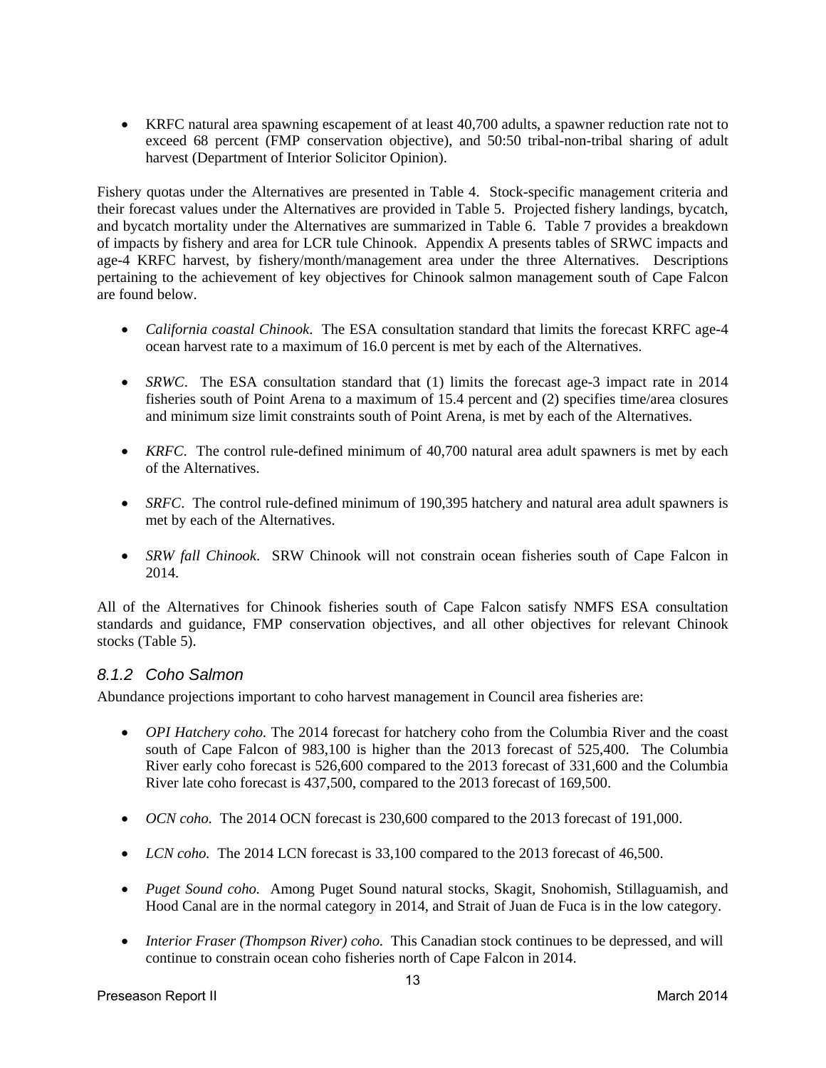- KRFC natural area spawning escapement of at least 40,700 adults, a spawner reduction rate not to exceed 68 percent (FMP conservation objective), and 50:50 tribal-non-tribal sharing of adult harvest (Department of Interior Solicitor Opinion).

Fishery quotas under the Alternatives are presented in Table 4. Stock-specific management criteria and their forecast values under the Alternatives are provided in Table 5. Projected fishery landings, bycatch, and bycatch mortality under the Alternatives are summarized in Table 6. Table 7 provides a breakdown of impacts by fishery and area for LCR tule Chinook. Appendix A presents tables of SRWC impacts and age-4 KRFC harvest, by fishery/month/management area under the three Alternatives. Descriptions pertaining to the achievement of key objectives for Chinook salmon management south of Cape Falcon are found below.

- *California coastal Chinook*. The ESA consultation standard that limits the forecast KRFC age-4 ocean harvest rate to a maximum of 16.0 percent is met by each of the Alternatives.
- *SRWC*. The ESA consultation standard that (1) limits the forecast age-3 impact rate in 2014 fisheries south of Point Arena to a maximum of 15.4 percent and (2) specifies time/area closures and minimum size limit constraints south of Point Arena, is met by each of the Alternatives.
- *KRFC*. The control rule-defined minimum of 40,700 natural area adult spawners is met by each of the Alternatives.
- *SRFC*. The control rule-defined minimum of 190,395 hatchery and natural area adult spawners is met by each of the Alternatives.
- *SRW fall Chinook*. SRW Chinook will not constrain ocean fisheries south of Cape Falcon in 2014.

All of the Alternatives for Chinook fisheries south of Cape Falcon satisfy NMFS ESA consultation standards and guidance, FMP conservation objectives, and all other objectives for relevant Chinook stocks (Table 5).

### *8.1.2 Coho Salmon*

Abundance projections important to coho harvest management in Council area fisheries are:

- *OPI Hatchery coho.* The 2014 forecast for hatchery coho from the Columbia River and the coast south of Cape Falcon of 983,100 is higher than the 2013 forecast of 525,400. The Columbia River early coho forecast is 526,600 compared to the 2013 forecast of 331,600 and the Columbia River late coho forecast is 437,500, compared to the 2013 forecast of 169,500.
- *OCN coho.* The 2014 OCN forecast is 230,600 compared to the 2013 forecast of 191,000.
- *LCN coho.* The 2014 LCN forecast is 33,100 compared to the 2013 forecast of 46,500.
- *Puget Sound coho.* Among Puget Sound natural stocks, Skagit, Snohomish, Stillaguamish, and Hood Canal are in the normal category in 2014, and Strait of Juan de Fuca is in the low category.
- *Interior Fraser (Thompson River) coho.* This Canadian stock continues to be depressed, and will continue to constrain ocean coho fisheries north of Cape Falcon in 2014.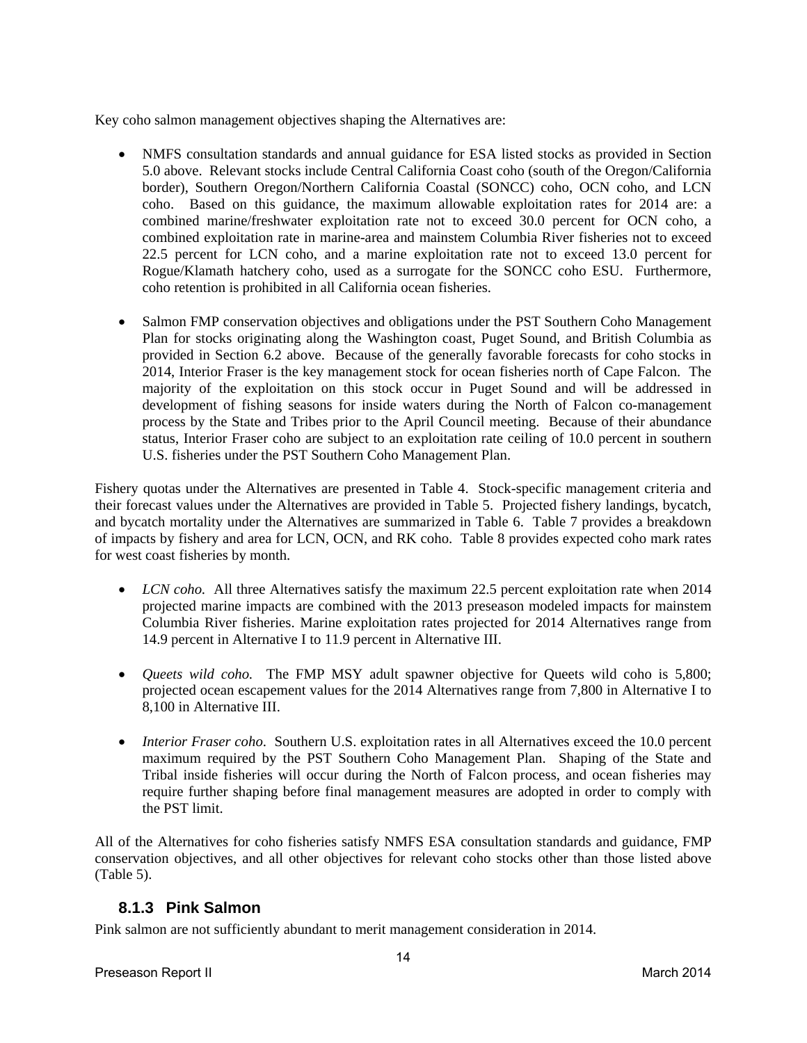Key coho salmon management objectives shaping the Alternatives are:

- NMFS consultation standards and annual guidance for ESA listed stocks as provided in Section 5.0 above. Relevant stocks include Central California Coast coho (south of the Oregon/California border), Southern Oregon/Northern California Coastal (SONCC) coho, OCN coho, and LCN coho. Based on this guidance, the maximum allowable exploitation rates for 2014 are: a combined marine/freshwater exploitation rate not to exceed 30.0 percent for OCN coho, a combined exploitation rate in marine-area and mainstem Columbia River fisheries not to exceed 22.5 percent for LCN coho, and a marine exploitation rate not to exceed 13.0 percent for Rogue/Klamath hatchery coho, used as a surrogate for the SONCC coho ESU. Furthermore, coho retention is prohibited in all California ocean fisheries.

- Salmon FMP conservation objectives and obligations under the PST Southern Coho Management Plan for stocks originating along the Washington coast, Puget Sound, and British Columbia as provided in Section 6.2 above. Because of the generally favorable forecasts for coho stocks in 2014, Interior Fraser is the key management stock for ocean fisheries north of Cape Falcon. The majority of the exploitation on this stock occur in Puget Sound and will be addressed in development of fishing seasons for inside waters during the North of Falcon co-management process by the State and Tribes prior to the April Council meeting. Because of their abundance status, Interior Fraser coho are subject to an exploitation rate ceiling of 10.0 percent in southern U.S. fisheries under the PST Southern Coho Management Plan.

Fishery quotas under the Alternatives are presented in Table 4. Stock-specific management criteria and their forecast values under the Alternatives are provided in Table 5. Projected fishery landings, bycatch, and bycatch mortality under the Alternatives are summarized in Table 6. Table 7 provides a breakdown of impacts by fishery and area for LCN, OCN, and RK coho. Table 8 provides expected coho mark rates for west coast fisheries by month.

- *LCN coho.* All three Alternatives satisfy the maximum 22.5 percent exploitation rate when 2014 projected marine impacts are combined with the 2013 preseason modeled impacts for mainstem Columbia River fisheries. Marine exploitation rates projected for 2014 Alternatives range from 14.9 percent in Alternative I to 11.9 percent in Alternative III.

- *Queets wild coho.* The FMP MSY adult spawner objective for Queets wild coho is 5,800; projected ocean escapement values for the 2014 Alternatives range from 7,800 in Alternative I to 8,100 in Alternative III.

- *Interior Fraser coho*. Southern U.S. exploitation rates in all Alternatives exceed the 10.0 percent maximum required by the PST Southern Coho Management Plan. Shaping of the State and Tribal inside fisheries will occur during the North of Falcon process, and ocean fisheries may require further shaping before final management measures are adopted in order to comply with the PST limit.

All of the Alternatives for coho fisheries satisfy NMFS ESA consultation standards and guidance, FMP conservation objectives, and all other objectives for relevant coho stocks other than those listed above (Table 5).

### 8.1.3 Pink Salmon

Pink salmon are not sufficiently abundant to merit management consideration in 2014.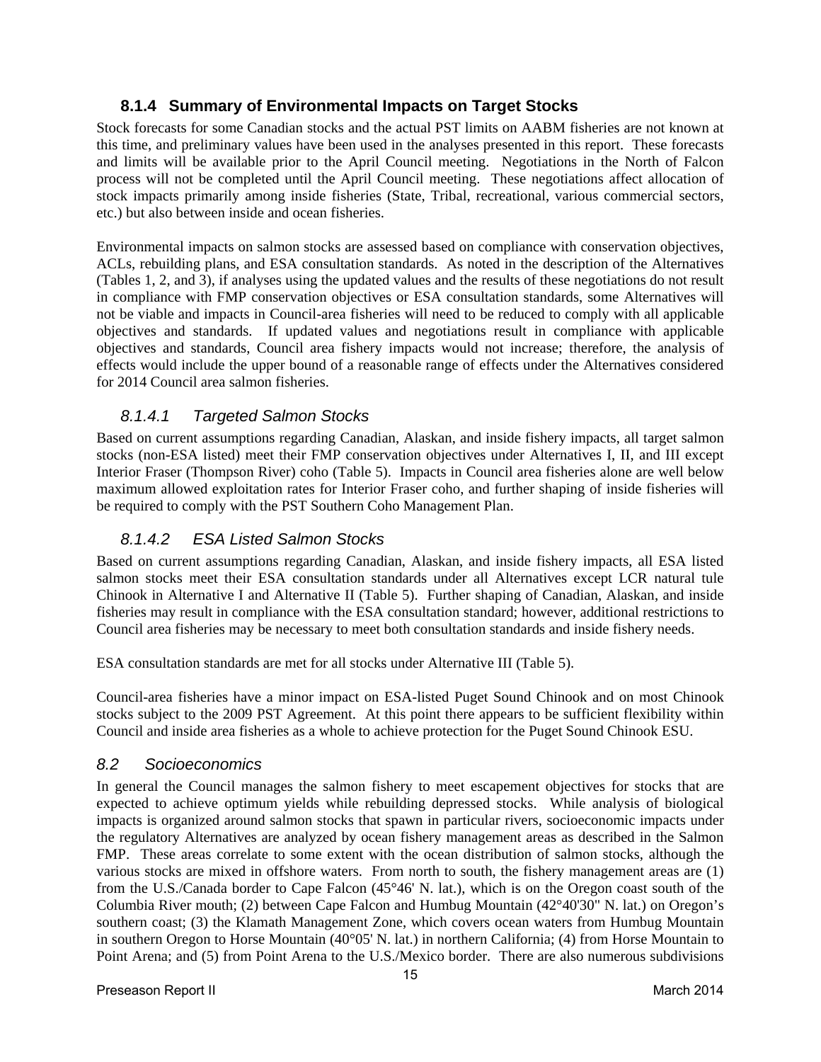### 8.1.4 Summary of Environmental Impacts on Target Stocks

Stock forecasts for some Canadian stocks and the actual PST limits on AABM fisheries are not known at this time, and preliminary values have been used in the analyses presented in this report. These forecasts and limits will be available prior to the April Council meeting. Negotiations in the North of Falcon process will not be completed until the April Council meeting. These negotiations affect allocation of stock impacts primarily among inside fisheries (State, Tribal, recreational, various commercial sectors, etc.) but also between inside and ocean fisheries.

Environmental impacts on salmon stocks are assessed based on compliance with conservation objectives, ACLs, rebuilding plans, and ESA consultation standards. As noted in the description of the Alternatives (Tables 1, 2, and 3), if analyses using the updated values and the results of these negotiations do not result in compliance with FMP conservation objectives or ESA consultation standards, some Alternatives will not be viable and impacts in Council-area fisheries will need to be reduced to comply with all applicable objectives and standards. If updated values and negotiations result in compliance with applicable objectives and standards, Council area fishery impacts would not increase; therefore, the analysis of effects would include the upper bound of a reasonable range of effects under the Alternatives considered for 2014 Council area salmon fisheries.

#### *8.1.4.1 Targeted Salmon Stocks*

Based on current assumptions regarding Canadian, Alaskan, and inside fishery impacts, all target salmon stocks (non-ESA listed) meet their FMP conservation objectives under Alternatives I, II, and III except Interior Fraser (Thompson River) coho (Table 5). Impacts in Council area fisheries alone are well below maximum allowed exploitation rates for Interior Fraser coho, and further shaping of inside fisheries will be required to comply with the PST Southern Coho Management Plan.

#### *8.1.4.2 ESA Listed Salmon Stocks*

Based on current assumptions regarding Canadian, Alaskan, and inside fishery impacts, all ESA listed salmon stocks meet their ESA consultation standards under all Alternatives except LCR natural tule Chinook in Alternative I and Alternative II (Table 5). Further shaping of Canadian, Alaskan, and inside fisheries may result in compliance with the ESA consultation standard; however, additional restrictions to Council area fisheries may be necessary to meet both consultation standards and inside fishery needs.

ESA consultation standards are met for all stocks under Alternative III (Table 5).

Council-area fisheries have a minor impact on ESA-listed Puget Sound Chinook and on most Chinook stocks subject to the 2009 PST Agreement. At this point there appears to be sufficient flexibility within Council and inside area fisheries as a whole to achieve protection for the Puget Sound Chinook ESU.

## *8.2 Socioeconomics*

In general the Council manages the salmon fishery to meet escapement objectives for stocks that are expected to achieve optimum yields while rebuilding depressed stocks. While analysis of biological impacts is organized around salmon stocks that spawn in particular rivers, socioeconomic impacts under the regulatory Alternatives are analyzed by ocean fishery management areas as described in the Salmon FMP. These areas correlate to some extent with the ocean distribution of salmon stocks, although the various stocks are mixed in offshore waters. From north to south, the fishery management areas are (1) from the U.S./Canada border to Cape Falcon (45°46' N. lat.), which is on the Oregon coast south of the Columbia River mouth; (2) between Cape Falcon and Humbug Mountain (42°40'30" N. lat.) on Oregon's southern coast; (3) the Klamath Management Zone, which covers ocean waters from Humbug Mountain in southern Oregon to Horse Mountain (40°05' N. lat.) in northern California; (4) from Horse Mountain to Point Arena; and (5) from Point Arena to the U.S./Mexico border. There are also numerous subdivisions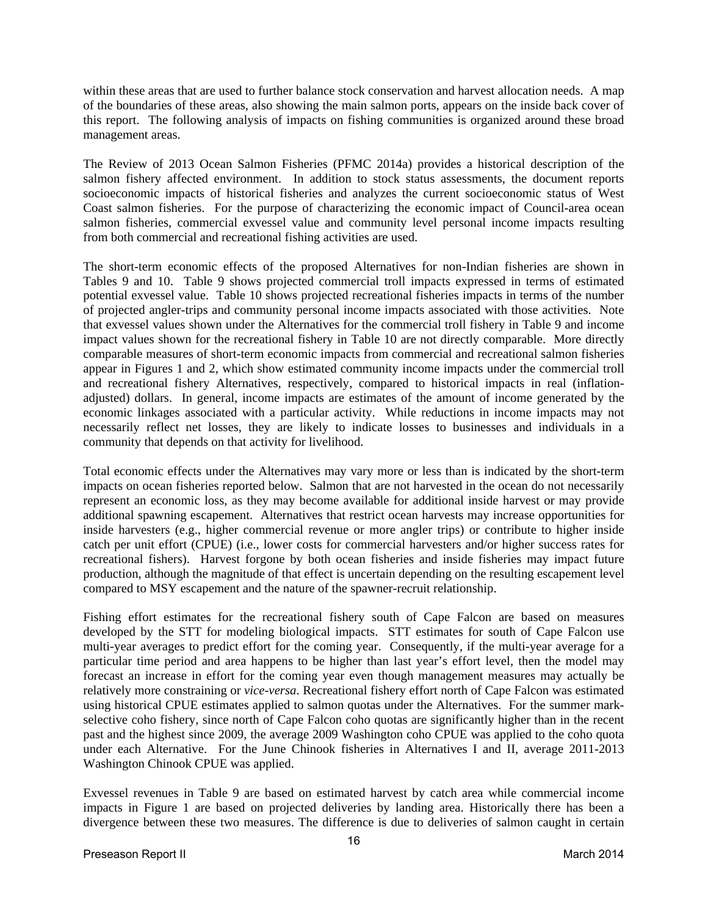within these areas that are used to further balance stock conservation and harvest allocation needs. A map of the boundaries of these areas, also showing the main salmon ports, appears on the inside back cover of this report. The following analysis of impacts on fishing communities is organized around these broad management areas.

The Review of 2013 Ocean Salmon Fisheries (PFMC 2014a) provides a historical description of the salmon fishery affected environment. In addition to stock status assessments, the document reports socioeconomic impacts of historical fisheries and analyzes the current socioeconomic status of West Coast salmon fisheries. For the purpose of characterizing the economic impact of Council-area ocean salmon fisheries, commercial exvessel value and community level personal income impacts resulting from both commercial and recreational fishing activities are used.

The short-term economic effects of the proposed Alternatives for non-Indian fisheries are shown in Tables 9 and 10. Table 9 shows projected commercial troll impacts expressed in terms of estimated potential exvessel value. Table 10 shows projected recreational fisheries impacts in terms of the number of projected angler-trips and community personal income impacts associated with those activities. Note that exvessel values shown under the Alternatives for the commercial troll fishery in Table 9 and income impact values shown for the recreational fishery in Table 10 are not directly comparable. More directly comparable measures of short-term economic impacts from commercial and recreational salmon fisheries appear in Figures 1 and 2, which show estimated community income impacts under the commercial troll and recreational fishery Alternatives, respectively, compared to historical impacts in real (inflation-adjusted) dollars. In general, income impacts are estimates of the amount of income generated by the economic linkages associated with a particular activity. While reductions in income impacts may not necessarily reflect net losses, they are likely to indicate losses to businesses and individuals in a community that depends on that activity for livelihood.

Total economic effects under the Alternatives may vary more or less than is indicated by the short-term impacts on ocean fisheries reported below. Salmon that are not harvested in the ocean do not necessarily represent an economic loss, as they may become available for additional inside harvest or may provide additional spawning escapement. Alternatives that restrict ocean harvests may increase opportunities for inside harvesters (e.g., higher commercial revenue or more angler trips) or contribute to higher inside catch per unit effort (CPUE) (i.e., lower costs for commercial harvesters and/or higher success rates for recreational fishers). Harvest forgone by both ocean fisheries and inside fisheries may impact future production, although the magnitude of that effect is uncertain depending on the resulting escapement level compared to MSY escapement and the nature of the spawner-recruit relationship.

Fishing effort estimates for the recreational fishery south of Cape Falcon are based on measures developed by the STT for modeling biological impacts. STT estimates for south of Cape Falcon use multi-year averages to predict effort for the coming year. Consequently, if the multi-year average for a particular time period and area happens to be higher than last year's effort level, then the model may forecast an increase in effort for the coming year even though management measures may actually be relatively more constraining or *vice-versa*. Recreational fishery effort north of Cape Falcon was estimated using historical CPUE estimates applied to salmon quotas under the Alternatives. For the summer mark-selective coho fishery, since north of Cape Falcon coho quotas are significantly higher than in the recent past and the highest since 2009, the average 2009 Washington coho CPUE was applied to the coho quota under each Alternative. For the June Chinook fisheries in Alternatives I and II, average 2011-2013 Washington Chinook CPUE was applied.

Exvessel revenues in Table 9 are based on estimated harvest by catch area while commercial income impacts in Figure 1 are based on projected deliveries by landing area. Historically there has been a divergence between these two measures. The difference is due to deliveries of salmon caught in certain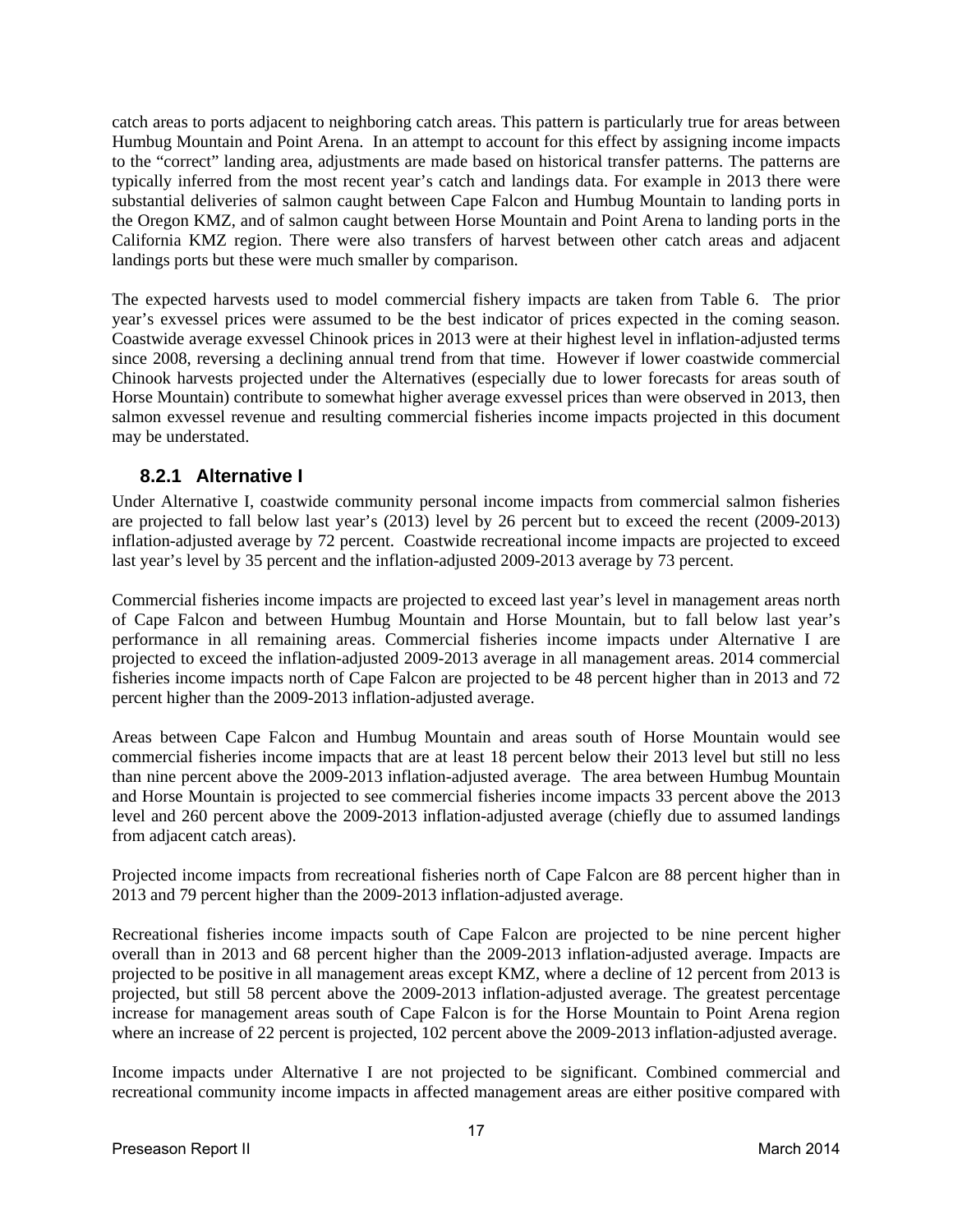catch areas to ports adjacent to neighboring catch areas. This pattern is particularly true for areas between Humbug Mountain and Point Arena. In an attempt to account for this effect by assigning income impacts to the "correct" landing area, adjustments are made based on historical transfer patterns. The patterns are typically inferred from the most recent year's catch and landings data. For example in 2013 there were substantial deliveries of salmon caught between Cape Falcon and Humbug Mountain to landing ports in the Oregon KMZ, and of salmon caught between Horse Mountain and Point Arena to landing ports in the California KMZ region. There were also transfers of harvest between other catch areas and adjacent landings ports but these were much smaller by comparison.

The expected harvests used to model commercial fishery impacts are taken from Table 6. The prior year's exvessel prices were assumed to be the best indicator of prices expected in the coming season. Coastwide average exvessel Chinook prices in 2013 were at their highest level in inflation-adjusted terms since 2008, reversing a declining annual trend from that time. However if lower coastwide commercial Chinook harvests projected under the Alternatives (especially due to lower forecasts for areas south of Horse Mountain) contribute to somewhat higher average exvessel prices than were observed in 2013, then salmon exvessel revenue and resulting commercial fisheries income impacts projected in this document may be understated.

### 8.2.1 Alternative I

Under Alternative I, coastwide community personal income impacts from commercial salmon fisheries are projected to fall below last year's (2013) level by 26 percent but to exceed the recent (2009-2013) inflation-adjusted average by 72 percent. Coastwide recreational income impacts are projected to exceed last year's level by 35 percent and the inflation-adjusted 2009-2013 average by 73 percent.

Commercial fisheries income impacts are projected to exceed last year's level in management areas north of Cape Falcon and between Humbug Mountain and Horse Mountain, but to fall below last year's performance in all remaining areas. Commercial fisheries income impacts under Alternative I are projected to exceed the inflation-adjusted 2009-2013 average in all management areas. 2014 commercial fisheries income impacts north of Cape Falcon are projected to be 48 percent higher than in 2013 and 72 percent higher than the 2009-2013 inflation-adjusted average.

Areas between Cape Falcon and Humbug Mountain and areas south of Horse Mountain would see commercial fisheries income impacts that are at least 18 percent below their 2013 level but still no less than nine percent above the 2009-2013 inflation-adjusted average. The area between Humbug Mountain and Horse Mountain is projected to see commercial fisheries income impacts 33 percent above the 2013 level and 260 percent above the 2009-2013 inflation-adjusted average (chiefly due to assumed landings from adjacent catch areas).

Projected income impacts from recreational fisheries north of Cape Falcon are 88 percent higher than in 2013 and 79 percent higher than the 2009-2013 inflation-adjusted average.

Recreational fisheries income impacts south of Cape Falcon are projected to be nine percent higher overall than in 2013 and 68 percent higher than the 2009-2013 inflation-adjusted average. Impacts are projected to be positive in all management areas except KMZ, where a decline of 12 percent from 2013 is projected, but still 58 percent above the 2009-2013 inflation-adjusted average. The greatest percentage increase for management areas south of Cape Falcon is for the Horse Mountain to Point Arena region where an increase of 22 percent is projected, 102 percent above the 2009-2013 inflation-adjusted average.

Income impacts under Alternative I are not projected to be significant. Combined commercial and recreational community income impacts in affected management areas are either positive compared with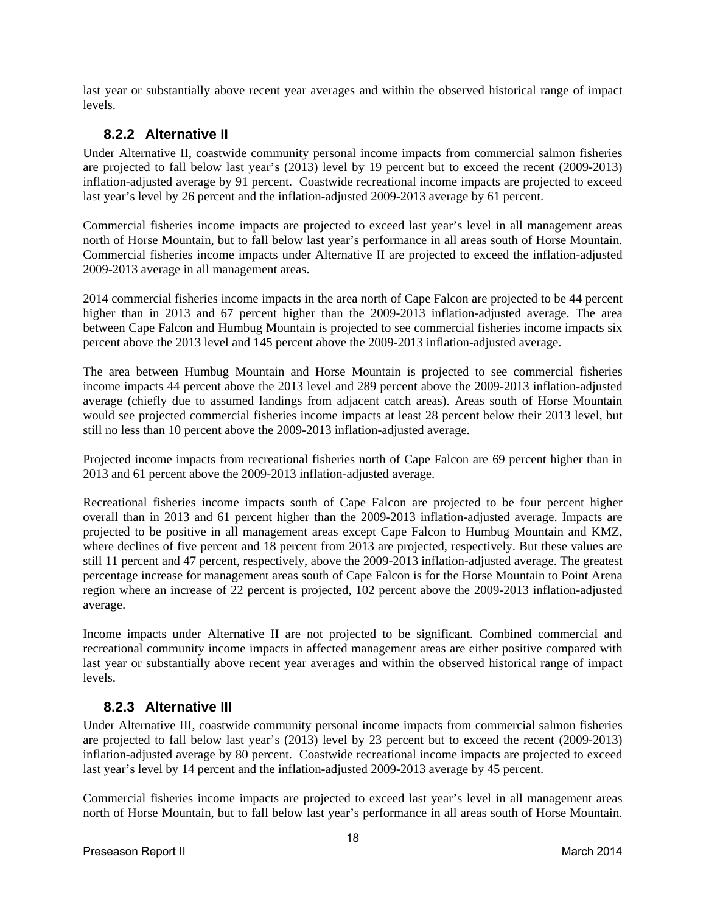last year or substantially above recent year averages and within the observed historical range of impact levels.

### 8.2.2 Alternative II

Under Alternative II, coastwide community personal income impacts from commercial salmon fisheries are projected to fall below last year's (2013) level by 19 percent but to exceed the recent (2009-2013) inflation-adjusted average by 91 percent. Coastwide recreational income impacts are projected to exceed last year's level by 26 percent and the inflation-adjusted 2009-2013 average by 61 percent.

Commercial fisheries income impacts are projected to exceed last year's level in all management areas north of Horse Mountain, but to fall below last year's performance in all areas south of Horse Mountain. Commercial fisheries income impacts under Alternative II are projected to exceed the inflation-adjusted 2009-2013 average in all management areas.

2014 commercial fisheries income impacts in the area north of Cape Falcon are projected to be 44 percent higher than in 2013 and 67 percent higher than the 2009-2013 inflation-adjusted average. The area between Cape Falcon and Humbug Mountain is projected to see commercial fisheries income impacts six percent above the 2013 level and 145 percent above the 2009-2013 inflation-adjusted average.

The area between Humbug Mountain and Horse Mountain is projected to see commercial fisheries income impacts 44 percent above the 2013 level and 289 percent above the 2009-2013 inflation-adjusted average (chiefly due to assumed landings from adjacent catch areas). Areas south of Horse Mountain would see projected commercial fisheries income impacts at least 28 percent below their 2013 level, but still no less than 10 percent above the 2009-2013 inflation-adjusted average.

Projected income impacts from recreational fisheries north of Cape Falcon are 69 percent higher than in 2013 and 61 percent above the 2009-2013 inflation-adjusted average.

Recreational fisheries income impacts south of Cape Falcon are projected to be four percent higher overall than in 2013 and 61 percent higher than the 2009-2013 inflation-adjusted average. Impacts are projected to be positive in all management areas except Cape Falcon to Humbug Mountain and KMZ, where declines of five percent and 18 percent from 2013 are projected, respectively. But these values are still 11 percent and 47 percent, respectively, above the 2009-2013 inflation-adjusted average. The greatest percentage increase for management areas south of Cape Falcon is for the Horse Mountain to Point Arena region where an increase of 22 percent is projected, 102 percent above the 2009-2013 inflation-adjusted average.

Income impacts under Alternative II are not projected to be significant. Combined commercial and recreational community income impacts in affected management areas are either positive compared with last year or substantially above recent year averages and within the observed historical range of impact levels.

### 8.2.3 Alternative III

Under Alternative III, coastwide community personal income impacts from commercial salmon fisheries are projected to fall below last year's (2013) level by 23 percent but to exceed the recent (2009-2013) inflation-adjusted average by 80 percent. Coastwide recreational income impacts are projected to exceed last year's level by 14 percent and the inflation-adjusted 2009-2013 average by 45 percent.

Commercial fisheries income impacts are projected to exceed last year's level in all management areas north of Horse Mountain, but to fall below last year's performance in all areas south of Horse Mountain.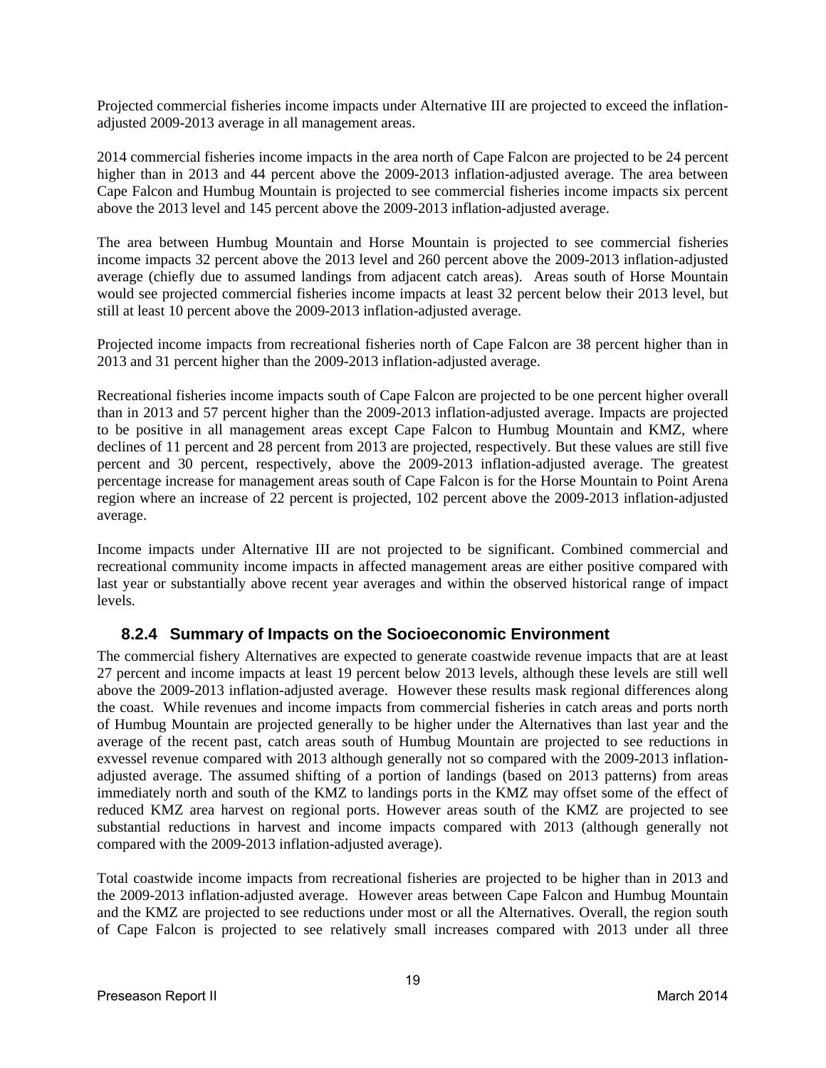Projected commercial fisheries income impacts under Alternative III are projected to exceed the inflation-adjusted 2009-2013 average in all management areas.

2014 commercial fisheries income impacts in the area north of Cape Falcon are projected to be 24 percent higher than in 2013 and 44 percent above the 2009-2013 inflation-adjusted average. The area between Cape Falcon and Humbug Mountain is projected to see commercial fisheries income impacts six percent above the 2013 level and 145 percent above the 2009-2013 inflation-adjusted average.

The area between Humbug Mountain and Horse Mountain is projected to see commercial fisheries income impacts 32 percent above the 2013 level and 260 percent above the 2009-2013 inflation-adjusted average (chiefly due to assumed landings from adjacent catch areas). Areas south of Horse Mountain would see projected commercial fisheries income impacts at least 32 percent below their 2013 level, but still at least 10 percent above the 2009-2013 inflation-adjusted average.

Projected income impacts from recreational fisheries north of Cape Falcon are 38 percent higher than in 2013 and 31 percent higher than the 2009-2013 inflation-adjusted average.

Recreational fisheries income impacts south of Cape Falcon are projected to be one percent higher overall than in 2013 and 57 percent higher than the 2009-2013 inflation-adjusted average. Impacts are projected to be positive in all management areas except Cape Falcon to Humbug Mountain and KMZ, where declines of 11 percent and 28 percent from 2013 are projected, respectively. But these values are still five percent and 30 percent, respectively, above the 2009-2013 inflation-adjusted average. The greatest percentage increase for management areas south of Cape Falcon is for the Horse Mountain to Point Arena region where an increase of 22 percent is projected, 102 percent above the 2009-2013 inflation-adjusted average.

Income impacts under Alternative III are not projected to be significant. Combined commercial and recreational community income impacts in affected management areas are either positive compared with last year or substantially above recent year averages and within the observed historical range of impact levels.

### 8.2.4 Summary of Impacts on the Socioeconomic Environment

The commercial fishery Alternatives are expected to generate coastwide revenue impacts that are at least 27 percent and income impacts at least 19 percent below 2013 levels, although these levels are still well above the 2009-2013 inflation-adjusted average. However these results mask regional differences along the coast. While revenues and income impacts from commercial fisheries in catch areas and ports north of Humbug Mountain are projected generally to be higher under the Alternatives than last year and the average of the recent past, catch areas south of Humbug Mountain are projected to see reductions in exvessel revenue compared with 2013 although generally not so compared with the 2009-2013 inflation-adjusted average. The assumed shifting of a portion of landings (based on 2013 patterns) from areas immediately north and south of the KMZ to landings ports in the KMZ may offset some of the effect of reduced KMZ area harvest on regional ports. However areas south of the KMZ are projected to see substantial reductions in harvest and income impacts compared with 2013 (although generally not compared with the 2009-2013 inflation-adjusted average).

Total coastwide income impacts from recreational fisheries are projected to be higher than in 2013 and the 2009-2013 inflation-adjusted average. However areas between Cape Falcon and Humbug Mountain and the KMZ are projected to see reductions under most or all the Alternatives. Overall, the region south of Cape Falcon is projected to see relatively small increases compared with 2013 under all three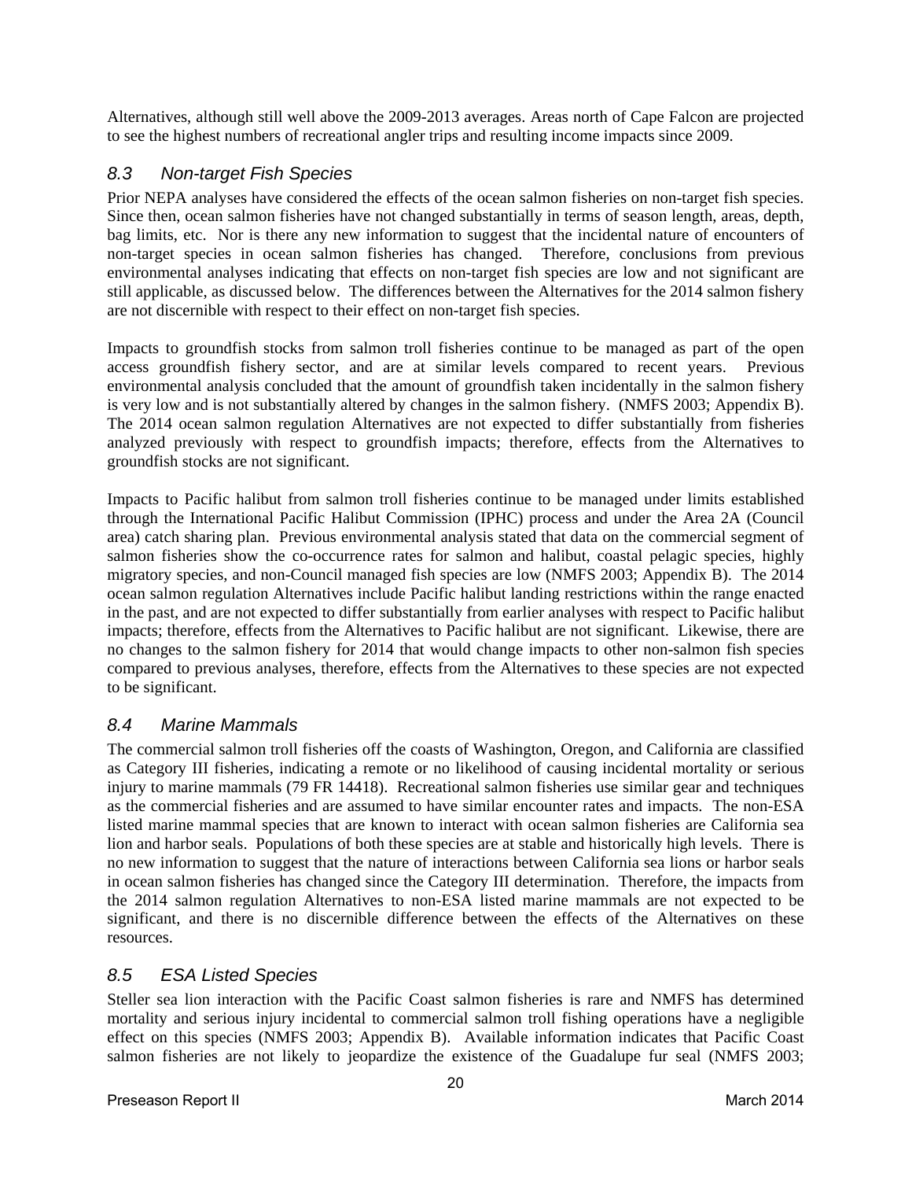Alternatives, although still well above the 2009-2013 averages. Areas north of Cape Falcon are projected to see the highest numbers of recreational angler trips and resulting income impacts since 2009.

## 8.3 Non-target Fish Species

Prior NEPA analyses have considered the effects of the ocean salmon fisheries on non-target fish species. Since then, ocean salmon fisheries have not changed substantially in terms of season length, areas, depth, bag limits, etc. Nor is there any new information to suggest that the incidental nature of encounters of non-target species in ocean salmon fisheries has changed. Therefore, conclusions from previous environmental analyses indicating that effects on non-target fish species are low and not significant are still applicable, as discussed below. The differences between the Alternatives for the 2014 salmon fishery are not discernible with respect to their effect on non-target fish species.

Impacts to groundfish stocks from salmon troll fisheries continue to be managed as part of the open access groundfish fishery sector, and are at similar levels compared to recent years. Previous environmental analysis concluded that the amount of groundfish taken incidentally in the salmon fishery is very low and is not substantially altered by changes in the salmon fishery. (NMFS 2003; Appendix B). The 2014 ocean salmon regulation Alternatives are not expected to differ substantially from fisheries analyzed previously with respect to groundfish impacts; therefore, effects from the Alternatives to groundfish stocks are not significant.

Impacts to Pacific halibut from salmon troll fisheries continue to be managed under limits established through the International Pacific Halibut Commission (IPHC) process and under the Area 2A (Council area) catch sharing plan. Previous environmental analysis stated that data on the commercial segment of salmon fisheries show the co-occurrence rates for salmon and halibut, coastal pelagic species, highly migratory species, and non-Council managed fish species are low (NMFS 2003; Appendix B). The 2014 ocean salmon regulation Alternatives include Pacific halibut landing restrictions within the range enacted in the past, and are not expected to differ substantially from earlier analyses with respect to Pacific halibut impacts; therefore, effects from the Alternatives to Pacific halibut are not significant. Likewise, there are no changes to the salmon fishery for 2014 that would change impacts to other non-salmon fish species compared to previous analyses, therefore, effects from the Alternatives to these species are not expected to be significant.

## 8.4 Marine Mammals

The commercial salmon troll fisheries off the coasts of Washington, Oregon, and California are classified as Category III fisheries, indicating a remote or no likelihood of causing incidental mortality or serious injury to marine mammals (79 FR 14418). Recreational salmon fisheries use similar gear and techniques as the commercial fisheries and are assumed to have similar encounter rates and impacts. The non-ESA listed marine mammal species that are known to interact with ocean salmon fisheries are California sea lion and harbor seals. Populations of both these species are at stable and historically high levels. There is no new information to suggest that the nature of interactions between California sea lions or harbor seals in ocean salmon fisheries has changed since the Category III determination. Therefore, the impacts from the 2014 salmon regulation Alternatives to non-ESA listed marine mammals are not expected to be significant, and there is no discernible difference between the effects of the Alternatives on these resources.

## 8.5 ESA Listed Species

Steller sea lion interaction with the Pacific Coast salmon fisheries is rare and NMFS has determined mortality and serious injury incidental to commercial salmon troll fishing operations have a negligible effect on this species (NMFS 2003; Appendix B). Available information indicates that Pacific Coast salmon fisheries are not likely to jeopardize the existence of the Guadalupe fur seal (NMFS 2003;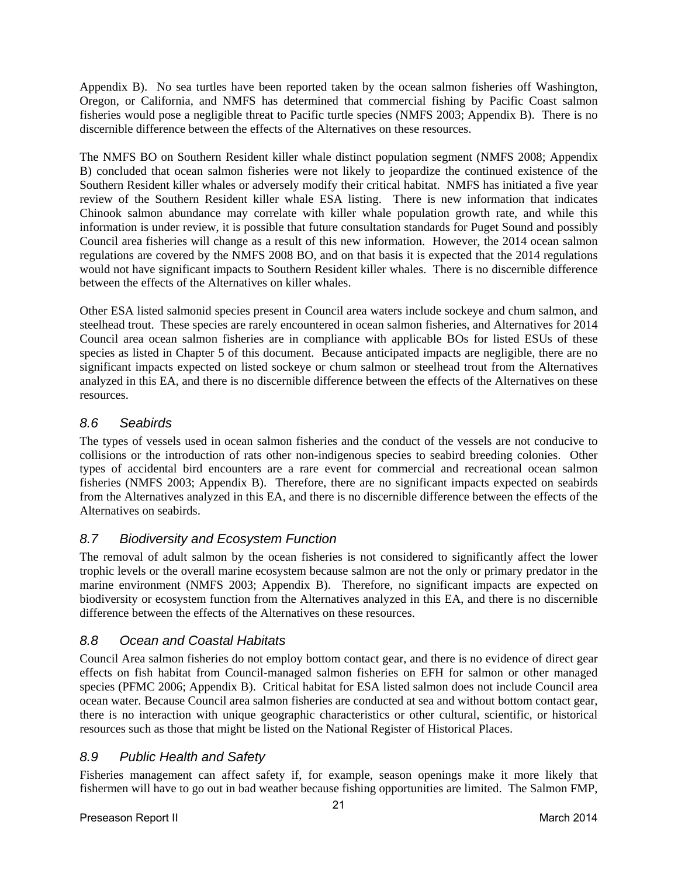Appendix B). No sea turtles have been reported taken by the ocean salmon fisheries off Washington, Oregon, or California, and NMFS has determined that commercial fishing by Pacific Coast salmon fisheries would pose a negligible threat to Pacific turtle species (NMFS 2003; Appendix B). There is no discernible difference between the effects of the Alternatives on these resources.

The NMFS BO on Southern Resident killer whale distinct population segment (NMFS 2008; Appendix B) concluded that ocean salmon fisheries were not likely to jeopardize the continued existence of the Southern Resident killer whales or adversely modify their critical habitat. NMFS has initiated a five year review of the Southern Resident killer whale ESA listing. There is new information that indicates Chinook salmon abundance may correlate with killer whale population growth rate, and while this information is under review, it is possible that future consultation standards for Puget Sound and possibly Council area fisheries will change as a result of this new information. However, the 2014 ocean salmon regulations are covered by the NMFS 2008 BO, and on that basis it is expected that the 2014 regulations would not have significant impacts to Southern Resident killer whales. There is no discernible difference between the effects of the Alternatives on killer whales.

Other ESA listed salmonid species present in Council area waters include sockeye and chum salmon, and steelhead trout. These species are rarely encountered in ocean salmon fisheries, and Alternatives for 2014 Council area ocean salmon fisheries are in compliance with applicable BOs for listed ESUs of these species as listed in Chapter 5 of this document. Because anticipated impacts are negligible, there are no significant impacts expected on listed sockeye or chum salmon or steelhead trout from the Alternatives analyzed in this EA, and there is no discernible difference between the effects of the Alternatives on these resources.

## *8.6 Seabirds*

The types of vessels used in ocean salmon fisheries and the conduct of the vessels are not conducive to collisions or the introduction of rats other non-indigenous species to seabird breeding colonies. Other types of accidental bird encounters are a rare event for commercial and recreational ocean salmon fisheries (NMFS 2003; Appendix B). Therefore, there are no significant impacts expected on seabirds from the Alternatives analyzed in this EA, and there is no discernible difference between the effects of the Alternatives on seabirds.

## *8.7 Biodiversity and Ecosystem Function*

The removal of adult salmon by the ocean fisheries is not considered to significantly affect the lower trophic levels or the overall marine ecosystem because salmon are not the only or primary predator in the marine environment (NMFS 2003; Appendix B). Therefore, no significant impacts are expected on biodiversity or ecosystem function from the Alternatives analyzed in this EA, and there is no discernible difference between the effects of the Alternatives on these resources.

## *8.8 Ocean and Coastal Habitats*

Council Area salmon fisheries do not employ bottom contact gear, and there is no evidence of direct gear effects on fish habitat from Council-managed salmon fisheries on EFH for salmon or other managed species (PFMC 2006; Appendix B). Critical habitat for ESA listed salmon does not include Council area ocean water. Because Council area salmon fisheries are conducted at sea and without bottom contact gear, there is no interaction with unique geographic characteristics or other cultural, scientific, or historical resources such as those that might be listed on the National Register of Historical Places.

## *8.9 Public Health and Safety*

Fisheries management can affect safety if, for example, season openings make it more likely that fishermen will have to go out in bad weather because fishing opportunities are limited. The Salmon FMP,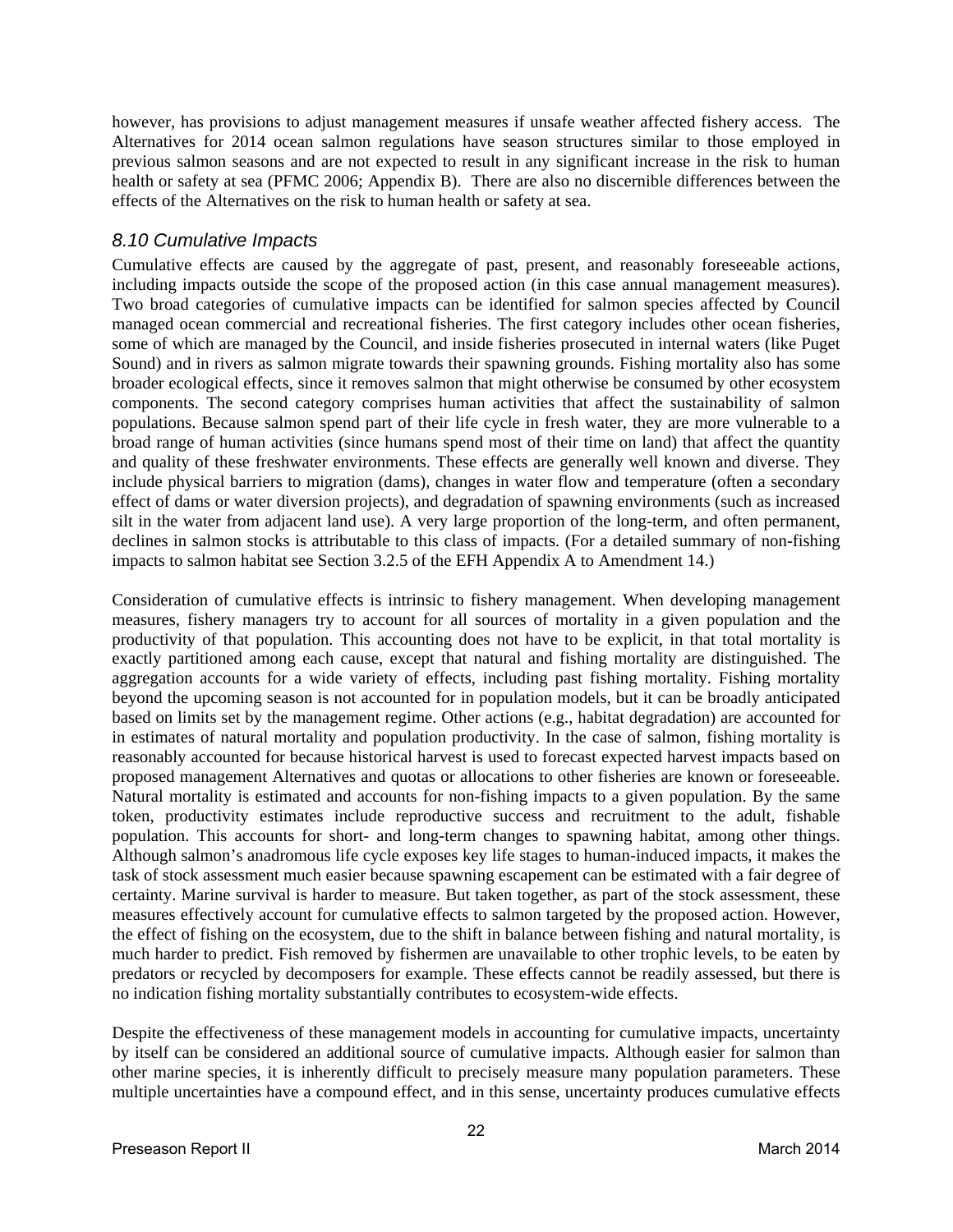however, has provisions to adjust management measures if unsafe weather affected fishery access. The Alternatives for 2014 ocean salmon regulations have season structures similar to those employed in previous salmon seasons and are not expected to result in any significant increase in the risk to human health or safety at sea (PFMC 2006; Appendix B). There are also no discernible differences between the effects of the Alternatives on the risk to human health or safety at sea.

## 8.10 Cumulative Impacts

Cumulative effects are caused by the aggregate of past, present, and reasonably foreseeable actions, including impacts outside the scope of the proposed action (in this case annual management measures). Two broad categories of cumulative impacts can be identified for salmon species affected by Council managed ocean commercial and recreational fisheries. The first category includes other ocean fisheries, some of which are managed by the Council, and inside fisheries prosecuted in internal waters (like Puget Sound) and in rivers as salmon migrate towards their spawning grounds. Fishing mortality also has some broader ecological effects, since it removes salmon that might otherwise be consumed by other ecosystem components. The second category comprises human activities that affect the sustainability of salmon populations. Because salmon spend part of their life cycle in fresh water, they are more vulnerable to a broad range of human activities (since humans spend most of their time on land) that affect the quantity and quality of these freshwater environments. These effects are generally well known and diverse. They include physical barriers to migration (dams), changes in water flow and temperature (often a secondary effect of dams or water diversion projects), and degradation of spawning environments (such as increased silt in the water from adjacent land use). A very large proportion of the long-term, and often permanent, declines in salmon stocks is attributable to this class of impacts. (For a detailed summary of non-fishing impacts to salmon habitat see Section 3.2.5 of the EFH Appendix A to Amendment 14.)

Consideration of cumulative effects is intrinsic to fishery management. When developing management measures, fishery managers try to account for all sources of mortality in a given population and the productivity of that population. This accounting does not have to be explicit, in that total mortality is exactly partitioned among each cause, except that natural and fishing mortality are distinguished. The aggregation accounts for a wide variety of effects, including past fishing mortality. Fishing mortality beyond the upcoming season is not accounted for in population models, but it can be broadly anticipated based on limits set by the management regime. Other actions (e.g., habitat degradation) are accounted for in estimates of natural mortality and population productivity. In the case of salmon, fishing mortality is reasonably accounted for because historical harvest is used to forecast expected harvest impacts based on proposed management Alternatives and quotas or allocations to other fisheries are known or foreseeable. Natural mortality is estimated and accounts for non-fishing impacts to a given population. By the same token, productivity estimates include reproductive success and recruitment to the adult, fishable population. This accounts for short- and long-term changes to spawning habitat, among other things. Although salmon's anadromous life cycle exposes key life stages to human-induced impacts, it makes the task of stock assessment much easier because spawning escapement can be estimated with a fair degree of certainty. Marine survival is harder to measure. But taken together, as part of the stock assessment, these measures effectively account for cumulative effects to salmon targeted by the proposed action. However, the effect of fishing on the ecosystem, due to the shift in balance between fishing and natural mortality, is much harder to predict. Fish removed by fishermen are unavailable to other trophic levels, to be eaten by predators or recycled by decomposers for example. These effects cannot be readily assessed, but there is no indication fishing mortality substantially contributes to ecosystem-wide effects.

Despite the effectiveness of these management models in accounting for cumulative impacts, uncertainty by itself can be considered an additional source of cumulative impacts. Although easier for salmon than other marine species, it is inherently difficult to precisely measure many population parameters. These multiple uncertainties have a compound effect, and in this sense, uncertainty produces cumulative effects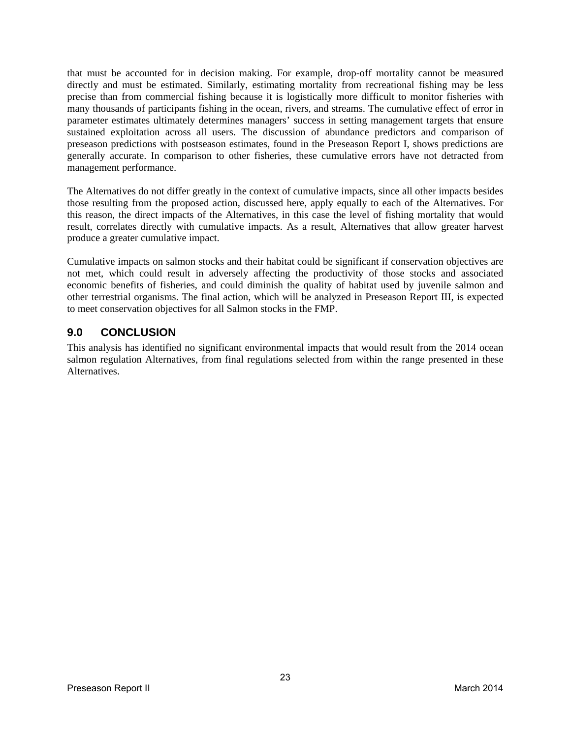that must be accounted for in decision making. For example, drop-off mortality cannot be measured directly and must be estimated. Similarly, estimating mortality from recreational fishing may be less precise than from commercial fishing because it is logistically more difficult to monitor fisheries with many thousands of participants fishing in the ocean, rivers, and streams. The cumulative effect of error in parameter estimates ultimately determines managers' success in setting management targets that ensure sustained exploitation across all users. The discussion of abundance predictors and comparison of preseason predictions with postseason estimates, found in the Preseason Report I, shows predictions are generally accurate. In comparison to other fisheries, these cumulative errors have not detracted from management performance.

The Alternatives do not differ greatly in the context of cumulative impacts, since all other impacts besides those resulting from the proposed action, discussed here, apply equally to each of the Alternatives. For this reason, the direct impacts of the Alternatives, in this case the level of fishing mortality that would result, correlates directly with cumulative impacts. As a result, Alternatives that allow greater harvest produce a greater cumulative impact.

Cumulative impacts on salmon stocks and their habitat could be significant if conservation objectives are not met, which could result in adversely affecting the productivity of those stocks and associated economic benefits of fisheries, and could diminish the quality of habitat used by juvenile salmon and other terrestrial organisms. The final action, which will be analyzed in Preseason Report III, is expected to meet conservation objectives for all Salmon stocks in the FMP.

## 9.0 CONCLUSION

This analysis has identified no significant environmental impacts that would result from the 2014 ocean salmon regulation Alternatives, from final regulations selected from within the range presented in these Alternatives.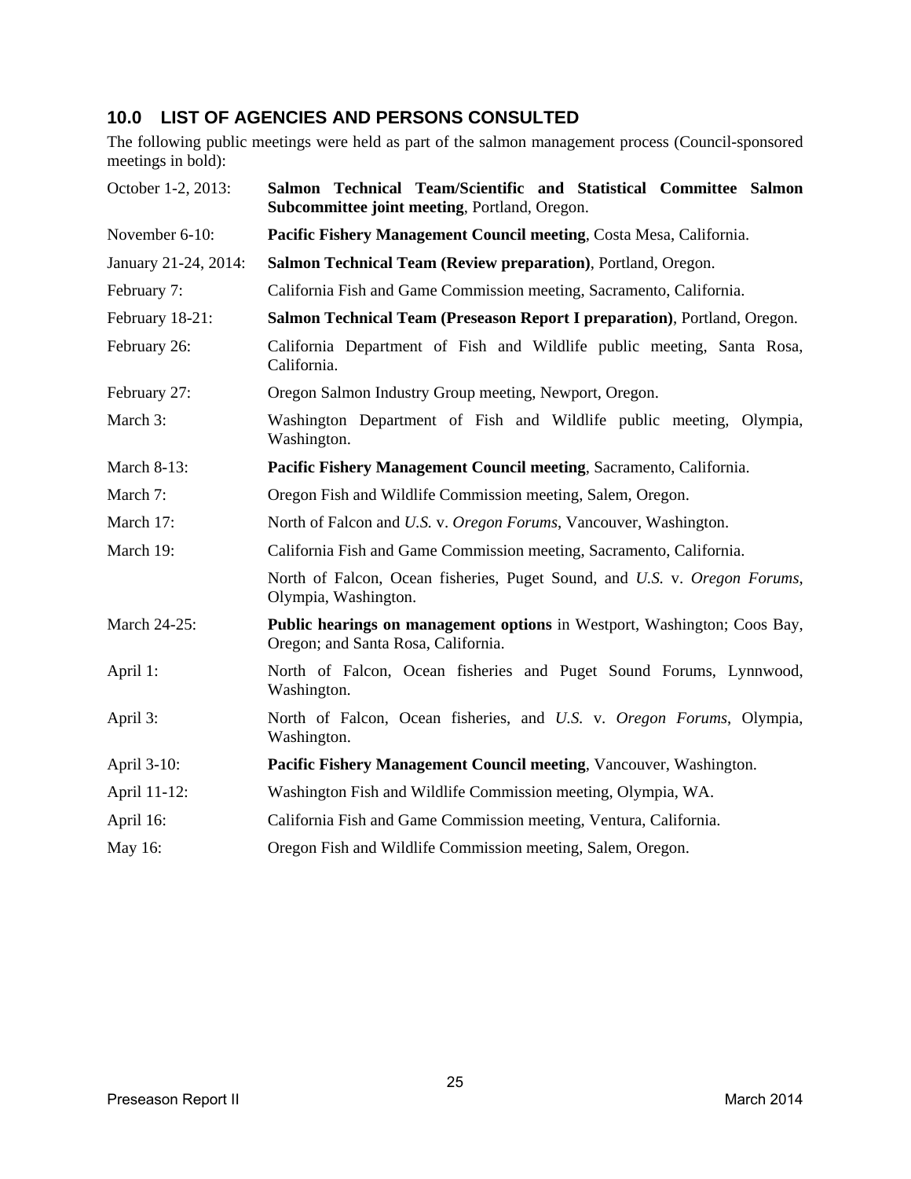## 10.0 LIST OF AGENCIES AND PERSONS CONSULTED

The following public meetings were held as part of the salmon management process (Council-sponsored meetings in bold):

| | |
|---|---|
| October 1-2, 2013: | **Salmon Technical Team/Scientific and Statistical Committee Salmon Subcommittee joint meeting**, Portland, Oregon. |
| November 6-10: | **Pacific Fishery Management Council meeting**, Costa Mesa, California. |
| January 21-24, 2014: | **Salmon Technical Team (Review preparation)**, Portland, Oregon. |
| February 7: | California Fish and Game Commission meeting, Sacramento, California. |
| February 18-21: | **Salmon Technical Team (Preseason Report I preparation)**, Portland, Oregon. |
| February 26: | California Department of Fish and Wildlife public meeting, Santa Rosa, California. |
| February 27: | Oregon Salmon Industry Group meeting, Newport, Oregon. |
| March 3: | Washington Department of Fish and Wildlife public meeting, Olympia, Washington. |
| March 8-13: | **Pacific Fishery Management Council meeting**, Sacramento, California. |
| March 7: | Oregon Fish and Wildlife Commission meeting, Salem, Oregon. |
| March 17: | North of Falcon and *U.S.* v. *Oregon Forums*, Vancouver, Washington. |
| March 19: | California Fish and Game Commission meeting, Sacramento, California. |
| | North of Falcon, Ocean fisheries, Puget Sound, and *U.S.* v. *Oregon Forums*, Olympia, Washington. |
| March 24-25: | **Public hearings on management options** in Westport, Washington; Coos Bay, Oregon; and Santa Rosa, California. |
| April 1: | North of Falcon, Ocean fisheries and Puget Sound Forums, Lynnwood, Washington. |
| April 3: | North of Falcon, Ocean fisheries, and *U.S.* v. *Oregon Forums*, Olympia, Washington. |
| April 3-10: | **Pacific Fishery Management Council meeting**, Vancouver, Washington. |
| April 11-12: | Washington Fish and Wildlife Commission meeting, Olympia, WA. |
| April 16: | California Fish and Game Commission meeting, Ventura, California. |
| May 16: | Oregon Fish and Wildlife Commission meeting, Salem, Oregon. |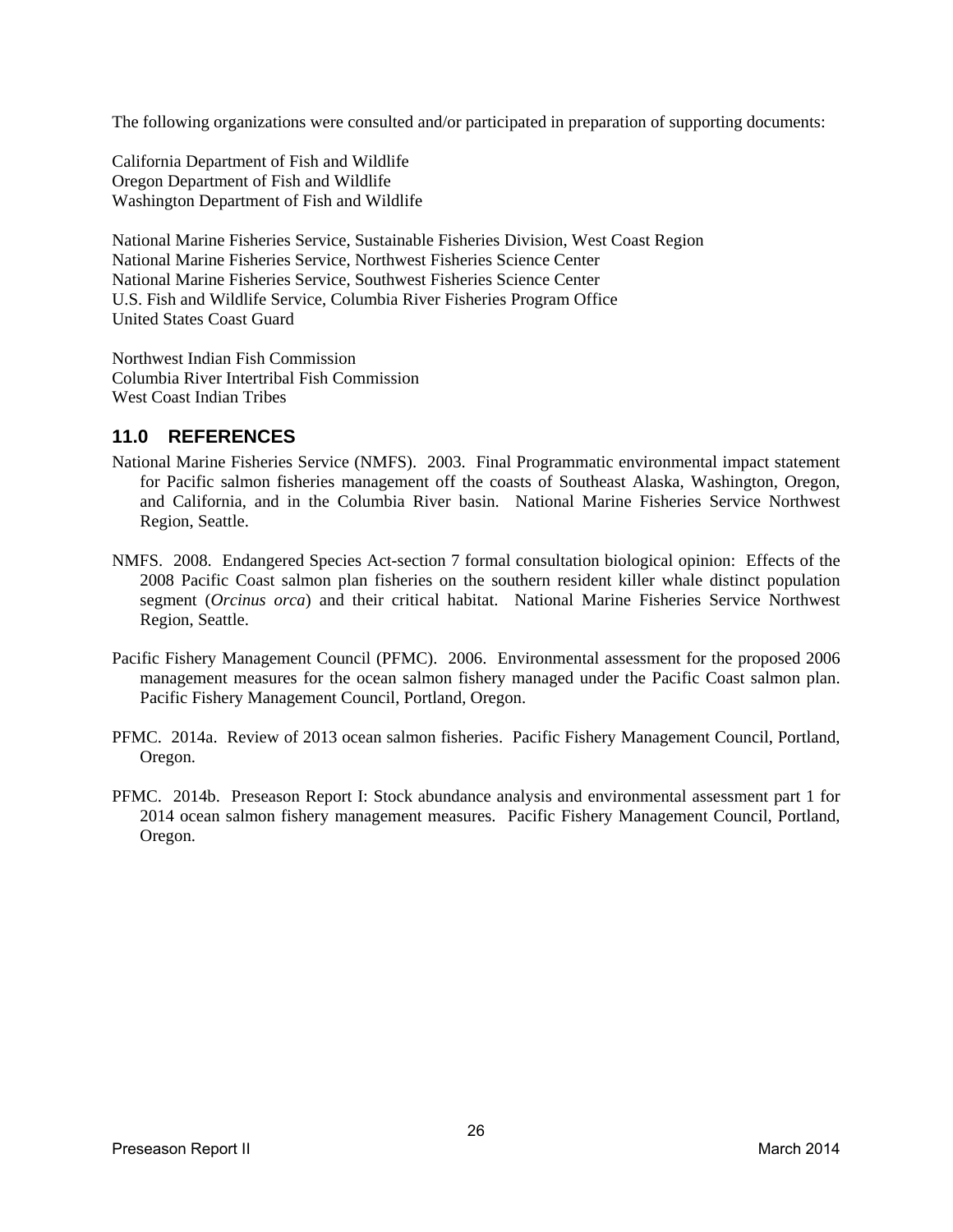The following organizations were consulted and/or participated in preparation of supporting documents:

California Department of Fish and Wildlife
Oregon Department of Fish and Wildlife
Washington Department of Fish and Wildlife

National Marine Fisheries Service, Sustainable Fisheries Division, West Coast Region
National Marine Fisheries Service, Northwest Fisheries Science Center
National Marine Fisheries Service, Southwest Fisheries Science Center
U.S. Fish and Wildlife Service, Columbia River Fisheries Program Office
United States Coast Guard

Northwest Indian Fish Commission
Columbia River Intertribal Fish Commission
West Coast Indian Tribes

## 11.0 REFERENCES

National Marine Fisheries Service (NMFS). 2003. Final Programmatic environmental impact statement for Pacific salmon fisheries management off the coasts of Southeast Alaska, Washington, Oregon, and California, and in the Columbia River basin. National Marine Fisheries Service Northwest Region, Seattle.

NMFS. 2008. Endangered Species Act-section 7 formal consultation biological opinion: Effects of the 2008 Pacific Coast salmon plan fisheries on the southern resident killer whale distinct population segment (*Orcinus orca*) and their critical habitat. National Marine Fisheries Service Northwest Region, Seattle.

Pacific Fishery Management Council (PFMC). 2006. Environmental assessment for the proposed 2006 management measures for the ocean salmon fishery managed under the Pacific Coast salmon plan. Pacific Fishery Management Council, Portland, Oregon.

PFMC. 2014a. Review of 2013 ocean salmon fisheries. Pacific Fishery Management Council, Portland, Oregon.

PFMC. 2014b. Preseason Report I: Stock abundance analysis and environmental assessment part 1 for 2014 ocean salmon fishery management measures. Pacific Fishery Management Council, Portland, Oregon.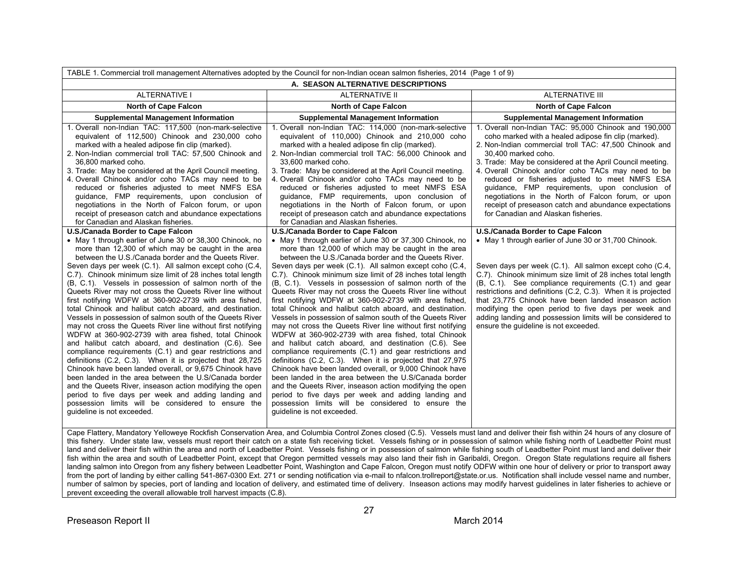TABLE 1. Commercial troll management Alternatives adopted by the Council for non-Indian ocean salmon fisheries, 2014 (Page 1 of 9)

| A. SEASON ALTERNATIVE DESCRIPTIONS | | |
|---|---|---|
| **ALTERNATIVE I** | **ALTERNATIVE II** | **ALTERNATIVE III** |
| **North of Cape Falcon** | **North of Cape Falcon** | **North of Cape Falcon** |
| **Supplemental Management Information** | **Supplemental Management Information** | **Supplemental Management Information** |
| 1. Overall non-Indian TAC: 117,500 (non-mark-selective equivalent of 112,500) Chinook and 230,000 coho marked with a healed adipose fin clip (marked).<br>2. Non-Indian commercial troll TAC: 57,500 Chinook and 36,800 marked coho.<br>3. Trade: May be considered at the April Council meeting.<br>4. Overall Chinook and/or coho TACs may need to be reduced or fisheries adjusted to meet NMFS ESA guidance, FMP requirements, upon conclusion of negotiations in the North of Falcon forum, or upon receipt of preseason catch and abundance expectations for Canadian and Alaskan fisheries. | 1. Overall non-Indian TAC: 114,000 (non-mark-selective equivalent of 110,000) Chinook and 210,000 coho marked with a healed adipose fin clip (marked).<br>2. Non-Indian commercial troll TAC: 56,000 Chinook and 33,600 marked coho.<br>3. Trade: May be considered at the April Council meeting.<br>4. Overall Chinook and/or coho TACs may need to be reduced or fisheries adjusted to meet NMFS ESA guidance, FMP requirements, upon conclusion of negotiations in the North of Falcon forum, or upon receipt of preseason catch and abundance expectations for Canadian and Alaskan fisheries. | 1. Overall non-Indian TAC: 95,000 Chinook and 190,000 coho marked with a healed adipose fin clip (marked).<br>2. Non-Indian commercial troll TAC: 47,500 Chinook and 30,400 marked coho.<br>3. Trade: May be considered at the April Council meeting.<br>4. Overall Chinook and/or coho TACs may need to be reduced or fisheries adjusted to meet NMFS ESA guidance, FMP requirements, upon conclusion of negotiations in the North of Falcon forum, or upon receipt of preseason catch and abundance expectations for Canadian and Alaskan fisheries. |
| **U.S./Canada Border to Cape Falcon**<br>• May 1 through earlier of June 30 or 38,300 Chinook, no more than 12,300 of which may be caught in the area between the U.S./Canada border and the Queets River.<br>Seven days per week (C.1). All salmon except coho (C.4, C.7). Chinook minimum size limit of 28 inches total length (B, C.1). Vessels in possession of salmon north of the Queets River may not cross the Queets River line without first notifying WDFW at 360-902-2739 with area fished, total Chinook and halibut catch aboard, and destination. Vessels in possession of salmon south of the Queets River may not cross the Queets River line without first notifying WDFW at 360-902-2739 with area fished, total Chinook and halibut catch aboard, and destination (C.6). See compliance requirements (C.1) and gear restrictions and definitions (C.2, C.3). When it is projected that 28,725 Chinook have been landed overall, or 9,675 Chinook have been landed in the area between the U.S/Canada border and the Queets River, inseason action modifying the open period to five days per week and adding landing and possession limits will be considered to ensure the guideline is not exceeded. | **U.S./Canada Border to Cape Falcon**<br>• May 1 through earlier of June 30 or 37,300 Chinook, no more than 12,000 of which may be caught in the area between the U.S./Canada border and the Queets River.<br>Seven days per week (C.1). All salmon except coho (C.4, C.7). Chinook minimum size limit of 28 inches total length (B, C.1). Vessels in possession of salmon north of the Queets River may not cross the Queets River line without first notifying WDFW at 360-902-2739 with area fished, total Chinook and halibut catch aboard, and destination. Vessels in possession of salmon south of the Queets River may not cross the Queets River line without first notifying WDFW at 360-902-2739 with area fished, total Chinook and halibut catch aboard, and destination (C.6). See compliance requirements (C.1) and gear restrictions and definitions (C.2, C.3). When it is projected that 27,975 Chinook have been landed overall, or 9,000 Chinook have been landed in the area between the U.S/Canada border and the Queets River, inseason action modifying the open period to five days per week and adding landing and possession limits will be considered to ensure the guideline is not exceeded. | **U.S./Canada Border to Cape Falcon**<br>• May 1 through earlier of June 30 or 31,700 Chinook.<br><br>Seven days per week (C.1). All salmon except coho (C.4, C.7). Chinook minimum size limit of 28 inches total length (B, C.1). See compliance requirements (C.1) and gear restrictions and definitions (C.2, C.3). When it is projected that 23,775 Chinook have been landed inseason action modifying the open period to five days per week and adding landing and possession limits will be considered to ensure the guideline is not exceeded. |
| Cape Flattery, Mandatory Yelloweye Rockfish Conservation Area, and Columbia Control Zones closed (C.5). Vessels must land and deliver their fish within 24 hours of any closure of this fishery. Under state law, vessels must report their catch on a state fish receiving ticket. Vessels fishing or in possession of salmon while fishing north of Leadbetter Point must land and deliver their fish within the area and north of Leadbetter Point. Vessels fishing or in possession of salmon while fishing south of Leadbetter Point must land and deliver their fish within the area and south of Leadbetter Point, except that Oregon permitted vessels may also land their fish in Garibaldi, Oregon. Oregon State regulations require all fishers landing salmon into Oregon from any fishery between Leadbetter Point, Washington and Cape Falcon, Oregon must notify ODFW within one hour of delivery or prior to transport away from the port of landing by either calling 541-867-0300 Ext. 271 or sending notification via e-mail to nfalcon.trollreport@state.or.us. Notification shall include vessel name and number, number of salmon by species, port of landing and location of delivery, and estimated time of delivery. Inseason actions may modify harvest guidelines in later fisheries to achieve or prevent exceeding the overall allowable troll harvest impacts (C.8). | | |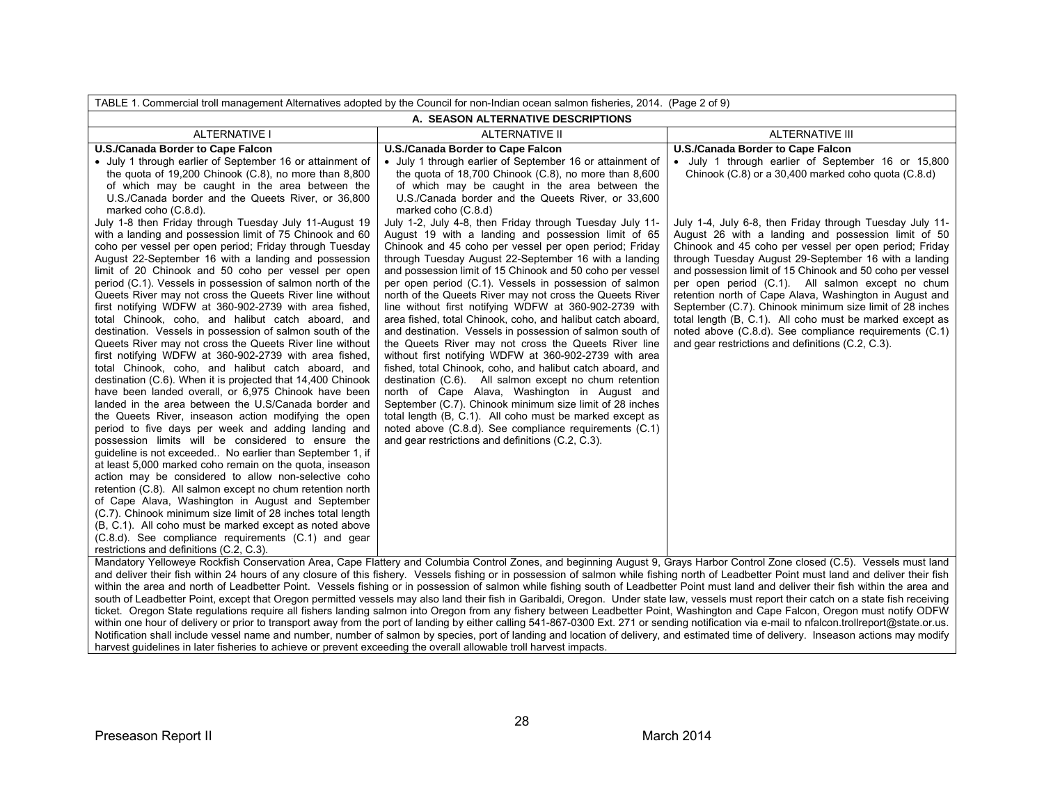| TABLE 1. Commercial troll management Alternatives adopted by the Council for non-Indian ocean salmon fisheries, 2014. (Page 2 of 9) | | |
|---|---|---|
| **A. SEASON ALTERNATIVE DESCRIPTIONS** | | |
| ALTERNATIVE I | ALTERNATIVE II | ALTERNATIVE III |
| **U.S./Canada Border to Cape Falcon**<br>• July 1 through earlier of September 16 or attainment of the quota of 19,200 Chinook (C.8), no more than 8,800 of which may be caught in the area between the U.S./Canada border and the Queets River, or 36,800 marked coho (C.8.d).<br>July 1-8 then Friday through Tuesday July 11-August 19 with a landing and possession limit of 75 Chinook and 60 coho per vessel per open period; Friday through Tuesday August 22-September 16 with a landing and possession limit of 20 Chinook and 50 coho per vessel per open period (C.1). Vessels in possession of salmon north of the Queets River may not cross the Queets River line without first notifying WDFW at 360-902-2739 with area fished, total Chinook, coho, and halibut catch aboard, and destination. Vessels in possession of salmon south of the Queets River may not cross the Queets River line without first notifying WDFW at 360-902-2739 with area fished, total Chinook, coho, and halibut catch aboard, and destination (C.6). When it is projected that 14,400 Chinook have been landed overall, or 6,975 Chinook have been landed in the area between the U.S/Canada border and the Queets River, inseason action modifying the open period to five days per week and adding landing and possession limits will be considered to ensure the guideline is not exceeded.. No earlier than September 1, if at least 5,000 marked coho remain on the quota, inseason action may be considered to allow non-selective coho retention (C.8). All salmon except no chum retention north of Cape Alava, Washington in August and September (C.7). Chinook minimum size limit of 28 inches total length (B, C.1). All coho must be marked except as noted above (C.8.d). See compliance requirements (C.1) and gear restrictions and definitions (C.2, C.3). | **U.S./Canada Border to Cape Falcon**<br>• July 1 through earlier of September 16 or attainment of the quota of 18,700 Chinook (C.8), no more than 8,600 of which may be caught in the area between the U.S./Canada border and the Queets River, or 33,600 marked coho (C.8.d)<br>July 1-2, July 4-8, then Friday through Tuesday July 11-August 19 with a landing and possession limit of 65 Chinook and 45 coho per vessel per open period; Friday through Tuesday August 22-September 16 with a landing and possession limit of 15 Chinook and 50 coho per vessel per open period (C.1). Vessels in possession of salmon north of the Queets River may not cross the Queets River line without first notifying WDFW at 360-902-2739 with area fished, total Chinook, coho, and halibut catch aboard, and destination. Vessels in possession of salmon south of the Queets River may not cross the Queets River line without first notifying WDFW at 360-902-2739 with area fished, total Chinook, coho, and halibut catch aboard, and destination (C.6). All salmon except no chum retention north of Cape Alava, Washington in August and September (C.7). Chinook minimum size limit of 28 inches total length (B, C.1). All coho must be marked except as noted above (C.8.d). See compliance requirements (C.1) and gear restrictions and definitions (C.2, C.3). | **U.S./Canada Border to Cape Falcon**<br>• July 1 through earlier of September 16 or 15,800 Chinook (C.8) or a 30,400 marked coho quota (C.8.d)<br><br>July 1-4, July 6-8, then Friday through Tuesday July 11-August 26 with a landing and possession limit of 50 Chinook and 45 coho per vessel per open period; Friday through Tuesday August 29-September 16 with a landing and possession limit of 15 Chinook and 50 coho per vessel per open period (C.1). All salmon except no chum retention north of Cape Alava, Washington in August and September (C.7). Chinook minimum size limit of 28 inches total length (B, C.1). All coho must be marked except as noted above (C.8.d). See compliance requirements (C.1) and gear restrictions and definitions (C.2, C.3). |
| Mandatory Yelloweye Rockfish Conservation Area, Cape Flattery and Columbia Control Zones, and beginning August 9, Grays Harbor Control Zone closed (C.5). Vessels must land and deliver their fish within 24 hours of any closure of this fishery. Vessels fishing or in possession of salmon while fishing north of Leadbetter Point must land and deliver their fish within the area and north of Leadbetter Point. Vessels fishing or in possession of salmon while fishing south of Leadbetter Point must land and deliver their fish within the area and south of Leadbetter Point, except that Oregon permitted vessels may also land their fish in Garibaldi, Oregon. Under state law, vessels must report their catch on a state fish receiving ticket. Oregon State regulations require all fishers landing salmon into Oregon from any fishery between Leadbetter Point, Washington and Cape Falcon, Oregon must notify ODFW within one hour of delivery or prior to transport away from the port of landing by either calling 541-867-0300 Ext. 271 or sending notification via e-mail to nfalcon.trollreport@state.or.us. Notification shall include vessel name and number, number of salmon by species, port of landing and location of delivery, and estimated time of delivery. Inseason actions may modify harvest guidelines in later fisheries to achieve or prevent exceeding the overall allowable troll harvest impacts. | | |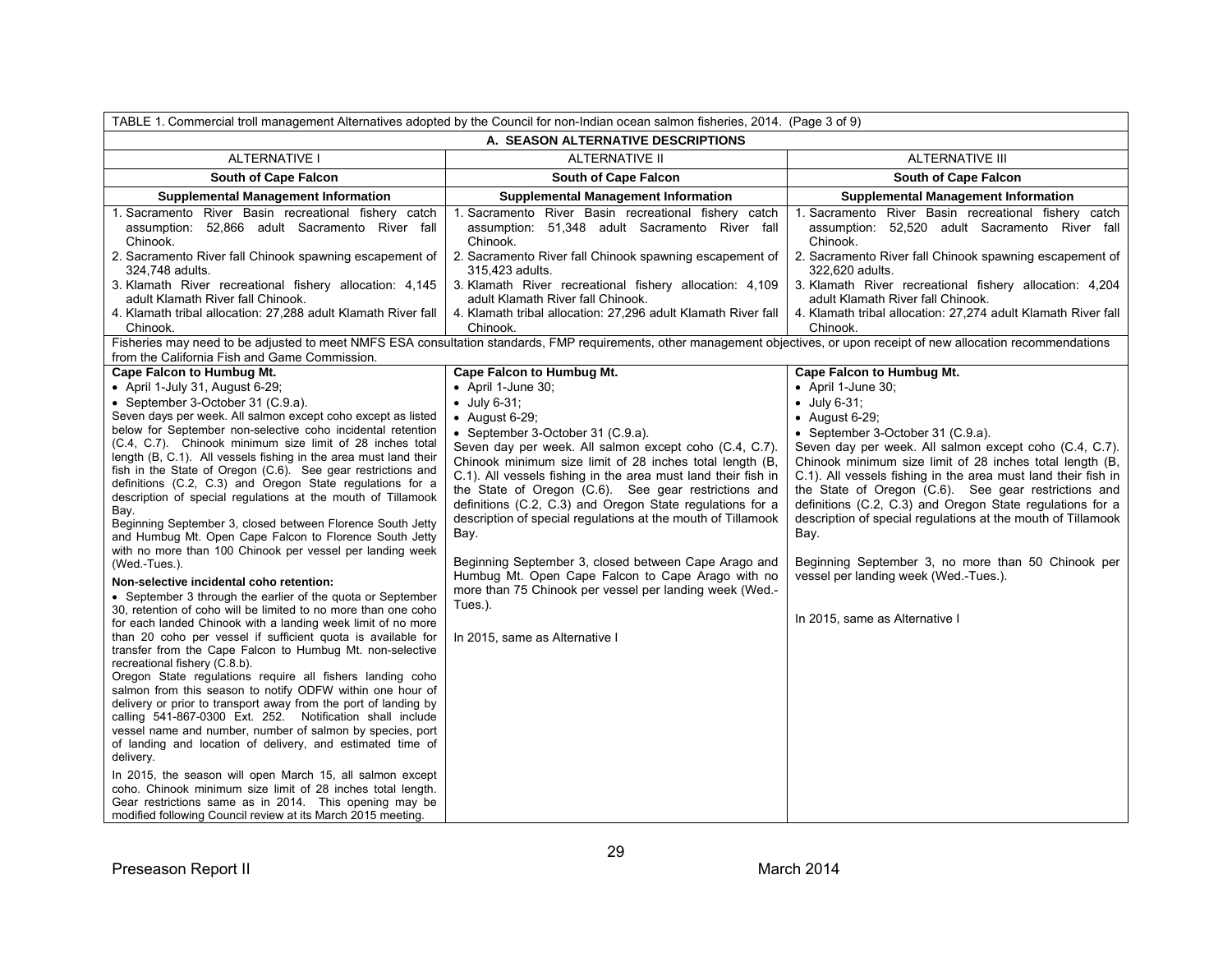| TABLE 1. Commercial troll management Alternatives adopted by the Council for non-Indian ocean salmon fisheries, 2014. (Page 3 of 9) | | |
|---|---|---|
| **A. SEASON ALTERNATIVE DESCRIPTIONS** | | |
| ALTERNATIVE I | ALTERNATIVE II | ALTERNATIVE III |
| **South of Cape Falcon** | **South of Cape Falcon** | **South of Cape Falcon** |
| **Supplemental Management Information** | **Supplemental Management Information** | **Supplemental Management Information** |
| 1. Sacramento River Basin recreational fishery catch assumption: 52,866 adult Sacramento River fall Chinook.<br>2. Sacramento River fall Chinook spawning escapement of 324,748 adults.<br>3. Klamath River recreational fishery allocation: 4,145 adult Klamath River fall Chinook.<br>4. Klamath tribal allocation: 27,288 adult Klamath River fall Chinook. | 1. Sacramento River Basin recreational fishery catch assumption: 51,348 adult Sacramento River fall Chinook.<br>2. Sacramento River fall Chinook spawning escapement of 315,423 adults.<br>3. Klamath River recreational fishery allocation: 4,109 adult Klamath River fall Chinook.<br>4. Klamath tribal allocation: 27,296 adult Klamath River fall Chinook. | 1. Sacramento River Basin recreational fishery catch assumption: 52,520 adult Sacramento River fall Chinook.<br>2. Sacramento River fall Chinook spawning escapement of 322,620 adults.<br>3. Klamath River recreational fishery allocation: 4,204 adult Klamath River fall Chinook.<br>4. Klamath tribal allocation: 27,274 adult Klamath River fall Chinook. |
| Fisheries may need to be adjusted to meet NMFS ESA consultation standards, FMP requirements, other management objectives, or upon receipt of new allocation recommendations from the California Fish and Game Commission. | | |
| **Cape Falcon to Humbug Mt.**<br>• April 1-July 31, August 6-29;<br>• September 3-October 31 (C.9.a).<br>Seven days per week. All salmon except coho except as listed below for September non-selective coho incidental retention (C.4, C.7). Chinook minimum size limit of 28 inches total length (B, C.1). All vessels fishing in the area must land their fish in the State of Oregon (C.6). See gear restrictions and definitions (C.2, C.3) and Oregon State regulations for a description of special regulations at the mouth of Tillamook Bay.<br>Beginning September 3, closed between Florence South Jetty and Humbug Mt. Open Cape Falcon to Florence South Jetty with no more than 100 Chinook per vessel per landing week (Wed.-Tues.).<br>**Non-selective incidental coho retention:**<br>• September 3 through the earlier of the quota or September 30, retention of coho will be limited to no more than one coho for each landed Chinook with a landing week limit of no more than 20 coho per vessel if sufficient quota is available for transfer from the Cape Falcon to Humbug Mt. non-selective recreational fishery (C.8.b).<br>Oregon State regulations require all fishers landing coho salmon from this season to notify ODFW within one hour of delivery or prior to transport away from the port of landing by calling 541-867-0300 Ext. 252. Notification shall include vessel name and number, number of salmon by species, port of landing and location of delivery, and estimated time of delivery.<br>In 2015, the season will open March 15, all salmon except coho. Chinook minimum size limit of 28 inches total length. Gear restrictions same as in 2014. This opening may be modified following Council review at its March 2015 meeting. | **Cape Falcon to Humbug Mt.**<br>• April 1-June 30;<br>• July 6-31;<br>• August 6-29;<br>• September 3-October 31 (C.9.a).<br>Seven day per week. All salmon except coho (C.4, C.7). Chinook minimum size limit of 28 inches total length (B, C.1). All vessels fishing in the area must land their fish in the State of Oregon (C.6). See gear restrictions and definitions (C.2, C.3) and Oregon State regulations for a description of special regulations at the mouth of Tillamook Bay.<br>Beginning September 3, closed between Cape Arago and Humbug Mt. Open Cape Falcon to Cape Arago with no more than 75 Chinook per vessel per landing week (Wed.-Tues.).<br>In 2015, same as Alternative I | **Cape Falcon to Humbug Mt.**<br>• April 1-June 30;<br>• July 6-31;<br>• August 6-29;<br>• September 3-October 31 (C.9.a).<br>Seven day per week. All salmon except coho (C.4, C.7). Chinook minimum size limit of 28 inches total length (B, C.1). All vessels fishing in the area must land their fish in the State of Oregon (C.6). See gear restrictions and definitions (C.2, C.3) and Oregon State regulations for a description of special regulations at the mouth of Tillamook Bay.<br>Beginning September 3, no more than 50 Chinook per vessel per landing week (Wed.-Tues.).<br>In 2015, same as Alternative I |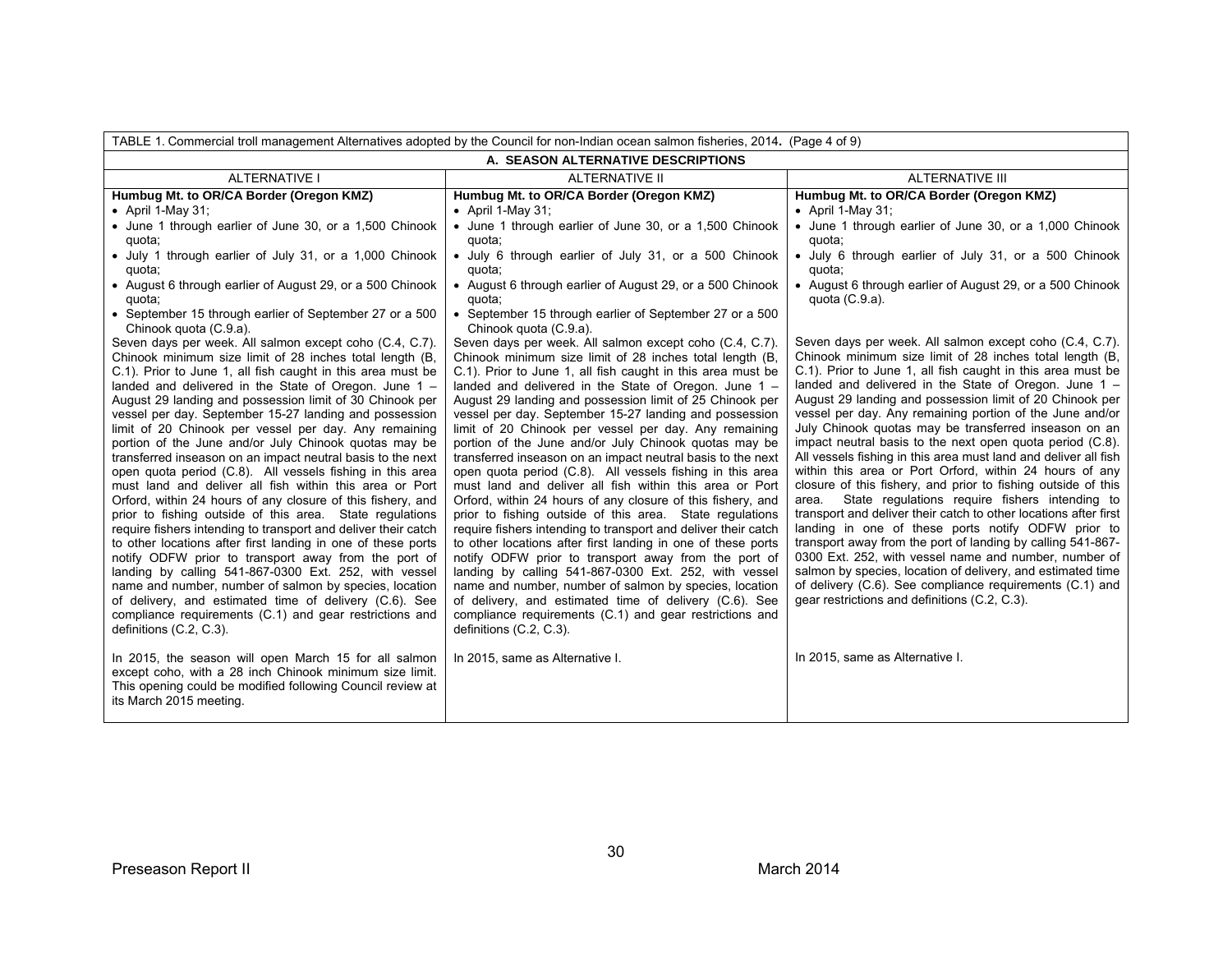TABLE 1. Commercial troll management Alternatives adopted by the Council for non-Indian ocean salmon fisheries, 2014**.** (Page 4 of 9)

| A. SEASON ALTERNATIVE DESCRIPTIONS | | |
|---|---|---|
| ALTERNATIVE I | ALTERNATIVE II | ALTERNATIVE III |
| **Humbug Mt. to OR/CA Border (Oregon KMZ)**<br>• April 1-May 31;<br>• June 1 through earlier of June 30, or a 1,500 Chinook quota;<br>• July 1 through earlier of July 31, or a 1,000 Chinook quota;<br>• August 6 through earlier of August 29, or a 500 Chinook quota;<br>• September 15 through earlier of September 27 or a 500 Chinook quota (C.9.a).<br>Seven days per week. All salmon except coho (C.4, C.7). Chinook minimum size limit of 28 inches total length (B, C.1). Prior to June 1, all fish caught in this area must be landed and delivered in the State of Oregon. June 1 – August 29 landing and possession limit of 30 Chinook per vessel per day. September 15-27 landing and possession limit of 20 Chinook per vessel per day. Any remaining portion of the June and/or July Chinook quotas may be transferred inseason on an impact neutral basis to the next open quota period (C.8). All vessels fishing in this area must land and deliver all fish within this area or Port Orford, within 24 hours of any closure of this fishery, and prior to fishing outside of this area. State regulations require fishers intending to transport and deliver their catch to other locations after first landing in one of these ports notify ODFW prior to transport away from the port of landing by calling 541-867-0300 Ext. 252, with vessel name and number, number of salmon by species, location of delivery, and estimated time of delivery (C.6). See compliance requirements (C.1) and gear restrictions and definitions (C.2, C.3). | **Humbug Mt. to OR/CA Border (Oregon KMZ)**<br>• April 1-May 31;<br>• June 1 through earlier of June 30, or a 1,500 Chinook quota;<br>• July 6 through earlier of July 31, or a 500 Chinook quota;<br>• August 6 through earlier of August 29, or a 500 Chinook quota;<br>• September 15 through earlier of September 27 or a 500 Chinook quota (C.9.a).<br>Seven days per week. All salmon except coho (C.4, C.7). Chinook minimum size limit of 28 inches total length (B, C.1). Prior to June 1, all fish caught in this area must be landed and delivered in the State of Oregon. June 1 – August 29 landing and possession limit of 25 Chinook per vessel per day. September 15-27 landing and possession limit of 20 Chinook per vessel per day. Any remaining portion of the June and/or July Chinook quotas may be transferred inseason on an impact neutral basis to the next open quota period (C.8). All vessels fishing in this area must land and deliver all fish within this area or Port Orford, within 24 hours of any closure of this fishery, and prior to fishing outside of this area. State regulations require fishers intending to transport and deliver their catch to other locations after first landing in one of these ports notify ODFW prior to transport away from the port of landing by calling 541-867-0300 Ext. 252, with vessel name and number, number of salmon by species, location of delivery, and estimated time of delivery (C.6). See compliance requirements (C.1) and gear restrictions and definitions (C.2, C.3). | **Humbug Mt. to OR/CA Border (Oregon KMZ)**<br>• April 1-May 31;<br>• June 1 through earlier of June 30, or a 1,000 Chinook quota;<br>• July 6 through earlier of July 31, or a 500 Chinook quota;<br>• August 6 through earlier of August 29, or a 500 Chinook quota (C.9.a).<br>Seven days per week. All salmon except coho (C.4, C.7). Chinook minimum size limit of 28 inches total length (B, C.1). Prior to June 1, all fish caught in this area must be landed and delivered in the State of Oregon. June 1 – August 29 landing and possession limit of 20 Chinook per vessel per day. Any remaining portion of the June and/or July Chinook quotas may be transferred inseason on an impact neutral basis to the next open quota period (C.8). All vessels fishing in this area must land and deliver all fish within this area or Port Orford, within 24 hours of any closure of this fishery, and prior to fishing outside of this area. State regulations require fishers intending to transport and deliver their catch to other locations after first landing in one of these ports notify ODFW prior to transport away from the port of landing by calling 541-867-0300 Ext. 252, with vessel name and number, number of salmon by species, location of delivery, and estimated time of delivery (C.6). See compliance requirements (C.1) and gear restrictions and definitions (C.2, C.3). |
| In 2015, the season will open March 15 for all salmon except coho, with a 28 inch Chinook minimum size limit. This opening could be modified following Council review at its March 2015 meeting. | In 2015, same as Alternative I. | In 2015, same as Alternative I. |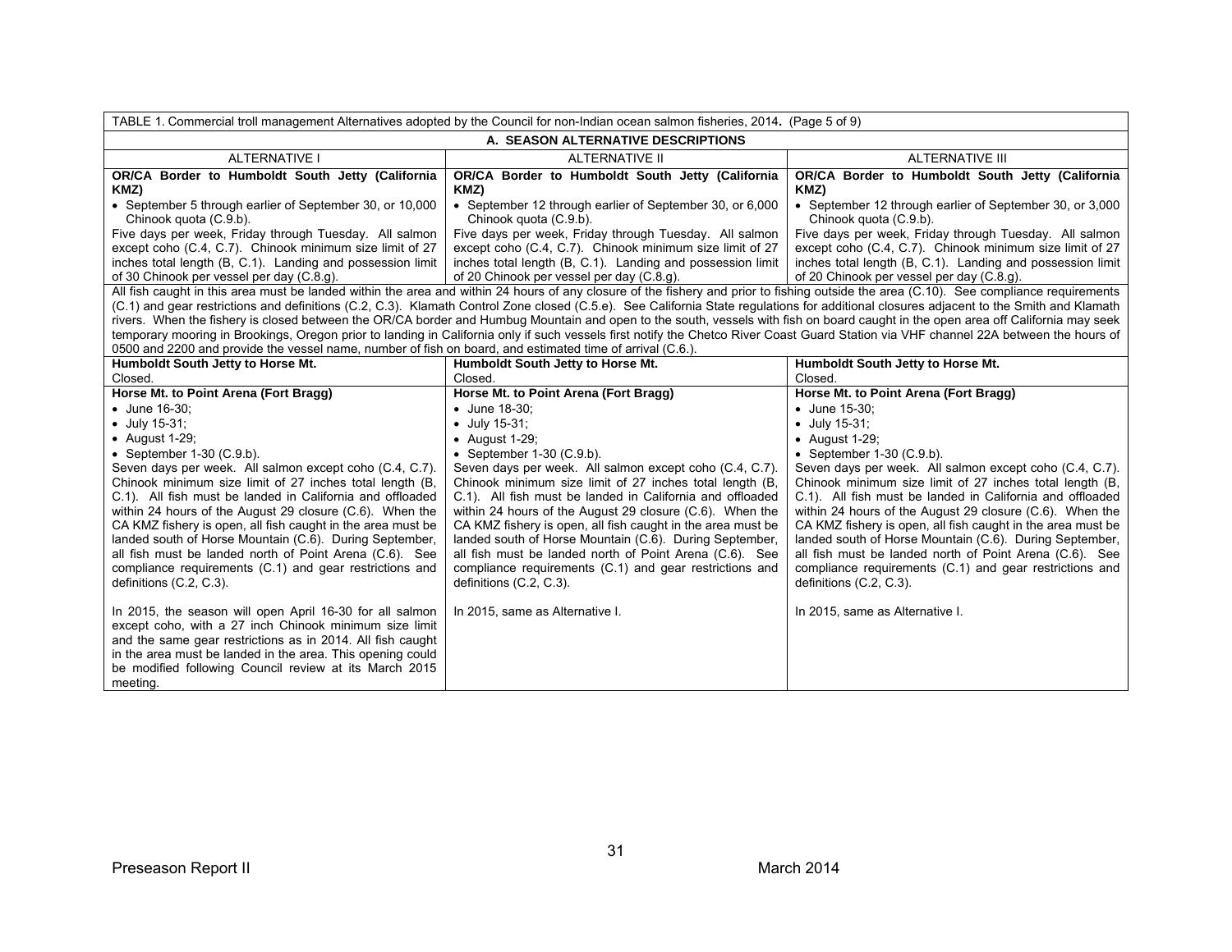TABLE 1. Commercial troll management Alternatives adopted by the Council for non-Indian ocean salmon fisheries, 2014**.** (Page 5 of 9)

| A. SEASON ALTERNATIVE DESCRIPTIONS | | |
|---|---|---|
| ALTERNATIVE I | ALTERNATIVE II | ALTERNATIVE III |
| **OR/CA Border to Humboldt South Jetty (California KMZ)**<br>• September 5 through earlier of September 30, or 10,000 Chinook quota (C.9.b).<br>Five days per week, Friday through Tuesday. All salmon except coho (C.4, C.7). Chinook minimum size limit of 27 inches total length (B, C.1). Landing and possession limit of 30 Chinook per vessel per day (C.8.g). | **OR/CA Border to Humboldt South Jetty (California KMZ)**<br>• September 12 through earlier of September 30, or 6,000 Chinook quota (C.9.b).<br>Five days per week, Friday through Tuesday. All salmon except coho (C.4, C.7). Chinook minimum size limit of 27 inches total length (B, C.1). Landing and possession limit of 20 Chinook per vessel per day (C.8.g). | **OR/CA Border to Humboldt South Jetty (California KMZ)**<br>• September 12 through earlier of September 30, or 3,000 Chinook quota (C.9.b).<br>Five days per week, Friday through Tuesday. All salmon except coho (C.4, C.7). Chinook minimum size limit of 27 inches total length (B, C.1). Landing and possession limit of 20 Chinook per vessel per day (C.8.g). |
| All fish caught in this area must be landed within the area and within 24 hours of any closure of the fishery and prior to fishing outside the area (C.10). See compliance requirements (C.1) and gear restrictions and definitions (C.2, C.3). Klamath Control Zone closed (C.5.e). See California State regulations for additional closures adjacent to the Smith and Klamath rivers. When the fishery is closed between the OR/CA border and Humbug Mountain and open to the south, vessels with fish on board caught in the open area off California may seek temporary mooring in Brookings, Oregon prior to landing in California only if such vessels first notify the Chetco River Coast Guard Station via VHF channel 22A between the hours of 0500 and 2200 and provide the vessel name, number of fish on board, and estimated time of arrival (C.6.). | | |
| **Humboldt South Jetty to Horse Mt.**<br>Closed. | **Humboldt South Jetty to Horse Mt.**<br>Closed. | **Humboldt South Jetty to Horse Mt.**<br>Closed. |
| **Horse Mt. to Point Arena (Fort Bragg)**<br>• June 16-30;<br>• July 15-31;<br>• August 1-29;<br>• September 1-30 (C.9.b).<br>Seven days per week. All salmon except coho (C.4, C.7). Chinook minimum size limit of 27 inches total length (B, C.1). All fish must be landed in California and offloaded within 24 hours of the August 29 closure (C.6). When the CA KMZ fishery is open, all fish caught in the area must be landed south of Horse Mountain (C.6). During September, all fish must be landed north of Point Arena (C.6). See compliance requirements (C.1) and gear restrictions and definitions (C.2, C.3).<br><br>In 2015, the season will open April 16-30 for all salmon except coho, with a 27 inch Chinook minimum size limit and the same gear restrictions as in 2014. All fish caught in the area must be landed in the area. This opening could be modified following Council review at its March 2015 meeting. | **Horse Mt. to Point Arena (Fort Bragg)**<br>• June 18-30;<br>• July 15-31;<br>• August 1-29;<br>• September 1-30 (C.9.b).<br>Seven days per week. All salmon except coho (C.4, C.7). Chinook minimum size limit of 27 inches total length (B, C.1). All fish must be landed in California and offloaded within 24 hours of the August 29 closure (C.6). When the CA KMZ fishery is open, all fish caught in the area must be landed south of Horse Mountain (C.6). During September, all fish must be landed north of Point Arena (C.6). See compliance requirements (C.1) and gear restrictions and definitions (C.2, C.3).<br><br>In 2015, same as Alternative I. | **Horse Mt. to Point Arena (Fort Bragg)**<br>• June 15-30;<br>• July 15-31;<br>• August 1-29;<br>• September 1-30 (C.9.b).<br>Seven days per week. All salmon except coho (C.4, C.7). Chinook minimum size limit of 27 inches total length (B, C.1). All fish must be landed in California and offloaded within 24 hours of the August 29 closure (C.6). When the CA KMZ fishery is open, all fish caught in the area must be landed south of Horse Mountain (C.6). During September, all fish must be landed north of Point Arena (C.6). See compliance requirements (C.1) and gear restrictions and definitions (C.2, C.3).<br><br>In 2015, same as Alternative I. |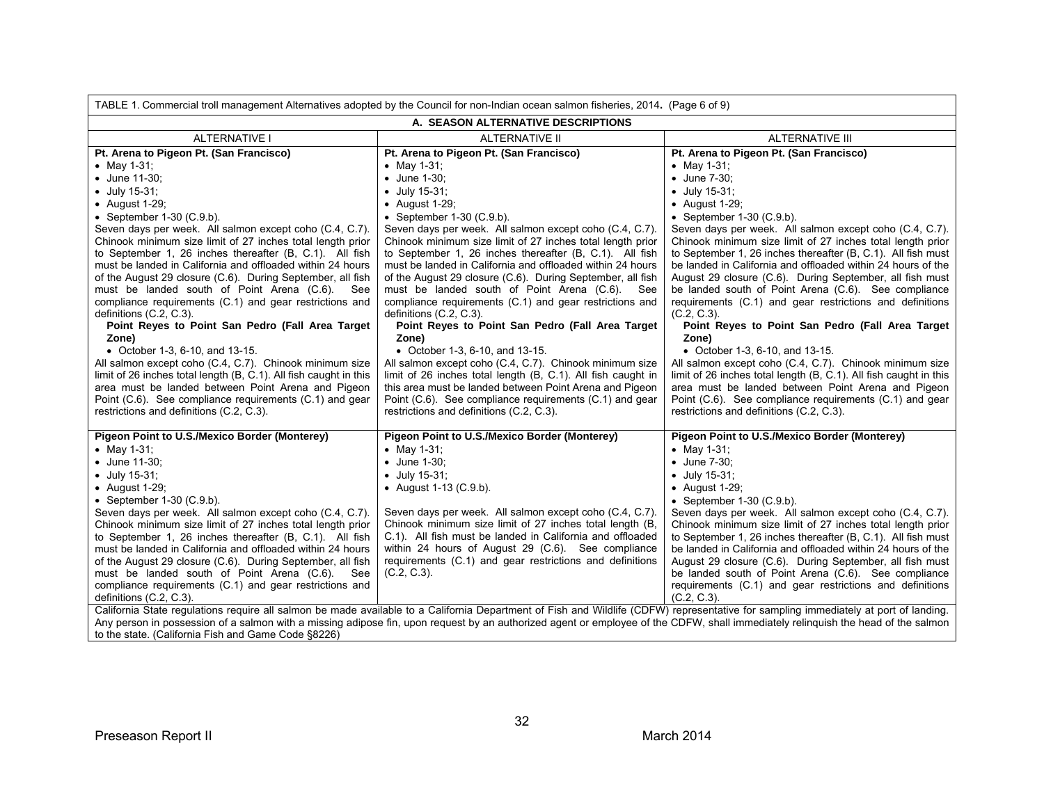TABLE 1. Commercial troll management Alternatives adopted by the Council for non-Indian ocean salmon fisheries, 2014. (Page 6 of 9)

| A. SEASON ALTERNATIVE DESCRIPTIONS | | |
|---|---|---|
| ALTERNATIVE I | ALTERNATIVE II | ALTERNATIVE III |
| **Pt. Arena to Pigeon Pt. (San Francisco)**<br>• May 1-31;<br>• June 11-30;<br>• July 15-31;<br>• August 1-29;<br>• September 1-30 (C.9.b).<br>Seven days per week. All salmon except coho (C.4, C.7). Chinook minimum size limit of 27 inches total length prior to September 1, 26 inches thereafter (B, C.1). All fish must be landed in California and offloaded within 24 hours of the August 29 closure (C.6). During September, all fish must be landed south of Point Arena (C.6). See compliance requirements (C.1) and gear restrictions and definitions (C.2, C.3).<br>**Point Reyes to Point San Pedro (Fall Area Target Zone)**<br>• October 1-3, 6-10, and 13-15.<br>All salmon except coho (C.4, C.7). Chinook minimum size limit of 26 inches total length (B, C.1). All fish caught in this area must be landed between Point Arena and Pigeon Point (C.6). See compliance requirements (C.1) and gear restrictions and definitions (C.2, C.3). | **Pt. Arena to Pigeon Pt. (San Francisco)**<br>• May 1-31;<br>• June 1-30;<br>• July 15-31;<br>• August 1-29;<br>• September 1-30 (C.9.b).<br>Seven days per week. All salmon except coho (C.4, C.7). Chinook minimum size limit of 27 inches total length prior to September 1, 26 inches thereafter (B, C.1). All fish must be landed in California and offloaded within 24 hours of the August 29 closure (C.6). During September, all fish must be landed south of Point Arena (C.6). See compliance requirements (C.1) and gear restrictions and definitions (C.2, C.3).<br>**Point Reyes to Point San Pedro (Fall Area Target Zone)**<br>• October 1-3, 6-10, and 13-15.<br>All salmon except coho (C.4, C.7). Chinook minimum size limit of 26 inches total length (B, C.1). All fish caught in this area must be landed between Point Arena and Pigeon Point (C.6). See compliance requirements (C.1) and gear restrictions and definitions (C.2, C.3). | **Pt. Arena to Pigeon Pt. (San Francisco)**<br>• May 1-31;<br>• June 7-30;<br>• July 15-31;<br>• August 1-29;<br>• September 1-30 (C.9.b).<br>Seven days per week. All salmon except coho (C.4, C.7). Chinook minimum size limit of 27 inches total length prior to September 1, 26 inches thereafter (B, C.1). All fish must be landed in California and offloaded within 24 hours of the August 29 closure (C.6). During September, all fish must be landed south of Point Arena (C.6). See compliance requirements (C.1) and gear restrictions and definitions (C.2, C.3).<br>**Point Reyes to Point San Pedro (Fall Area Target Zone)**<br>• October 1-3, 6-10, and 13-15.<br>All salmon except coho (C.4, C.7). Chinook minimum size limit of 26 inches total length (B, C.1). All fish caught in this area must be landed between Point Arena and Pigeon Point (C.6). See compliance requirements (C.1) and gear restrictions and definitions (C.2, C.3). |
| **Pigeon Point to U.S./Mexico Border (Monterey)**<br>• May 1-31;<br>• June 11-30;<br>• July 15-31;<br>• August 1-29;<br>• September 1-30 (C.9.b).<br>Seven days per week. All salmon except coho (C.4, C.7). Chinook minimum size limit of 27 inches total length prior to September 1, 26 inches thereafter (B, C.1). All fish must be landed in California and offloaded within 24 hours of the August 29 closure (C.6). During September, all fish must be landed south of Point Arena (C.6). See compliance requirements (C.1) and gear restrictions and definitions (C.2, C.3). | **Pigeon Point to U.S./Mexico Border (Monterey)**<br>• May 1-31;<br>• June 1-30;<br>• July 15-31;<br>• August 1-13 (C.9.b).<br>Seven days per week. All salmon except coho (C.4, C.7). Chinook minimum size limit of 27 inches total length (B, C.1). All fish must be landed in California and offloaded within 24 hours of August 29 (C.6). See compliance requirements (C.1) and gear restrictions and definitions (C.2, C.3). | **Pigeon Point to U.S./Mexico Border (Monterey)**<br>• May 1-31;<br>• June 7-30;<br>• July 15-31;<br>• August 1-29;<br>• September 1-30 (C.9.b).<br>Seven days per week. All salmon except coho (C.4, C.7). Chinook minimum size limit of 27 inches total length prior to September 1, 26 inches thereafter (B, C.1). All fish must be landed in California and offloaded within 24 hours of the August 29 closure (C.6). During September, all fish must be landed south of Point Arena (C.6). See compliance requirements (C.1) and gear restrictions and definitions (C.2, C.3). |
| California State regulations require all salmon be made available to a California Department of Fish and Wildlife (CDFW) representative for sampling immediately at port of landing. Any person in possession of a salmon with a missing adipose fin, upon request by an authorized agent or employee of the CDFW, shall immediately relinquish the head of the salmon to the state. (California Fish and Game Code §8226) | | |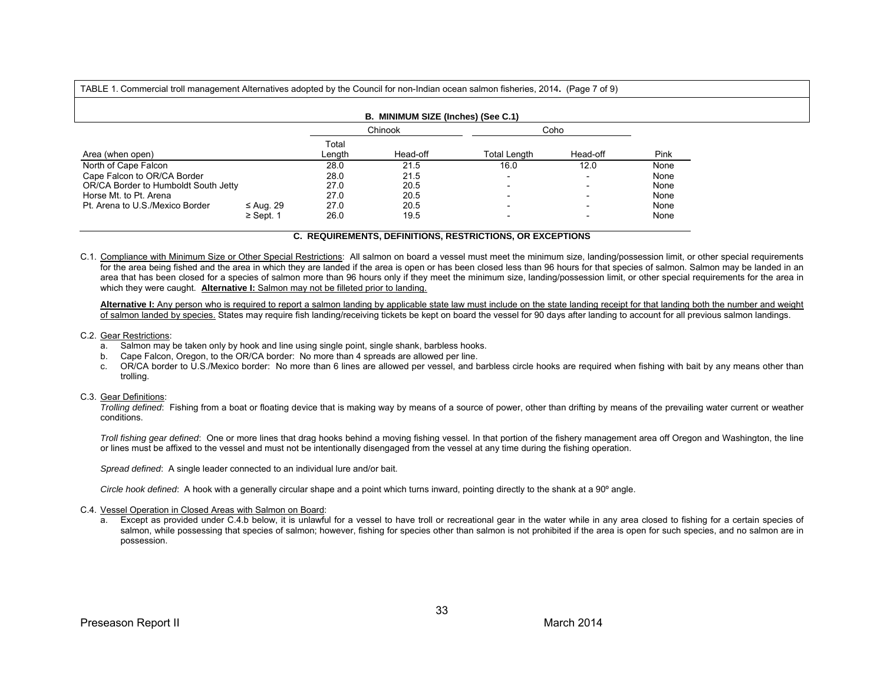TABLE 1. Commercial troll management Alternatives adopted by the Council for non-Indian ocean salmon fisheries, 2014. (Page 7 of 9)

**B. MINIMUM SIZE (Inches) (See C.1)**

| Area (when open) | | Chinook | | Coho | | |
|---|---|---|---|---|---|---|
| | | Total Length | Head-off | Total Length | Head-off | Pink |
| North of Cape Falcon | | 28.0 | 21.5 | 16.0 | 12.0 | None |
| Cape Falcon to OR/CA Border | | 28.0 | 21.5 | - | - | None |
| OR/CA Border to Humboldt South Jetty | | 27.0 | 20.5 | - | - | None |
| Horse Mt. to Pt. Arena | | 27.0 | 20.5 | - | - | None |
| Pt. Arena to U.S./Mexico Border | ≤ Aug. 29 | 27.0 | 20.5 | - | - | None |
| | ≥ Sept. 1 | 26.0 | 19.5 | - | - | None |

**C. REQUIREMENTS, DEFINITIONS, RESTRICTIONS, OR EXCEPTIONS**

C.1. Compliance with Minimum Size or Other Special Restrictions: All salmon on board a vessel must meet the minimum size, landing/possession limit, or other special requirements for the area being fished and the area in which they are landed if the area is open or has been closed less than 96 hours for that species of salmon. Salmon may be landed in an area that has been closed for a species of salmon more than 96 hours only if they meet the minimum size, landing/possession limit, or other special requirements for the area in which they were caught. **Alternative I:** Salmon may not be filleted prior to landing.

**Alternative I:** Any person who is required to report a salmon landing by applicable state law must include on the state landing receipt for that landing both the number and weight of salmon landed by species. States may require fish landing/receiving tickets be kept on board the vessel for 90 days after landing to account for all previous salmon landings.

C.2. Gear Restrictions:

a. Salmon may be taken only by hook and line using single point, single shank, barbless hooks.
b. Cape Falcon, Oregon, to the OR/CA border: No more than 4 spreads are allowed per line.
c. OR/CA border to U.S./Mexico border: No more than 6 lines are allowed per vessel, and barbless circle hooks are required when fishing with bait by any means other than trolling.

C.3. Gear Definitions:

*Trolling defined*: Fishing from a boat or floating device that is making way by means of a source of power, other than drifting by means of the prevailing water current or weather conditions.

*Troll fishing gear defined*: One or more lines that drag hooks behind a moving fishing vessel. In that portion of the fishery management area off Oregon and Washington, the line or lines must be affixed to the vessel and must not be intentionally disengaged from the vessel at any time during the fishing operation.

*Spread defined*: A single leader connected to an individual lure and/or bait.

*Circle hook defined*: A hook with a generally circular shape and a point which turns inward, pointing directly to the shank at a 90º angle.

C.4. Vessel Operation in Closed Areas with Salmon on Board:

a. Except as provided under C.4.b below, it is unlawful for a vessel to have troll or recreational gear in the water while in any area closed to fishing for a certain species of salmon, while possessing that species of salmon; however, fishing for species other than salmon is not prohibited if the area is open for such species, and no salmon are in possession.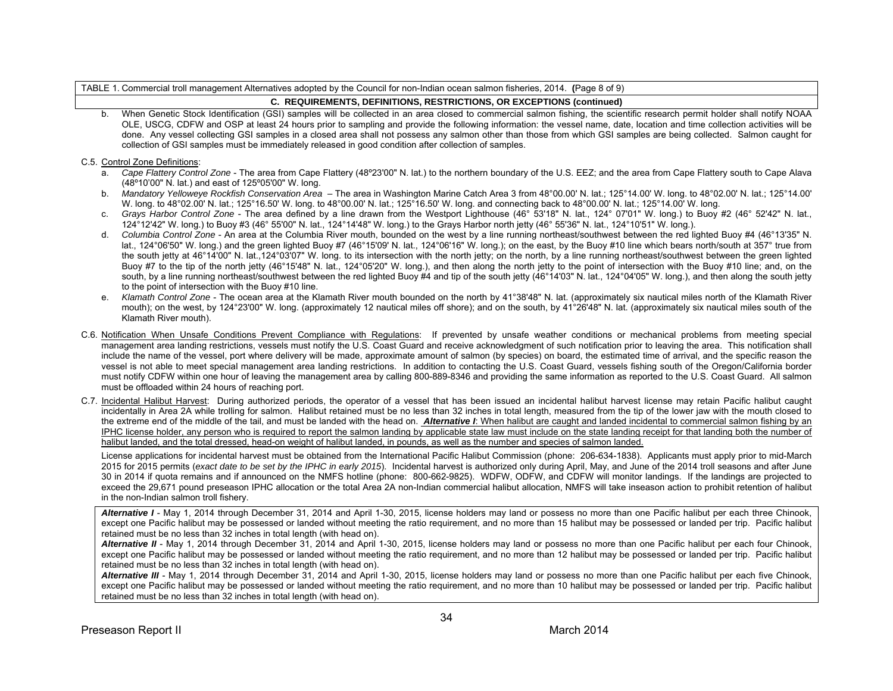TABLE 1. Commercial troll management Alternatives adopted by the Council for non-Indian ocean salmon fisheries, 2014. **(**Page 8 of 9)

**C. REQUIREMENTS, DEFINITIONS, RESTRICTIONS, OR EXCEPTIONS (continued)**

b. When Genetic Stock Identification (GSI) samples will be collected in an area closed to commercial salmon fishing, the scientific research permit holder shall notify NOAA OLE, USCG, CDFW and OSP at least 24 hours prior to sampling and provide the following information: the vessel name, date, location and time collection activities will be done. Any vessel collecting GSI samples in a closed area shall not possess any salmon other than those from which GSI samples are being collected. Salmon caught for collection of GSI samples must be immediately released in good condition after collection of samples.

C.5. Control Zone Definitions:

a. *Cape Flattery Control Zone* - The area from Cape Flattery (48º23'00" N. lat.) to the northern boundary of the U.S. EEZ; and the area from Cape Flattery south to Cape Alava (48º10'00" N. lat.) and east of 125º05'00" W. long.

b. *Mandatory Yelloweye Rockfish Conservation Area* – The area in Washington Marine Catch Area 3 from 48°00.00' N. lat.; 125°14.00' W. long. to 48°02.00' N. lat.; 125°14.00' W. long. to 48°02.00' N. lat.; 125°16.50' W. long. to 48°00.00' N. lat.; 125°16.50' W. long. and connecting back to 48°00.00' N. lat.; 125°14.00' W. long.

c. *Grays Harbor Control Zone* - The area defined by a line drawn from the Westport Lighthouse (46° 53'18" N. lat., 124° 07'01" W. long.) to Buoy #2 (46° 52'42" N. lat., 124°12'42" W. long.) to Buoy #3 (46° 55'00" N. lat., 124°14'48" W. long.) to the Grays Harbor north jetty (46° 55'36" N. lat., 124°10'51" W. long.).

d. *Columbia Control Zone* - An area at the Columbia River mouth, bounded on the west by a line running northeast/southwest between the red lighted Buoy #4 (46°13'35" N. lat., 124°06'50" W. long.) and the green lighted Buoy #7 (46°15'09' N. lat., 124°06'16" W. long.); on the east, by the Buoy #10 line which bears north/south at 357° true from the south jetty at 46°14'00" N. lat.,124°03'07" W. long. to its intersection with the north jetty; on the north, by a line running northeast/southwest between the green lighted Buoy #7 to the tip of the north jetty (46°15'48" N. lat., 124°05'20" W. long.), and then along the north jetty to the point of intersection with the Buoy #10 line; and, on the south, by a line running northeast/southwest between the red lighted Buoy #4 and tip of the south jetty (46°14'03" N. lat., 124°04'05" W. long.), and then along the south jetty to the point of intersection with the Buoy #10 line.

e. *Klamath Control Zone* - The ocean area at the Klamath River mouth bounded on the north by 41°38'48" N. lat. (approximately six nautical miles north of the Klamath River mouth); on the west, by 124°23'00" W. long. (approximately 12 nautical miles off shore); and on the south, by 41°26'48" N. lat. (approximately six nautical miles south of the Klamath River mouth).

C.6. Notification When Unsafe Conditions Prevent Compliance with Regulations: If prevented by unsafe weather conditions or mechanical problems from meeting special management area landing restrictions, vessels must notify the U.S. Coast Guard and receive acknowledgment of such notification prior to leaving the area. This notification shall include the name of the vessel, port where delivery will be made, approximate amount of salmon (by species) on board, the estimated time of arrival, and the specific reason the vessel is not able to meet special management area landing restrictions. In addition to contacting the U.S. Coast Guard, vessels fishing south of the Oregon/California border must notify CDFW within one hour of leaving the management area by calling 800-889-8346 and providing the same information as reported to the U.S. Coast Guard. All salmon must be offloaded within 24 hours of reaching port.

C.7. Incidental Halibut Harvest: During authorized periods, the operator of a vessel that has been issued an incidental halibut harvest license may retain Pacific halibut caught incidentally in Area 2A while trolling for salmon. Halibut retained must be no less than 32 inches in total length, measured from the tip of the lower jaw with the mouth closed to the extreme end of the middle of the tail, and must be landed with the head on. ***Alternative I***: When halibut are caught and landed incidental to commercial salmon fishing by an IPHC license holder, any person who is required to report the salmon landing by applicable state law must include on the state landing receipt for that landing both the number of halibut landed, and the total dressed, head-on weight of halibut landed, in pounds, as well as the number and species of salmon landed.

License applications for incidental harvest must be obtained from the International Pacific Halibut Commission (phone: 206-634-1838). Applicants must apply prior to mid-March 2015 for 2015 permits (*exact date to be set by the IPHC in early 2015*). Incidental harvest is authorized only during April, May, and June of the 2014 troll seasons and after June 30 in 2014 if quota remains and if announced on the NMFS hotline (phone: 800-662-9825). WDFW, ODFW, and CDFW will monitor landings. If the landings are projected to exceed the 29,671 pound preseason IPHC allocation or the total Area 2A non-Indian commercial halibut allocation, NMFS will take inseason action to prohibit retention of halibut in the non-Indian salmon troll fishery.

***Alternative I*** - May 1, 2014 through December 31, 2014 and April 1-30, 2015, license holders may land or possess no more than one Pacific halibut per each three Chinook, except one Pacific halibut may be possessed or landed without meeting the ratio requirement, and no more than 15 halibut may be possessed or landed per trip. Pacific halibut retained must be no less than 32 inches in total length (with head on).

***Alternative II*** - May 1, 2014 through December 31, 2014 and April 1-30, 2015, license holders may land or possess no more than one Pacific halibut per each four Chinook, except one Pacific halibut may be possessed or landed without meeting the ratio requirement, and no more than 12 halibut may be possessed or landed per trip. Pacific halibut retained must be no less than 32 inches in total length (with head on).

***Alternative III*** - May 1, 2014 through December 31, 2014 and April 1-30, 2015, license holders may land or possess no more than one Pacific halibut per each five Chinook, except one Pacific halibut may be possessed or landed without meeting the ratio requirement, and no more than 10 halibut may be possessed or landed per trip. Pacific halibut retained must be no less than 32 inches in total length (with head on).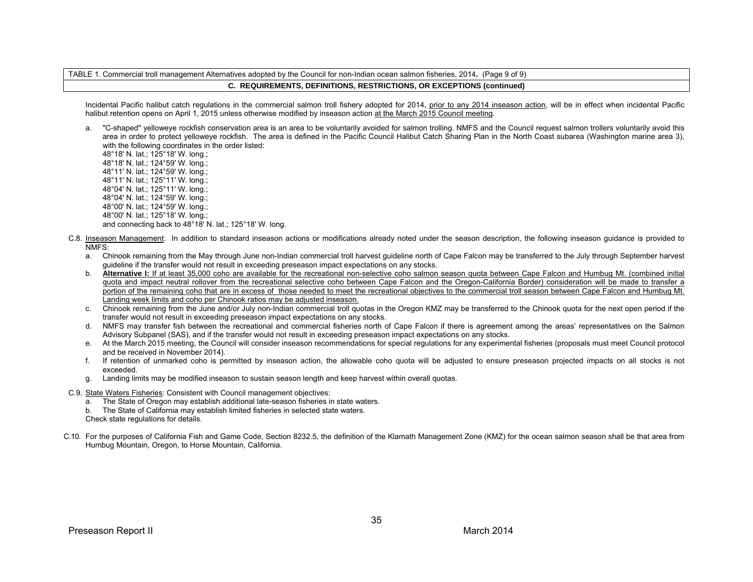TABLE 1. Commercial troll management Alternatives adopted by the Council for non-Indian ocean salmon fisheries, 2014**.** (Page 9 of 9)

**C. REQUIREMENTS, DEFINITIONS, RESTRICTIONS, OR EXCEPTIONS (continued)**

Incidental Pacific halibut catch regulations in the commercial salmon troll fishery adopted for 2014, prior to any 2014 inseason action, will be in effect when incidental Pacific halibut retention opens on April 1, 2015 unless otherwise modified by inseason action at the March 2015 Council meeting.

a. "C-shaped" yelloweye rockfish conservation area is an area to be voluntarily avoided for salmon trolling. NMFS and the Council request salmon trollers voluntarily avoid this area in order to protect yelloweye rockfish. The area is defined in the Pacific Council Halibut Catch Sharing Plan in the North Coast subarea (Washington marine area 3), with the following coordinates in the order listed:
48°18' N. lat.; 125°18' W. long.;
48°18' N. lat.; 124°59' W. long.;
48°11' N. lat.; 124°59' W. long.;
48°11' N. lat.; 125°11' W. long.;
48°04' N. lat.; 125°11' W. long.;
48°04' N. lat.; 124°59' W. long.;
48°00' N. lat.; 124°59' W. long.;
48°00' N. lat.; 125°18' W. long.;
and connecting back to 48°18' N. lat.; 125°18' W. long.

C.8. Inseason Management: In addition to standard inseason actions or modifications already noted under the season description, the following inseason guidance is provided to NMFS:

a. Chinook remaining from the May through June non-Indian commercial troll harvest guideline north of Cape Falcon may be transferred to the July through September harvest guideline if the transfer would not result in exceeding preseason impact expectations on any stocks.
b. **Alternative I:** If at least 35,000 coho are available for the recreational non-selective coho salmon season quota between Cape Falcon and Humbug Mt. (combined initial quota and impact neutral rollover from the recreational selective coho between Cape Falcon and the Oregon-California Border) consideration will be made to transfer a portion of the remaining coho that are in excess of those needed to meet the recreational objectives to the commercial troll season between Cape Falcon and Humbug Mt. Landing week limits and coho per Chinook ratios may be adjusted inseason.
c. Chinook remaining from the June and/or July non-Indian commercial troll quotas in the Oregon KMZ may be transferred to the Chinook quota for the next open period if the transfer would not result in exceeding preseason impact expectations on any stocks.
d. NMFS may transfer fish between the recreational and commercial fisheries north of Cape Falcon if there is agreement among the areas' representatives on the Salmon Advisory Subpanel (SAS), and if the transfer would not result in exceeding preseason impact expectations on any stocks.
e. At the March 2015 meeting, the Council will consider inseason recommendations for special regulations for any experimental fisheries (proposals must meet Council protocol and be received in November 2014).
f. If retention of unmarked coho is permitted by inseason action, the allowable coho quota will be adjusted to ensure preseason projected impacts on all stocks is not exceeded.
g. Landing limits may be modified inseason to sustain season length and keep harvest within overall quotas.

C.9. State Waters Fisheries: Consistent with Council management objectives:

a. The State of Oregon may establish additional late-season fisheries in state waters.
b. The State of California may establish limited fisheries in selected state waters.

Check state regulations for details.

C.10. For the purposes of California Fish and Game Code, Section 8232.5, the definition of the Klamath Management Zone (KMZ) for the ocean salmon season shall be that area from Humbug Mountain, Oregon, to Horse Mountain, California.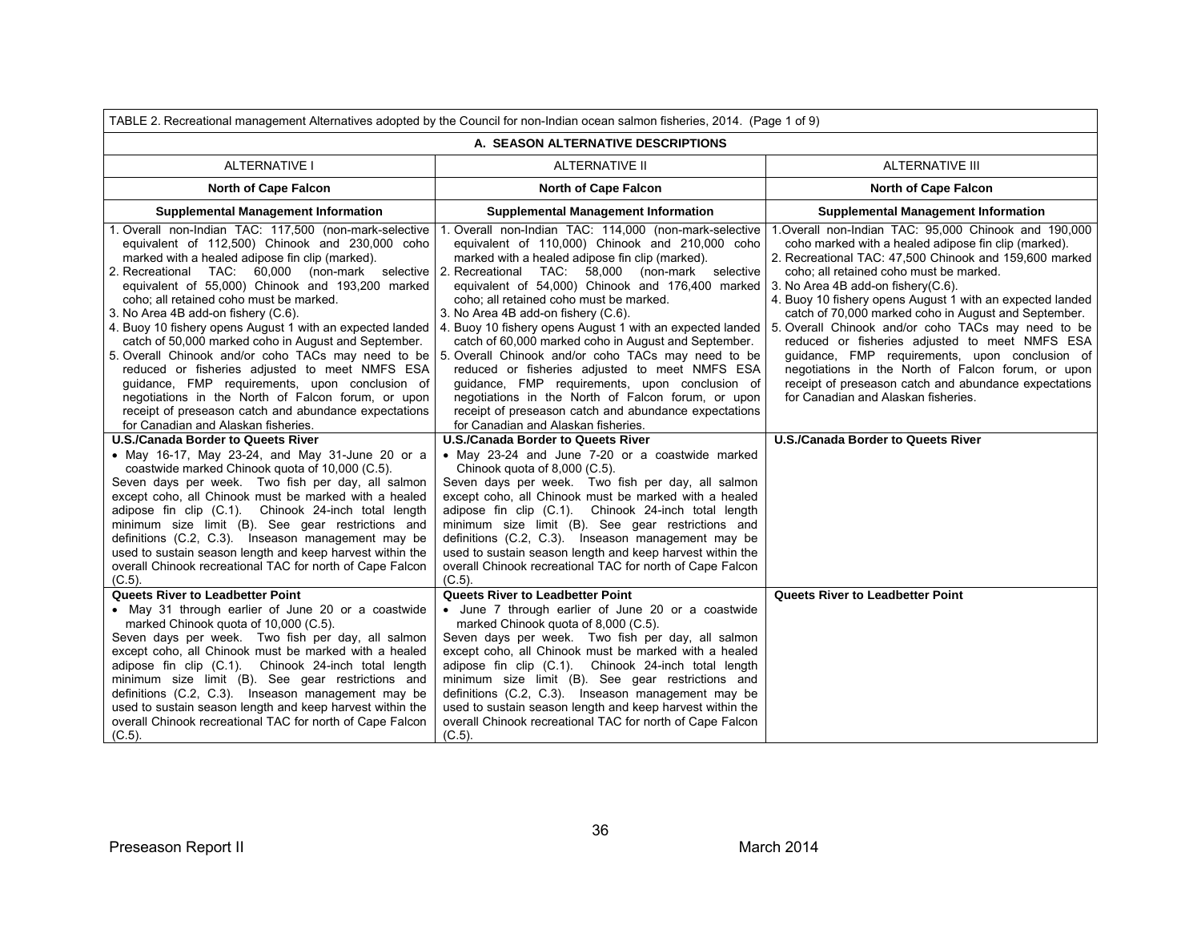| TABLE 2. Recreational management Alternatives adopted by the Council for non-Indian ocean salmon fisheries, 2014. (Page 1 of 9) | | |
|---|---|---|
| **A. SEASON ALTERNATIVE DESCRIPTIONS** | | |
| ALTERNATIVE I | ALTERNATIVE II | ALTERNATIVE III |
| **North of Cape Falcon** | **North of Cape Falcon** | **North of Cape Falcon** |
| **Supplemental Management Information** | **Supplemental Management Information** | **Supplemental Management Information** |
| 1. Overall non-Indian TAC: 117,500 (non-mark-selective equivalent of 112,500) Chinook and 230,000 coho marked with a healed adipose fin clip (marked).<br>2. Recreational TAC: 60,000 (non-mark selective equivalent of 55,000) Chinook and 193,200 marked coho; all retained coho must be marked.<br>3. No Area 4B add-on fishery (C.6).<br>4. Buoy 10 fishery opens August 1 with an expected landed catch of 50,000 marked coho in August and September.<br>5. Overall Chinook and/or coho TACs may need to be reduced or fisheries adjusted to meet NMFS ESA guidance, FMP requirements, upon conclusion of negotiations in the North of Falcon forum, or upon receipt of preseason catch and abundance expectations for Canadian and Alaskan fisheries. | 1. Overall non-Indian TAC: 114,000 (non-mark-selective equivalent of 110,000) Chinook and 210,000 coho marked with a healed adipose fin clip (marked).<br>2. Recreational TAC: 58,000 (non-mark selective equivalent of 54,000) Chinook and 176,400 marked coho; all retained coho must be marked.<br>3. No Area 4B add-on fishery (C.6).<br>4. Buoy 10 fishery opens August 1 with an expected landed catch of 60,000 marked coho in August and September.<br>5. Overall Chinook and/or coho TACs may need to be reduced or fisheries adjusted to meet NMFS ESA guidance, FMP requirements, upon conclusion of negotiations in the North of Falcon forum, or upon receipt of preseason catch and abundance expectations for Canadian and Alaskan fisheries. | 1. Overall non-Indian TAC: 95,000 Chinook and 190,000 coho marked with a healed adipose fin clip (marked).<br>2. Recreational TAC: 47,500 Chinook and 159,600 marked coho; all retained coho must be marked.<br>3. No Area 4B add-on fishery(C.6).<br>4. Buoy 10 fishery opens August 1 with an expected landed catch of 70,000 marked coho in August and September.<br>5. Overall Chinook and/or coho TACs may need to be reduced or fisheries adjusted to meet NMFS ESA guidance, FMP requirements, upon conclusion of negotiations in the North of Falcon forum, or upon receipt of preseason catch and abundance expectations for Canadian and Alaskan fisheries. |
| **U.S./Canada Border to Queets River**<br>• May 16-17, May 23-24, and May 31-June 20 or a coastwide marked Chinook quota of 10,000 (C.5).<br>Seven days per week. Two fish per day, all salmon except coho, all Chinook must be marked with a healed adipose fin clip (C.1). Chinook 24-inch total length minimum size limit (B). See gear restrictions and definitions (C.2, C.3). Inseason management may be used to sustain season length and keep harvest within the overall Chinook recreational TAC for north of Cape Falcon (C.5). | **U.S./Canada Border to Queets River**<br>• May 23-24 and June 7-20 or a coastwide marked Chinook quota of 8,000 (C.5).<br>Seven days per week. Two fish per day, all salmon except coho, all Chinook must be marked with a healed adipose fin clip (C.1). Chinook 24-inch total length minimum size limit (B). See gear restrictions and definitions (C.2, C.3). Inseason management may be used to sustain season length and keep harvest within the overall Chinook recreational TAC for north of Cape Falcon (C.5). | **U.S./Canada Border to Queets River** |
| **Queets River to Leadbetter Point**<br>• May 31 through earlier of June 20 or a coastwide marked Chinook quota of 10,000 (C.5).<br>Seven days per week. Two fish per day, all salmon except coho, all Chinook must be marked with a healed adipose fin clip (C.1). Chinook 24-inch total length minimum size limit (B). See gear restrictions and definitions (C.2, C.3). Inseason management may be used to sustain season length and keep harvest within the overall Chinook recreational TAC for north of Cape Falcon (C.5). | **Queets River to Leadbetter Point**<br>• June 7 through earlier of June 20 or a coastwide marked Chinook quota of 8,000 (C.5).<br>Seven days per week. Two fish per day, all salmon except coho, all Chinook must be marked with a healed adipose fin clip (C.1). Chinook 24-inch total length minimum size limit (B). See gear restrictions and definitions (C.2, C.3). Inseason management may be used to sustain season length and keep harvest within the overall Chinook recreational TAC for north of Cape Falcon (C.5). | **Queets River to Leadbetter Point** |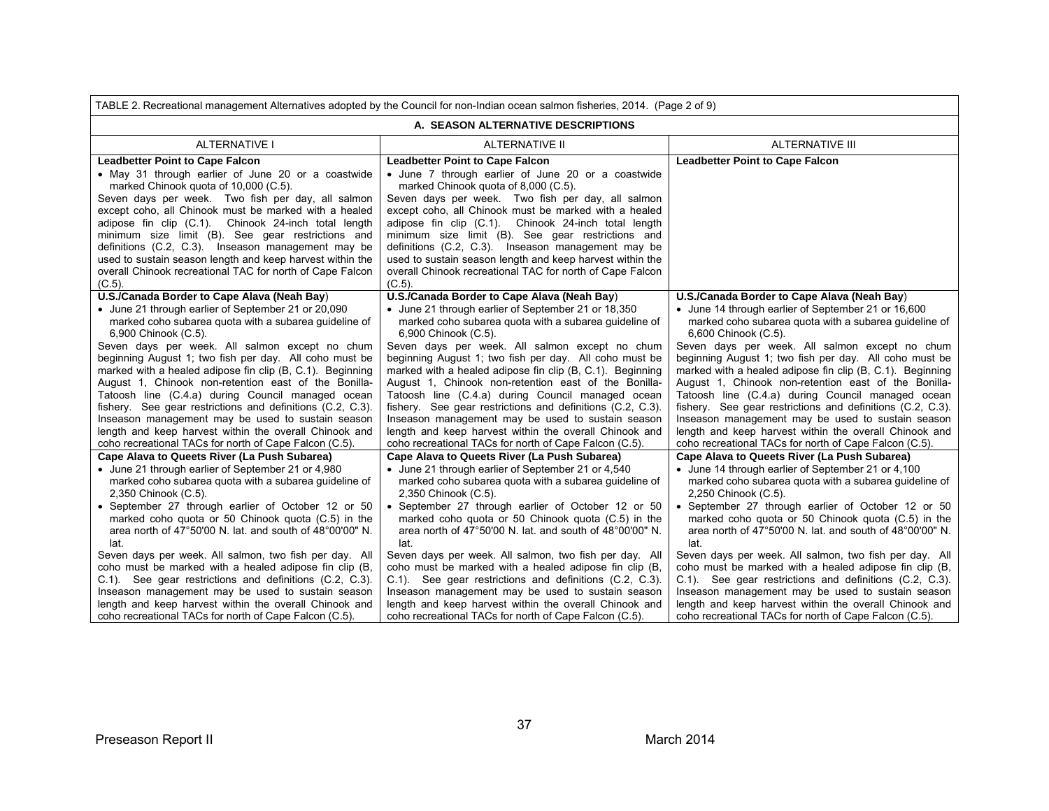TABLE 2. Recreational management Alternatives adopted by the Council for non-Indian ocean salmon fisheries, 2014. (Page 2 of 9)

| A. SEASON ALTERNATIVE DESCRIPTIONS | | |
|---|---|---|
| ALTERNATIVE I | ALTERNATIVE II | ALTERNATIVE III |
| **Leadbetter Point to Cape Falcon**<br>• May 31 through earlier of June 20 or a coastwide marked Chinook quota of 10,000 (C.5).<br>Seven days per week. Two fish per day, all salmon except coho, all Chinook must be marked with a healed adipose fin clip (C.1). Chinook 24-inch total length minimum size limit (B). See gear restrictions and definitions (C.2, C.3). Inseason management may be used to sustain season length and keep harvest within the overall Chinook recreational TAC for north of Cape Falcon (C.5). | **Leadbetter Point to Cape Falcon**<br>• June 7 through earlier of June 20 or a coastwide marked Chinook quota of 8,000 (C.5).<br>Seven days per week. Two fish per day, all salmon except coho, all Chinook must be marked with a healed adipose fin clip (C.1). Chinook 24-inch total length minimum size limit (B). See gear restrictions and definitions (C.2, C.3). Inseason management may be used to sustain season length and keep harvest within the overall Chinook recreational TAC for north of Cape Falcon (C.5). | **Leadbetter Point to Cape Falcon** |
| **U.S./Canada Border to Cape Alava (Neah Bay)**<br>• June 21 through earlier of September 21 or 20,090 marked coho subarea quota with a subarea guideline of 6,900 Chinook (C.5).<br>Seven days per week. All salmon except no chum beginning August 1; two fish per day. All coho must be marked with a healed adipose fin clip (B, C.1). Beginning August 1, Chinook non-retention east of the Bonilla-Tatoosh line (C.4.a) during Council managed ocean fishery. See gear restrictions and definitions (C.2, C.3). Inseason management may be used to sustain season length and keep harvest within the overall Chinook and coho recreational TACs for north of Cape Falcon (C.5). | **U.S./Canada Border to Cape Alava (Neah Bay)**<br>• June 21 through earlier of September 21 or 18,350 marked coho subarea quota with a subarea guideline of 6,900 Chinook (C.5).<br>Seven days per week. All salmon except no chum beginning August 1; two fish per day. All coho must be marked with a healed adipose fin clip (B, C.1). Beginning August 1, Chinook non-retention east of the Bonilla-Tatoosh line (C.4.a) during Council managed ocean fishery. See gear restrictions and definitions (C.2, C.3). Inseason management may be used to sustain season length and keep harvest within the overall Chinook and coho recreational TACs for north of Cape Falcon (C.5). | **U.S./Canada Border to Cape Alava (Neah Bay)**<br>• June 14 through earlier of September 21 or 16,600 marked coho subarea quota with a subarea guideline of 6,600 Chinook (C.5).<br>Seven days per week. All salmon except no chum beginning August 1; two fish per day. All coho must be marked with a healed adipose fin clip (B, C.1). Beginning August 1, Chinook non-retention east of the Bonilla-Tatoosh line (C.4.a) during Council managed ocean fishery. See gear restrictions and definitions (C.2, C.3). Inseason management may be used to sustain season length and keep harvest within the overall Chinook and coho recreational TACs for north of Cape Falcon (C.5). |
| **Cape Alava to Queets River (La Push Subarea)**<br>• June 21 through earlier of September 21 or 4,980 marked coho subarea quota with a subarea guideline of 2,350 Chinook (C.5).<br>• September 27 through earlier of October 12 or 50 marked coho quota or 50 Chinook quota (C.5) in the area north of 47°50'00 N. lat. and south of 48°00'00" N. lat.<br>Seven days per week. All salmon, two fish per day. All coho must be marked with a healed adipose fin clip (B, C.1). See gear restrictions and definitions (C.2, C.3). Inseason management may be used to sustain season length and keep harvest within the overall Chinook and coho recreational TACs for north of Cape Falcon (C.5). | **Cape Alava to Queets River (La Push Subarea)**<br>• June 21 through earlier of September 21 or 4,540 marked coho subarea quota with a subarea guideline of 2,350 Chinook (C.5).<br>• September 27 through earlier of October 12 or 50 marked coho quota or 50 Chinook quota (C.5) in the area north of 47°50'00 N. lat. and south of 48°00'00" N. lat.<br>Seven days per week. All salmon, two fish per day. All coho must be marked with a healed adipose fin clip (B, C.1). See gear restrictions and definitions (C.2, C.3). Inseason management may be used to sustain season length and keep harvest within the overall Chinook and coho recreational TACs for north of Cape Falcon (C.5). | **Cape Alava to Queets River (La Push Subarea)**<br>• June 14 through earlier of September 21 or 4,100 marked coho subarea quota with a subarea guideline of 2,250 Chinook (C.5).<br>• September 27 through earlier of October 12 or 50 marked coho quota or 50 Chinook quota (C.5) in the area north of 47°50'00 N. lat. and south of 48°00'00" N. lat.<br>Seven days per week. All salmon, two fish per day. All coho must be marked with a healed adipose fin clip (B, C.1). See gear restrictions and definitions (C.2, C.3). Inseason management may be used to sustain season length and keep harvest within the overall Chinook and coho recreational TACs for north of Cape Falcon (C.5). |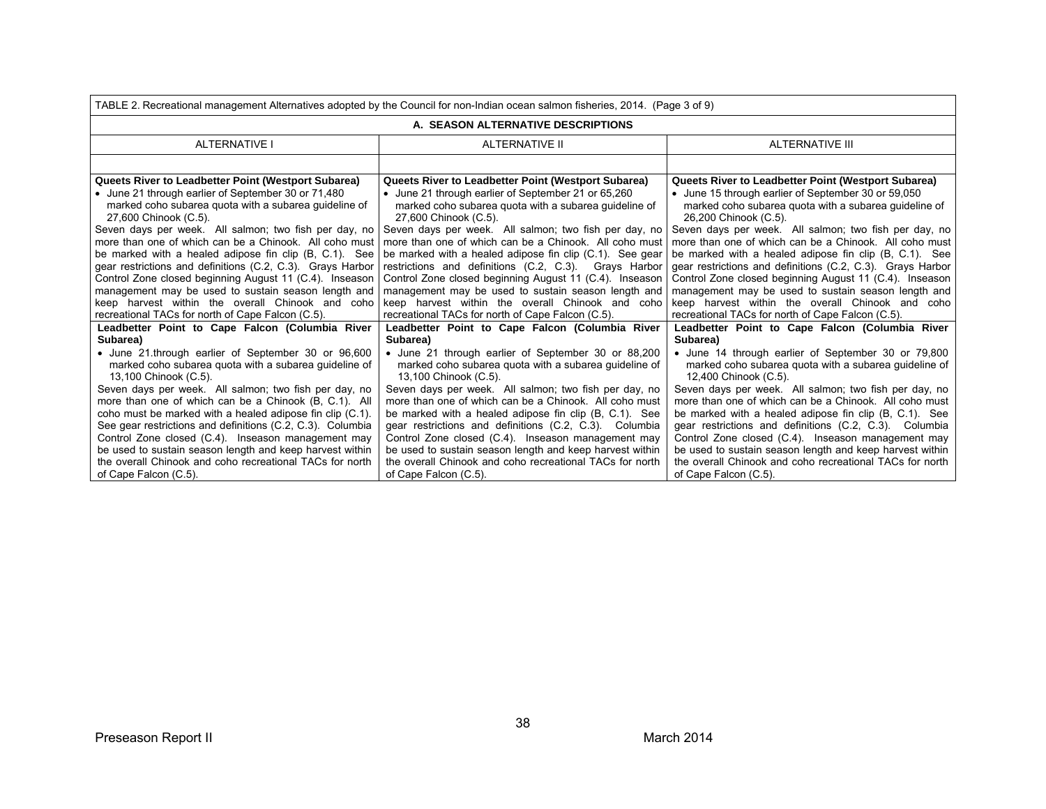TABLE 2. Recreational management Alternatives adopted by the Council for non-Indian ocean salmon fisheries, 2014. (Page 3 of 9)

**A. SEASON ALTERNATIVE DESCRIPTIONS**

| ALTERNATIVE I | ALTERNATIVE II | ALTERNATIVE III |
|---|---|---|
| | | |
| **Queets River to Leadbetter Point (Westport Subarea)**<br>• June 21 through earlier of September 30 or 71,480 marked coho subarea quota with a subarea guideline of 27,600 Chinook (C.5).<br>Seven days per week. All salmon; two fish per day, no more than one of which can be a Chinook. All coho must be marked with a healed adipose fin clip (B, C.1). See gear restrictions and definitions (C.2, C.3). Grays Harbor Control Zone closed beginning August 11 (C.4). Inseason management may be used to sustain season length and keep harvest within the overall Chinook and coho recreational TACs for north of Cape Falcon (C.5). | **Queets River to Leadbetter Point (Westport Subarea)**<br>• June 21 through earlier of September 21 or 65,260 marked coho subarea quota with a subarea guideline of 27,600 Chinook (C.5).<br>Seven days per week. All salmon; two fish per day, no more than one of which can be a Chinook. All coho must be marked with a healed adipose fin clip (C.1). See gear restrictions and definitions (C.2, C.3). Grays Harbor Control Zone closed beginning August 11 (C.4). Inseason management may be used to sustain season length and keep harvest within the overall Chinook and coho recreational TACs for north of Cape Falcon (C.5). | **Queets River to Leadbetter Point (Westport Subarea)**<br>• June 15 through earlier of September 30 or 59,050 marked coho subarea quota with a subarea guideline of 26,200 Chinook (C.5).<br>Seven days per week. All salmon; two fish per day, no more than one of which can be a Chinook. All coho must be marked with a healed adipose fin clip (B, C.1). See gear restrictions and definitions (C.2, C.3). Grays Harbor Control Zone closed beginning August 11 (C.4). Inseason management may be used to sustain season length and keep harvest within the overall Chinook and coho recreational TACs for north of Cape Falcon (C.5). |
| **Leadbetter Point to Cape Falcon (Columbia River Subarea)**<br>• June 21.through earlier of September 30 or 96,600 marked coho subarea quota with a subarea guideline of 13,100 Chinook (C.5).<br>Seven days per week. All salmon; two fish per day, no more than one of which can be a Chinook (B, C.1). All coho must be marked with a healed adipose fin clip (C.1). See gear restrictions and definitions (C.2, C.3). Columbia Control Zone closed (C.4). Inseason management may be used to sustain season length and keep harvest within the overall Chinook and coho recreational TACs for north of Cape Falcon (C.5). | **Leadbetter Point to Cape Falcon (Columbia River Subarea)**<br>• June 21 through earlier of September 30 or 88,200 marked coho subarea quota with a subarea guideline of 13,100 Chinook (C.5).<br>Seven days per week. All salmon; two fish per day, no more than one of which can be a Chinook. All coho must be marked with a healed adipose fin clip (B, C.1). See gear restrictions and definitions (C.2, C.3). Columbia Control Zone closed (C.4). Inseason management may be used to sustain season length and keep harvest within the overall Chinook and coho recreational TACs for north of Cape Falcon (C.5). | **Leadbetter Point to Cape Falcon (Columbia River Subarea)**<br>• June 14 through earlier of September 30 or 79,800 marked coho subarea quota with a subarea guideline of 12,400 Chinook (C.5).<br>Seven days per week. All salmon; two fish per day, no more than one of which can be a Chinook. All coho must be marked with a healed adipose fin clip (B, C.1). See gear restrictions and definitions (C.2, C.3). Columbia Control Zone closed (C.4). Inseason management may be used to sustain season length and keep harvest within the overall Chinook and coho recreational TACs for north of Cape Falcon (C.5). |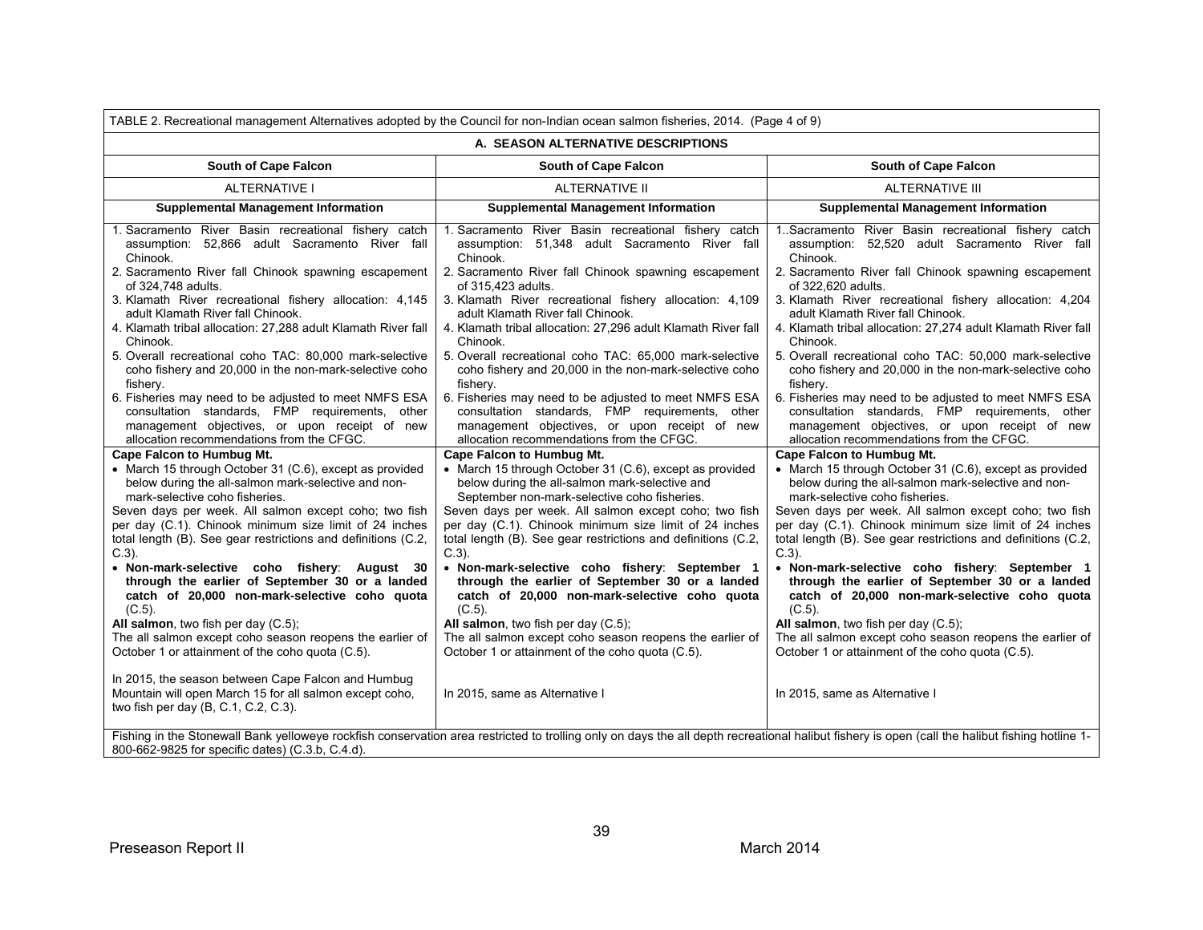TABLE 2. Recreational management Alternatives adopted by the Council for non-Indian ocean salmon fisheries, 2014. (Page 4 of 9)

| A. SEASON ALTERNATIVE DESCRIPTIONS | | |
|---|---|---|
| **South of Cape Falcon** | **South of Cape Falcon** | **South of Cape Falcon** |
| ALTERNATIVE I | ALTERNATIVE II | ALTERNATIVE III |
| **Supplemental Management Information** | **Supplemental Management Information** | **Supplemental Management Information** |
| 1. Sacramento River Basin recreational fishery catch assumption: 52,866 adult Sacramento River fall Chinook.<br>2. Sacramento River fall Chinook spawning escapement of 324,748 adults.<br>3. Klamath River recreational fishery allocation: 4,145 adult Klamath River fall Chinook.<br>4. Klamath tribal allocation: 27,288 adult Klamath River fall Chinook.<br>5. Overall recreational coho TAC: 80,000 mark-selective coho fishery and 20,000 in the non-mark-selective coho fishery.<br>6. Fisheries may need to be adjusted to meet NMFS ESA consultation standards, FMP requirements, other management objectives, or upon receipt of new allocation recommendations from the CFGC. | 1. Sacramento River Basin recreational fishery catch assumption: 51,348 adult Sacramento River fall Chinook.<br>2. Sacramento River fall Chinook spawning escapement of 315,423 adults.<br>3. Klamath River recreational fishery allocation: 4,109 adult Klamath River fall Chinook.<br>4. Klamath tribal allocation: 27,296 adult Klamath River fall Chinook.<br>5. Overall recreational coho TAC: 65,000 mark-selective coho fishery and 20,000 in the non-mark-selective coho fishery.<br>6. Fisheries may need to be adjusted to meet NMFS ESA consultation standards, FMP requirements, other management objectives, or upon receipt of new allocation recommendations from the CFGC. | 1..Sacramento River Basin recreational fishery catch assumption: 52,520 adult Sacramento River fall Chinook.<br>2. Sacramento River fall Chinook spawning escapement of 322,620 adults.<br>3. Klamath River recreational fishery allocation: 4,204 adult Klamath River fall Chinook.<br>4. Klamath tribal allocation: 27,274 adult Klamath River fall Chinook.<br>5. Overall recreational coho TAC: 50,000 mark-selective coho fishery and 20,000 in the non-mark-selective coho fishery.<br>6. Fisheries may need to be adjusted to meet NMFS ESA consultation standards, FMP requirements, other management objectives, or upon receipt of new allocation recommendations from the CFGC. |
| **Cape Falcon to Humbug Mt.**<br>• March 15 through October 31 (C.6), except as provided below during the all-salmon mark-selective and non-mark-selective coho fisheries.<br>Seven days per week. All salmon except coho; two fish per day (C.1). Chinook minimum size limit of 24 inches total length (B). See gear restrictions and definitions (C.2, C.3).<br>• **Non-mark-selective coho fishery**: **August 30 through the earlier of September 30 or a landed catch of 20,000 non-mark-selective coho quota** (C.5).<br>**All salmon**, two fish per day (C.5);<br>The all salmon except coho season reopens the earlier of October 1 or attainment of the coho quota (C.5).<br><br>In 2015, the season between Cape Falcon and Humbug Mountain will open March 15 for all salmon except coho, two fish per day (B, C.1, C.2, C.3). | **Cape Falcon to Humbug Mt.**<br>• March 15 through October 31 (C.6), except as provided below during the all-salmon mark-selective and September non-mark-selective coho fisheries.<br>Seven days per week. All salmon except coho; two fish per day (C.1). Chinook minimum size limit of 24 inches total length (B). See gear restrictions and definitions (C.2, C.3).<br>• **Non-mark-selective coho fishery**: **September 1 through the earlier of September 30 or a landed catch of 20,000 non-mark-selective coho quota** (C.5).<br>**All salmon**, two fish per day (C.5);<br>The all salmon except coho season reopens the earlier of October 1 or attainment of the coho quota (C.5).<br><br>In 2015, same as Alternative I | **Cape Falcon to Humbug Mt.**<br>• March 15 through October 31 (C.6), except as provided below during the all-salmon mark-selective and non-mark-selective coho fisheries.<br>Seven days per week. All salmon except coho; two fish per day (C.1). Chinook minimum size limit of 24 inches total length (B). See gear restrictions and definitions (C.2, C.3).<br>• **Non-mark-selective coho fishery**: **September 1 through the earlier of September 30 or a landed catch of 20,000 non-mark-selective coho quota** (C.5).<br>**All salmon**, two fish per day (C.5);<br>The all salmon except coho season reopens the earlier of October 1 or attainment of the coho quota (C.5).<br><br>In 2015, same as Alternative I |
| Fishing in the Stonewall Bank yelloweye rockfish conservation area restricted to trolling only on days the all depth recreational halibut fishery is open (call the halibut fishing hotline 1-800-662-9825 for specific dates) (C.3.b, C.4.d). | | |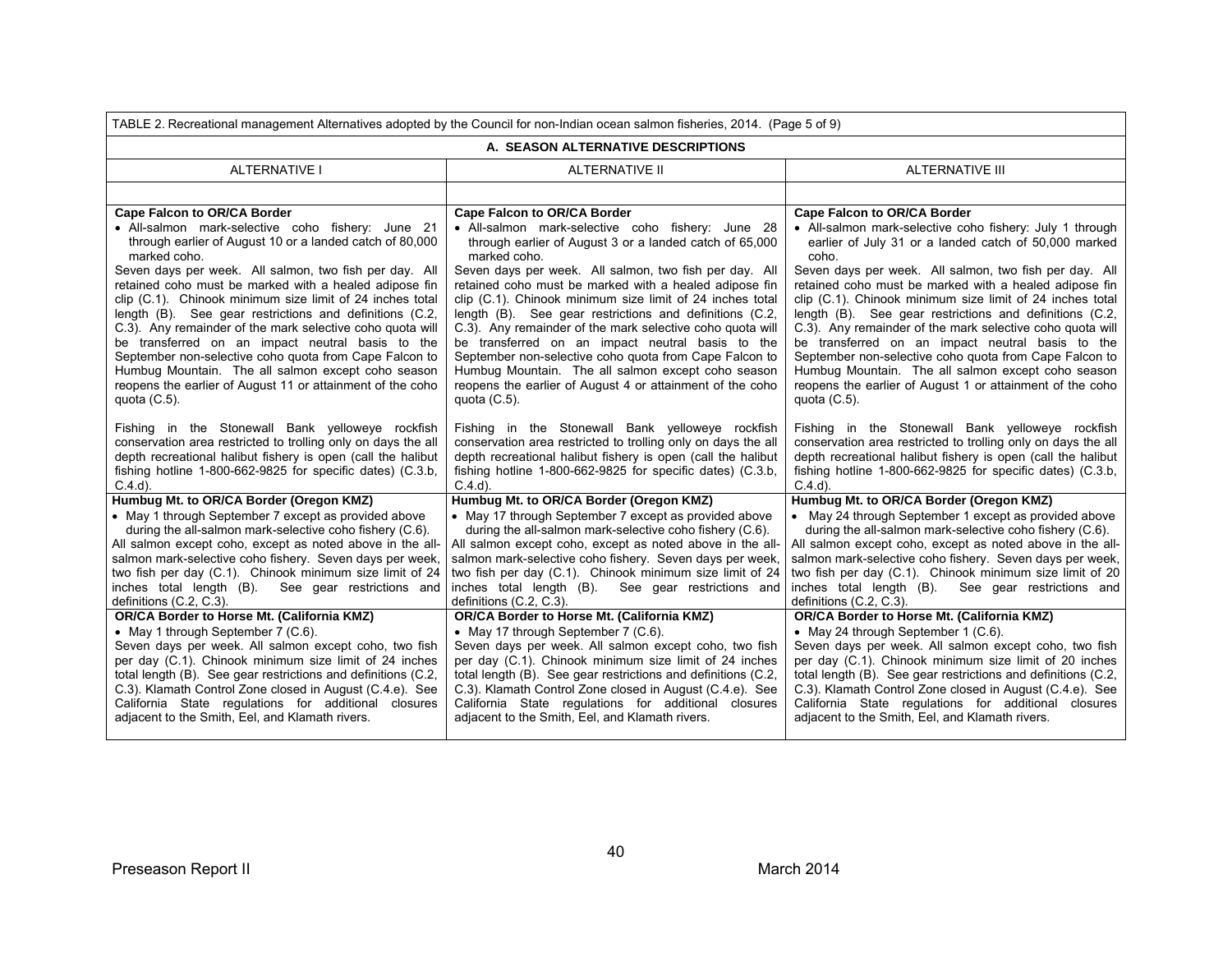| TABLE 2. Recreational management Alternatives adopted by the Council for non-Indian ocean salmon fisheries, 2014. (Page 5 of 9) | | |
|---|---|---|
| **A. SEASON ALTERNATIVE DESCRIPTIONS** | | |
| ALTERNATIVE I | ALTERNATIVE II | ALTERNATIVE III |
| | | |
| **Cape Falcon to OR/CA Border**<br>• All-salmon mark-selective coho fishery: June 21 through earlier of August 10 or a landed catch of 80,000 marked coho.<br>Seven days per week. All salmon, two fish per day. All retained coho must be marked with a healed adipose fin clip (C.1). Chinook minimum size limit of 24 inches total length (B). See gear restrictions and definitions (C.2, C.3). Any remainder of the mark selective coho quota will be transferred on an impact neutral basis to the September non-selective coho quota from Cape Falcon to Humbug Mountain. The all salmon except coho season reopens the earlier of August 11 or attainment of the coho quota (C.5).<br><br>Fishing in the Stonewall Bank yelloweye rockfish conservation area restricted to trolling only on days the all depth recreational halibut fishery is open (call the halibut fishing hotline 1-800-662-9825 for specific dates) (C.3.b, C.4.d). | **Cape Falcon to OR/CA Border**<br>• All-salmon mark-selective coho fishery: June 28 through earlier of August 3 or a landed catch of 65,000 marked coho.<br>Seven days per week. All salmon, two fish per day. All retained coho must be marked with a healed adipose fin clip (C.1). Chinook minimum size limit of 24 inches total length (B). See gear restrictions and definitions (C.2, C.3). Any remainder of the mark selective coho quota will be transferred on an impact neutral basis to the September non-selective coho quota from Cape Falcon to Humbug Mountain. The all salmon except coho season reopens the earlier of August 4 or attainment of the coho quota (C.5).<br><br>Fishing in the Stonewall Bank yelloweye rockfish conservation area restricted to trolling only on days the all depth recreational halibut fishery is open (call the halibut fishing hotline 1-800-662-9825 for specific dates) (C.3.b, C.4.d). | **Cape Falcon to OR/CA Border**<br>• All-salmon mark-selective coho fishery: July 1 through earlier of July 31 or a landed catch of 50,000 marked coho.<br>Seven days per week. All salmon, two fish per day. All retained coho must be marked with a healed adipose fin clip (C.1). Chinook minimum size limit of 24 inches total length (B). See gear restrictions and definitions (C.2, C.3). Any remainder of the mark selective coho quota will be transferred on an impact neutral basis to the September non-selective coho quota from Cape Falcon to Humbug Mountain. The all salmon except coho season reopens the earlier of August 1 or attainment of the coho quota (C.5).<br><br>Fishing in the Stonewall Bank yelloweye rockfish conservation area restricted to trolling only on days the all depth recreational halibut fishery is open (call the halibut fishing hotline 1-800-662-9825 for specific dates) (C.3.b, C.4.d). |
| **Humbug Mt. to OR/CA Border (Oregon KMZ)**<br>• May 1 through September 7 except as provided above during the all-salmon mark-selective coho fishery (C.6).<br>All salmon except coho, except as noted above in the all-salmon mark-selective coho fishery. Seven days per week, two fish per day (C.1). Chinook minimum size limit of 24 inches total length (B). See gear restrictions and definitions (C.2, C.3). | **Humbug Mt. to OR/CA Border (Oregon KMZ)**<br>• May 17 through September 7 except as provided above during the all-salmon mark-selective coho fishery (C.6).<br>All salmon except coho, except as noted above in the all-salmon mark-selective coho fishery. Seven days per week, two fish per day (C.1). Chinook minimum size limit of 24 inches total length (B). See gear restrictions and definitions (C.2, C.3). | **Humbug Mt. to OR/CA Border (Oregon KMZ)**<br>• May 24 through September 1 except as provided above during the all-salmon mark-selective coho fishery (C.6).<br>All salmon except coho, except as noted above in the all-salmon mark-selective coho fishery. Seven days per week, two fish per day (C.1). Chinook minimum size limit of 20 inches total length (B). See gear restrictions and definitions (C.2, C.3). |
| **OR/CA Border to Horse Mt. (California KMZ)**<br>• May 1 through September 7 (C.6).<br>Seven days per week. All salmon except coho, two fish per day (C.1). Chinook minimum size limit of 24 inches total length (B). See gear restrictions and definitions (C.2, C.3). Klamath Control Zone closed in August (C.4.e). See California State regulations for additional closures adjacent to the Smith, Eel, and Klamath rivers. | **OR/CA Border to Horse Mt. (California KMZ)**<br>• May 17 through September 7 (C.6).<br>Seven days per week. All salmon except coho, two fish per day (C.1). Chinook minimum size limit of 24 inches total length (B). See gear restrictions and definitions (C.2, C.3). Klamath Control Zone closed in August (C.4.e). See California State regulations for additional closures adjacent to the Smith, Eel, and Klamath rivers. | **OR/CA Border to Horse Mt. (California KMZ)**<br>• May 24 through September 1 (C.6).<br>Seven days per week. All salmon except coho, two fish per day (C.1). Chinook minimum size limit of 20 inches total length (B). See gear restrictions and definitions (C.2, C.3). Klamath Control Zone closed in August (C.4.e). See California State regulations for additional closures adjacent to the Smith, Eel, and Klamath rivers. |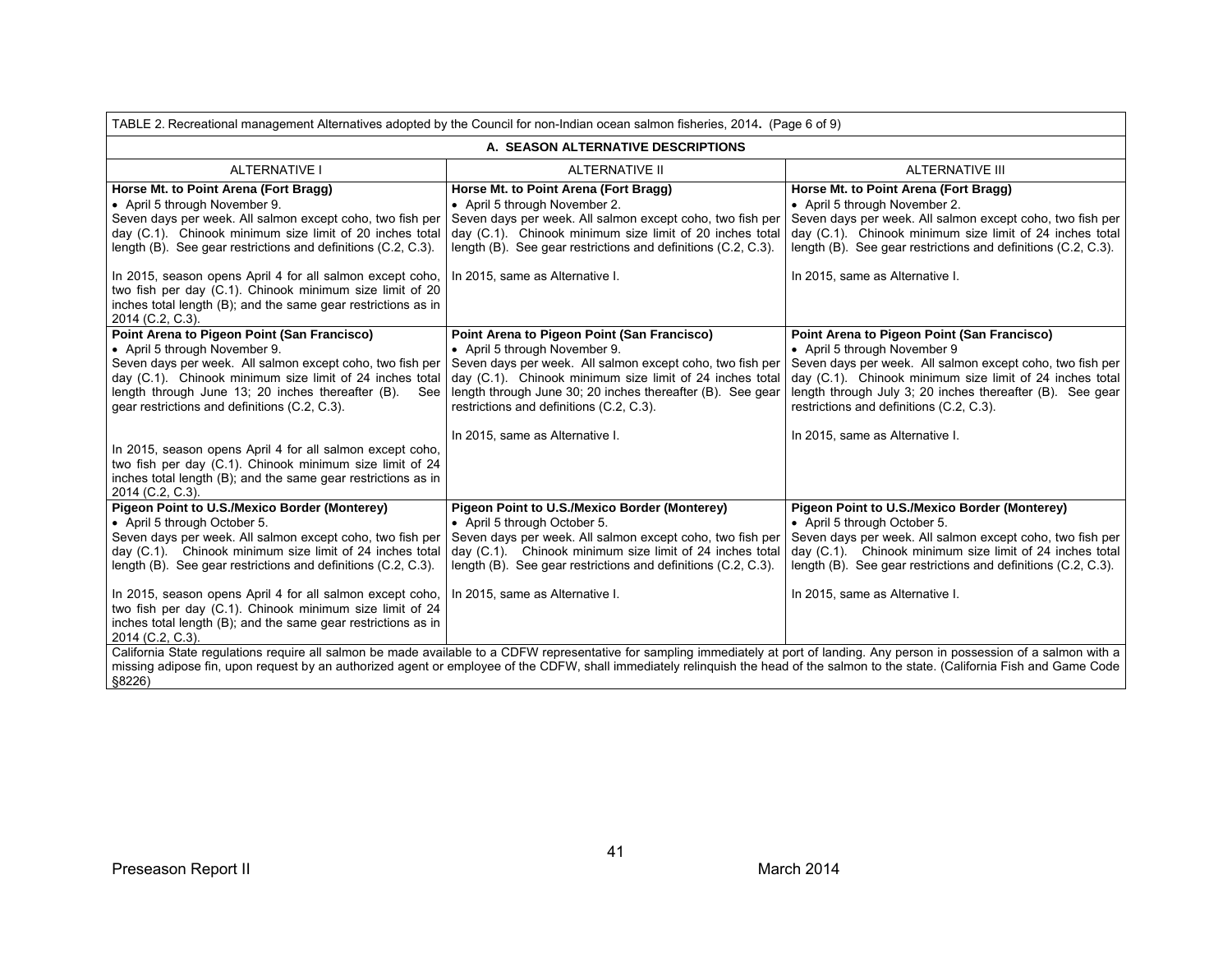| TABLE 2. Recreational management Alternatives adopted by the Council for non-Indian ocean salmon fisheries, 2014. (Page 6 of 9) | | |
|---|---|---|
| **A. SEASON ALTERNATIVE DESCRIPTIONS** | | |
| ALTERNATIVE I | ALTERNATIVE II | ALTERNATIVE III |
| **Horse Mt. to Point Arena (Fort Bragg)**<br>• April 5 through November 9.<br>Seven days per week. All salmon except coho, two fish per day (C.1). Chinook minimum size limit of 20 inches total length (B). See gear restrictions and definitions (C.2, C.3).<br><br>In 2015, season opens April 4 for all salmon except coho, two fish per day (C.1). Chinook minimum size limit of 20 inches total length (B); and the same gear restrictions as in 2014 (C.2, C.3). | **Horse Mt. to Point Arena (Fort Bragg)**<br>• April 5 through November 2.<br>Seven days per week. All salmon except coho, two fish per day (C.1). Chinook minimum size limit of 20 inches total length (B). See gear restrictions and definitions (C.2, C.3).<br><br>In 2015, same as Alternative I. | **Horse Mt. to Point Arena (Fort Bragg)**<br>• April 5 through November 2.<br>Seven days per week. All salmon except coho, two fish per day (C.1). Chinook minimum size limit of 24 inches total length (B). See gear restrictions and definitions (C.2, C.3).<br><br>In 2015, same as Alternative I. |
| **Point Arena to Pigeon Point (San Francisco)**<br>• April 5 through November 9.<br>Seven days per week. All salmon except coho, two fish per day (C.1). Chinook minimum size limit of 24 inches total length through June 13; 20 inches thereafter (B). See gear restrictions and definitions (C.2, C.3).<br><br>In 2015, season opens April 4 for all salmon except coho, two fish per day (C.1). Chinook minimum size limit of 24 inches total length (B); and the same gear restrictions as in 2014 (C.2, C.3). | **Point Arena to Pigeon Point (San Francisco)**<br>• April 5 through November 9.<br>Seven days per week. All salmon except coho, two fish per day (C.1). Chinook minimum size limit of 24 inches total length through June 30; 20 inches thereafter (B). See gear restrictions and definitions (C.2, C.3).<br><br>In 2015, same as Alternative I. | **Point Arena to Pigeon Point (San Francisco)**<br>• April 5 through November 9<br>Seven days per week. All salmon except coho, two fish per day (C.1). Chinook minimum size limit of 24 inches total length through July 3; 20 inches thereafter (B). See gear restrictions and definitions (C.2, C.3).<br><br>In 2015, same as Alternative I. |
| **Pigeon Point to U.S./Mexico Border (Monterey)**<br>• April 5 through October 5.<br>Seven days per week. All salmon except coho, two fish per day (C.1). Chinook minimum size limit of 24 inches total length (B). See gear restrictions and definitions (C.2, C.3).<br><br>In 2015, season opens April 4 for all salmon except coho, two fish per day (C.1). Chinook minimum size limit of 24 inches total length (B); and the same gear restrictions as in 2014 (C.2, C.3). | **Pigeon Point to U.S./Mexico Border (Monterey)**<br>• April 5 through October 5.<br>Seven days per week. All salmon except coho, two fish per day (C.1). Chinook minimum size limit of 24 inches total length (B). See gear restrictions and definitions (C.2, C.3).<br><br>In 2015, same as Alternative I. | **Pigeon Point to U.S./Mexico Border (Monterey)**<br>• April 5 through October 5.<br>Seven days per week. All salmon except coho, two fish per day (C.1). Chinook minimum size limit of 24 inches total length (B). See gear restrictions and definitions (C.2, C.3).<br><br>In 2015, same as Alternative I. |
| California State regulations require all salmon be made available to a CDFW representative for sampling immediately at port of landing. Any person in possession of a salmon with a missing adipose fin, upon request by an authorized agent or employee of the CDFW, shall immediately relinquish the head of the salmon to the state. (California Fish and Game Code §8226) | | |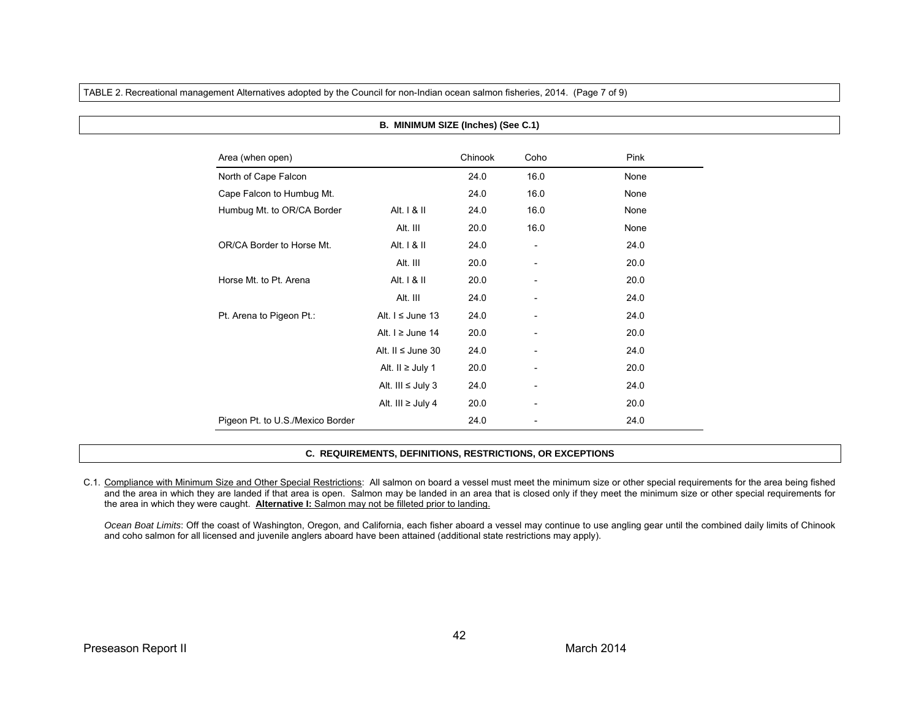TABLE 2. Recreational management Alternatives adopted by the Council for non-Indian ocean salmon fisheries, 2014. (Page 7 of 9)

**B. MINIMUM SIZE (Inches) (See C.1)**

| Area (when open) | | Chinook | Coho | Pink |
|---|---|---|---|---|
| North of Cape Falcon | | 24.0 | 16.0 | None |
| Cape Falcon to Humbug Mt. | | 24.0 | 16.0 | None |
| Humbug Mt. to OR/CA Border | Alt. I & II | 24.0 | 16.0 | None |
| | Alt. III | 20.0 | 16.0 | None |
| OR/CA Border to Horse Mt. | Alt. I & II | 24.0 | - | 24.0 |
| | Alt. III | 20.0 | - | 20.0 |
| Horse Mt. to Pt. Arena | Alt. I & II | 20.0 | - | 20.0 |
| | Alt. III | 24.0 | - | 24.0 |
| Pt. Arena to Pigeon Pt.: | Alt. I ≤ June 13 | 24.0 | - | 24.0 |
| | Alt. I ≥ June 14 | 20.0 | - | 20.0 |
| | Alt. II ≤ June 30 | 24.0 | - | 24.0 |
| | Alt. II ≥ July 1 | 20.0 | - | 20.0 |
| | Alt. III ≤ July 3 | 24.0 | - | 24.0 |
| | Alt. III ≥ July 4 | 20.0 | - | 20.0 |
| Pigeon Pt. to U.S./Mexico Border | | 24.0 | - | 24.0 |

**C. REQUIREMENTS, DEFINITIONS, RESTRICTIONS, OR EXCEPTIONS**

C.1. Compliance with Minimum Size and Other Special Restrictions: All salmon on board a vessel must meet the minimum size or other special requirements for the area being fished and the area in which they are landed if that area is open. Salmon may be landed in an area that is closed only if they meet the minimum size or other special requirements for the area in which they were caught. **Alternative I:** Salmon may not be filleted prior to landing.

*Ocean Boat Limits*: Off the coast of Washington, Oregon, and California, each fisher aboard a vessel may continue to use angling gear until the combined daily limits of Chinook and coho salmon for all licensed and juvenile anglers aboard have been attained (additional state restrictions may apply).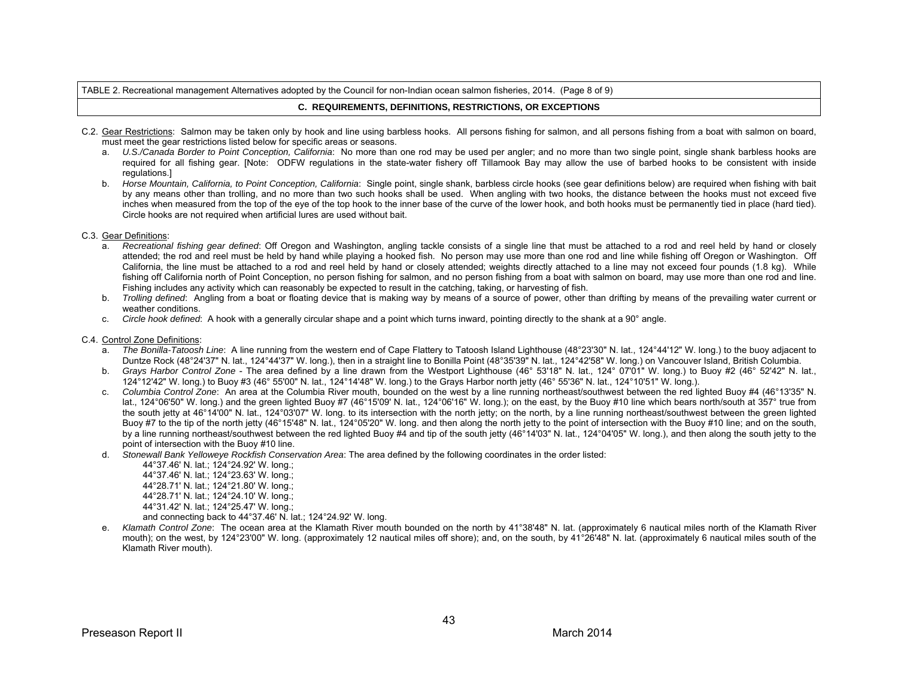TABLE 2. Recreational management Alternatives adopted by the Council for non-Indian ocean salmon fisheries, 2014. (Page 8 of 9)

**C. REQUIREMENTS, DEFINITIONS, RESTRICTIONS, OR EXCEPTIONS**

C.2. Gear Restrictions: Salmon may be taken only by hook and line using barbless hooks. All persons fishing for salmon, and all persons fishing from a boat with salmon on board, must meet the gear restrictions listed below for specific areas or seasons.

a. *U.S./Canada Border to Point Conception, California*: No more than one rod may be used per angler; and no more than two single point, single shank barbless hooks are required for all fishing gear. [Note: ODFW regulations in the state-water fishery off Tillamook Bay may allow the use of barbed hooks to be consistent with inside regulations.]

b. *Horse Mountain, California, to Point Conception, California*: Single point, single shank, barbless circle hooks (see gear definitions below) are required when fishing with bait by any means other than trolling, and no more than two such hooks shall be used. When angling with two hooks, the distance between the hooks must not exceed five inches when measured from the top of the eye of the top hook to the inner base of the curve of the lower hook, and both hooks must be permanently tied in place (hard tied). Circle hooks are not required when artificial lures are used without bait.

C.3. Gear Definitions:

a. *Recreational fishing gear defined*: Off Oregon and Washington, angling tackle consists of a single line that must be attached to a rod and reel held by hand or closely attended; the rod and reel must be held by hand while playing a hooked fish. No person may use more than one rod and line while fishing off Oregon or Washington. Off California, the line must be attached to a rod and reel held by hand or closely attended; weights directly attached to a line may not exceed four pounds (1.8 kg). While fishing off California north of Point Conception, no person fishing for salmon, and no person fishing from a boat with salmon on board, may use more than one rod and line. Fishing includes any activity which can reasonably be expected to result in the catching, taking, or harvesting of fish.

b. *Trolling defined*: Angling from a boat or floating device that is making way by means of a source of power, other than drifting by means of the prevailing water current or weather conditions.

c. *Circle hook defined*: A hook with a generally circular shape and a point which turns inward, pointing directly to the shank at a 90° angle.

C.4. Control Zone Definitions:

a. *The Bonilla-Tatoosh Line*: A line running from the western end of Cape Flattery to Tatoosh Island Lighthouse (48°23'30" N. lat., 124°44'12" W. long.) to the buoy adjacent to Duntze Rock (48°24'37" N. lat., 124°44'37" W. long.), then in a straight line to Bonilla Point (48°35'39" N. lat., 124°42'58" W. long.) on Vancouver Island, British Columbia.

b. *Grays Harbor Control Zone* - The area defined by a line drawn from the Westport Lighthouse (46° 53'18" N. lat., 124° 07'01" W. long.) to Buoy #2 (46° 52'42" N. lat., 124°12'42" W. long.) to Buoy #3 (46° 55'00" N. lat., 124°14'48" W. long.) to the Grays Harbor north jetty (46° 55'36" N. lat., 124°10'51" W. long.).

c. *Columbia Control Zone*: An area at the Columbia River mouth, bounded on the west by a line running northeast/southwest between the red lighted Buoy #4 (46°13'35" N. lat., 124°06'50" W. long.) and the green lighted Buoy #7 (46°15'09' N. lat., 124°06'16" W. long.); on the east, by the Buoy #10 line which bears north/south at 357° true from the south jetty at 46°14'00" N. lat., 124°03'07" W. long. to its intersection with the north jetty; on the north, by a line running northeast/southwest between the green lighted Buoy #7 to the tip of the north jetty (46°15'48" N. lat., 124°05'20" W. long. and then along the north jetty to the point of intersection with the Buoy #10 line; and on the south, by a line running northeast/southwest between the red lighted Buoy #4 and tip of the south jetty (46°14'03" N. lat., 124°04'05" W. long.), and then along the south jetty to the point of intersection with the Buoy #10 line.

d. *Stonewall Bank Yelloweye Rockfish Conservation Area*: The area defined by the following coordinates in the order listed:

44°37.46' N. lat.; 124°24.92' W. long.;
44°37.46' N. lat.; 124°23.63' W. long.;
44°28.71' N. lat.; 124°21.80' W. long.;
44°28.71' N. lat.; 124°24.10' W. long.;
44°31.42' N. lat.; 124°25.47' W. long.;
and connecting back to 44°37.46' N. lat.; 124°24.92' W. long.

e. *Klamath Control Zone*: The ocean area at the Klamath River mouth bounded on the north by 41°38'48" N. lat. (approximately 6 nautical miles north of the Klamath River mouth); on the west, by 124°23'00" W. long. (approximately 12 nautical miles off shore); and, on the south, by 41°26'48" N. lat. (approximately 6 nautical miles south of the Klamath River mouth).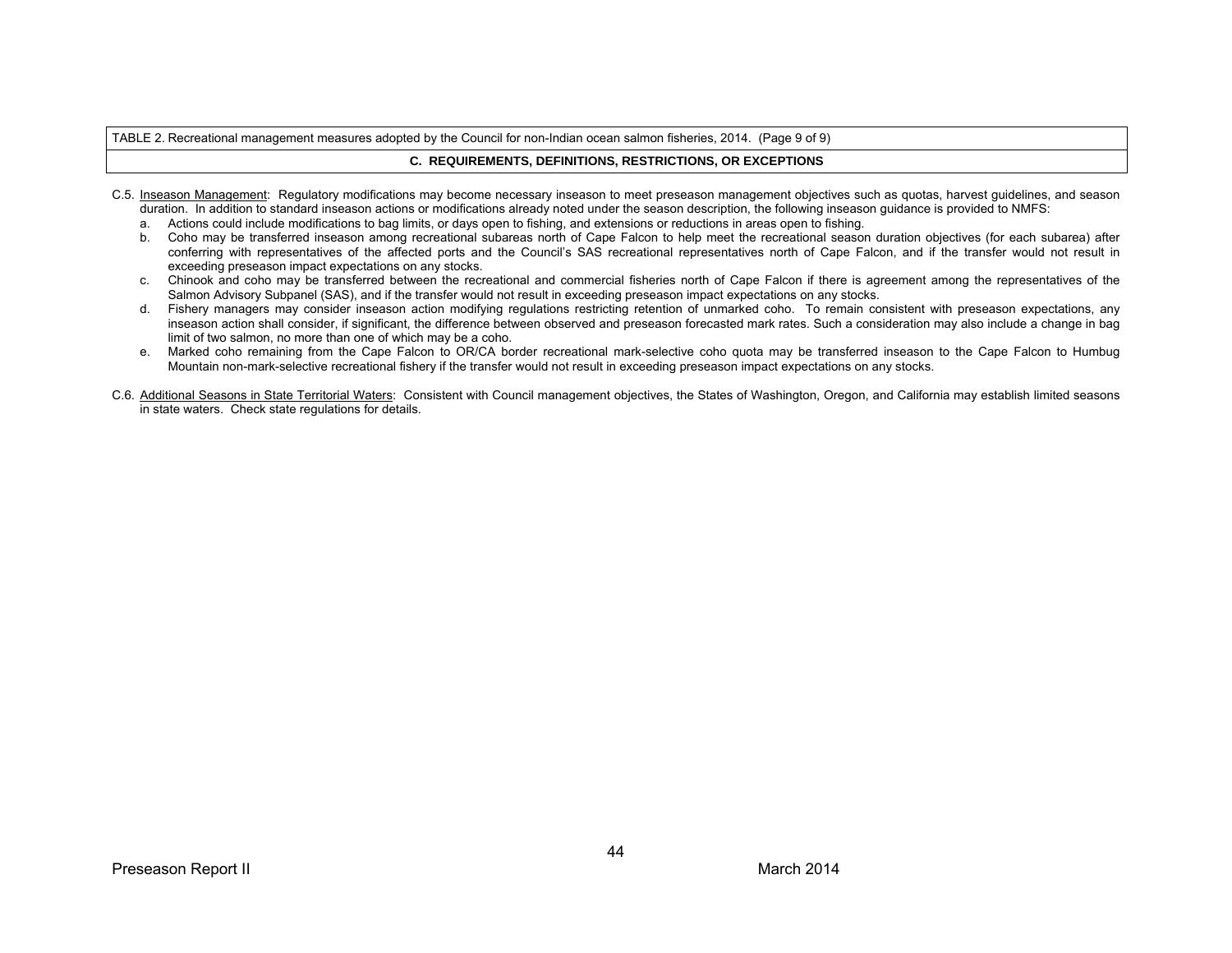TABLE 2. Recreational management measures adopted by the Council for non-Indian ocean salmon fisheries, 2014. (Page 9 of 9)

**C. REQUIREMENTS, DEFINITIONS, RESTRICTIONS, OR EXCEPTIONS**

C.5. Inseason Management: Regulatory modifications may become necessary inseason to meet preseason management objectives such as quotas, harvest guidelines, and season duration. In addition to standard inseason actions or modifications already noted under the season description, the following inseason guidance is provided to NMFS:

a. Actions could include modifications to bag limits, or days open to fishing, and extensions or reductions in areas open to fishing.
b. Coho may be transferred inseason among recreational subareas north of Cape Falcon to help meet the recreational season duration objectives (for each subarea) after conferring with representatives of the affected ports and the Council's SAS recreational representatives north of Cape Falcon, and if the transfer would not result in exceeding preseason impact expectations on any stocks.
c. Chinook and coho may be transferred between the recreational and commercial fisheries north of Cape Falcon if there is agreement among the representatives of the Salmon Advisory Subpanel (SAS), and if the transfer would not result in exceeding preseason impact expectations on any stocks.
d. Fishery managers may consider inseason action modifying regulations restricting retention of unmarked coho. To remain consistent with preseason expectations, any inseason action shall consider, if significant, the difference between observed and preseason forecasted mark rates. Such a consideration may also include a change in bag limit of two salmon, no more than one of which may be a coho.
e. Marked coho remaining from the Cape Falcon to OR/CA border recreational mark-selective coho quota may be transferred inseason to the Cape Falcon to Humbug Mountain non-mark-selective recreational fishery if the transfer would not result in exceeding preseason impact expectations on any stocks.

C.6. Additional Seasons in State Territorial Waters: Consistent with Council management objectives, the States of Washington, Oregon, and California may establish limited seasons in state waters. Check state regulations for details.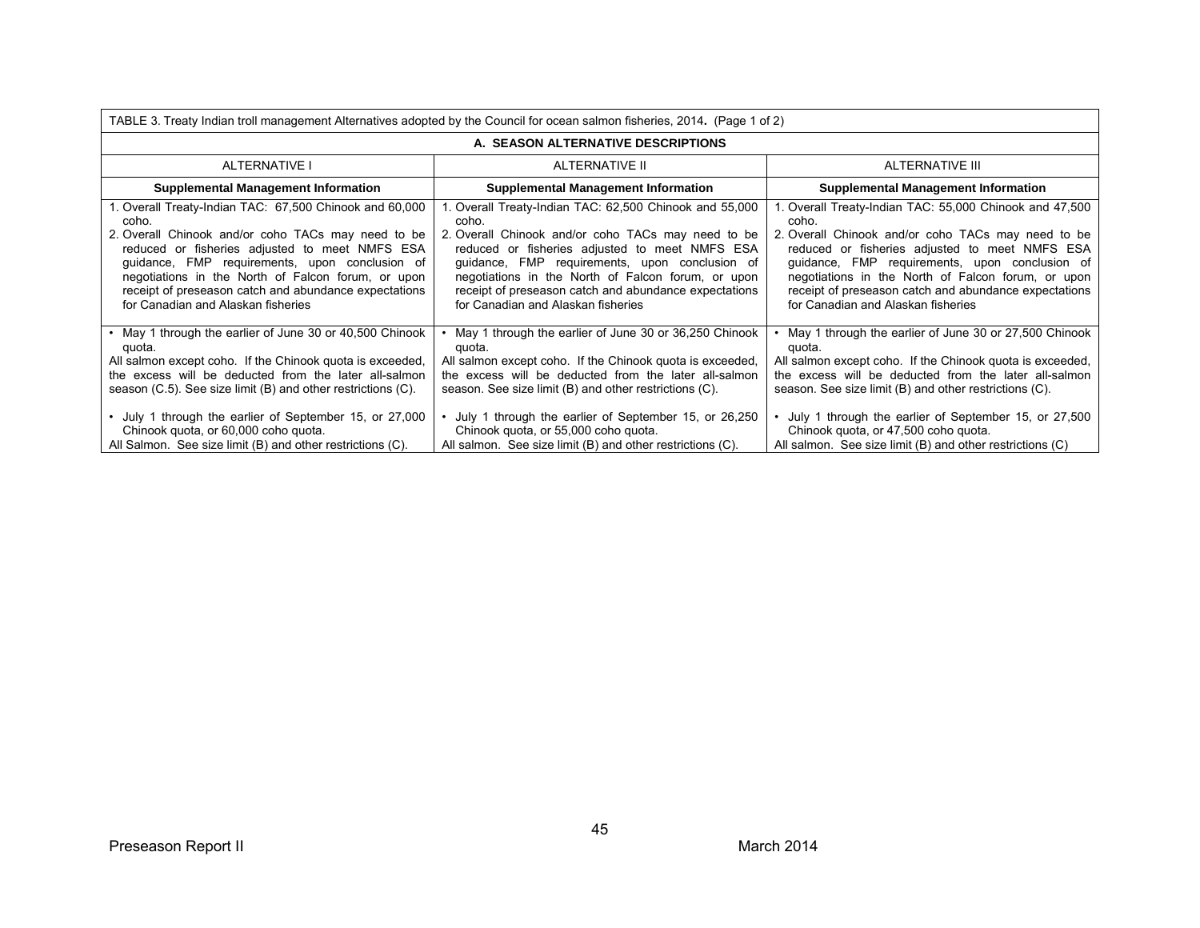| TABLE 3. Treaty Indian troll management Alternatives adopted by the Council for ocean salmon fisheries, 2014. (Page 1 of 2) | | |
|---|---|---|
| **A. SEASON ALTERNATIVE DESCRIPTIONS** | | |
| ALTERNATIVE I | ALTERNATIVE II | ALTERNATIVE III |
| **Supplemental Management Information** | **Supplemental Management Information** | **Supplemental Management Information** |
| 1. Overall Treaty-Indian TAC: 67,500 Chinook and 60,000 coho.<br>2. Overall Chinook and/or coho TACs may need to be reduced or fisheries adjusted to meet NMFS ESA guidance, FMP requirements, upon conclusion of negotiations in the North of Falcon forum, or upon receipt of preseason catch and abundance expectations for Canadian and Alaskan fisheries | 1. Overall Treaty-Indian TAC: 62,500 Chinook and 55,000 coho.<br>2. Overall Chinook and/or coho TACs may need to be reduced or fisheries adjusted to meet NMFS ESA guidance, FMP requirements, upon conclusion of negotiations in the North of Falcon forum, or upon receipt of preseason catch and abundance expectations for Canadian and Alaskan fisheries | 1. Overall Treaty-Indian TAC: 55,000 Chinook and 47,500 coho.<br>2. Overall Chinook and/or coho TACs may need to be reduced or fisheries adjusted to meet NMFS ESA guidance, FMP requirements, upon conclusion of negotiations in the North of Falcon forum, or upon receipt of preseason catch and abundance expectations for Canadian and Alaskan fisheries |
| • May 1 through the earlier of June 30 or 40,500 Chinook quota.<br>All salmon except coho. If the Chinook quota is exceeded, the excess will be deducted from the later all-salmon season (C.5). See size limit (B) and other restrictions (C).<br><br>• July 1 through the earlier of September 15, or 27,000 Chinook quota, or 60,000 coho quota.<br>All Salmon. See size limit (B) and other restrictions (C). | • May 1 through the earlier of June 30 or 36,250 Chinook quota.<br>All salmon except coho. If the Chinook quota is exceeded, the excess will be deducted from the later all-salmon season. See size limit (B) and other restrictions (C).<br><br>• July 1 through the earlier of September 15, or 26,250 Chinook quota, or 55,000 coho quota.<br>All salmon. See size limit (B) and other restrictions (C). | • May 1 through the earlier of June 30 or 27,500 Chinook quota.<br>All salmon except coho. If the Chinook quota is exceeded, the excess will be deducted from the later all-salmon season. See size limit (B) and other restrictions (C).<br><br>• July 1 through the earlier of September 15, or 27,500 Chinook quota, or 47,500 coho quota.<br>All salmon. See size limit (B) and other restrictions (C) |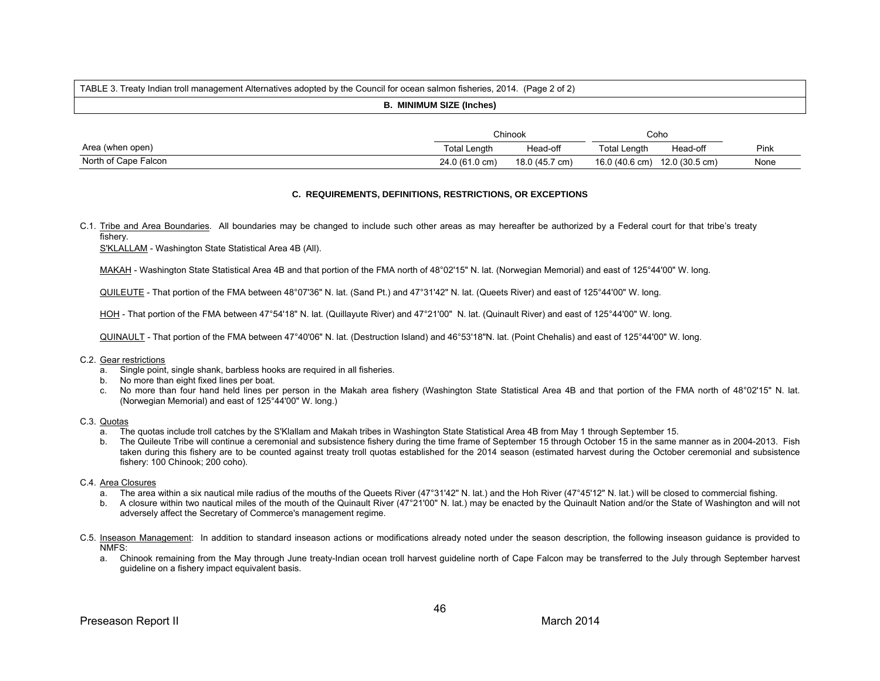TABLE 3. Treaty Indian troll management Alternatives adopted by the Council for ocean salmon fisheries, 2014. (Page 2 of 2)

**B. MINIMUM SIZE (Inches)**

| | Chinook | | Coho | | |
|---|---|---|---|---|---|
| Area (when open) | Total Length | Head-off | Total Length | Head-off | Pink |
| North of Cape Falcon | 24.0 (61.0 cm) | 18.0 (45.7 cm) | 16.0 (40.6 cm) | 12.0 (30.5 cm) | None |

**C. REQUIREMENTS, DEFINITIONS, RESTRICTIONS, OR EXCEPTIONS**

C.1. Tribe and Area Boundaries. All boundaries may be changed to include such other areas as may hereafter be authorized by a Federal court for that tribe's treaty fishery.

S'KLALLAM - Washington State Statistical Area 4B (All).

MAKAH - Washington State Statistical Area 4B and that portion of the FMA north of 48°02'15" N. lat. (Norwegian Memorial) and east of 125°44'00" W. long.

QUILEUTE - That portion of the FMA between 48°07'36" N. lat. (Sand Pt.) and 47°31'42" N. lat. (Queets River) and east of 125°44'00" W. long.

HOH - That portion of the FMA between 47°54'18" N. lat. (Quillayute River) and 47°21'00" N. lat. (Quinault River) and east of 125°44'00" W. long.

QUINAULT - That portion of the FMA between 47°40'06" N. lat. (Destruction Island) and 46°53'18"N. lat. (Point Chehalis) and east of 125°44'00" W. long.

C.2. Gear restrictions

a. Single point, single shank, barbless hooks are required in all fisheries.
b. No more than eight fixed lines per boat.
c. No more than four hand held lines per person in the Makah area fishery (Washington State Statistical Area 4B and that portion of the FMA north of 48°02'15" N. lat. (Norwegian Memorial) and east of 125°44'00" W. long.)

C.3. Quotas

a. The quotas include troll catches by the S'Klallam and Makah tribes in Washington State Statistical Area 4B from May 1 through September 15.
b. The Quileute Tribe will continue a ceremonial and subsistence fishery during the time frame of September 15 through October 15 in the same manner as in 2004-2013. Fish taken during this fishery are to be counted against treaty troll quotas established for the 2014 season (estimated harvest during the October ceremonial and subsistence fishery: 100 Chinook; 200 coho).

C.4. Area Closures

a. The area within a six nautical mile radius of the mouths of the Queets River (47°31'42" N. lat.) and the Hoh River (47°45'12" N. lat.) will be closed to commercial fishing.
b. A closure within two nautical miles of the mouth of the Quinault River (47°21'00" N. lat.) may be enacted by the Quinault Nation and/or the State of Washington and will not adversely affect the Secretary of Commerce's management regime.

C.5. Inseason Management: In addition to standard inseason actions or modifications already noted under the season description, the following inseason guidance is provided to NMFS:

a. Chinook remaining from the May through June treaty-Indian ocean troll harvest guideline north of Cape Falcon may be transferred to the July through September harvest guideline on a fishery impact equivalent basis.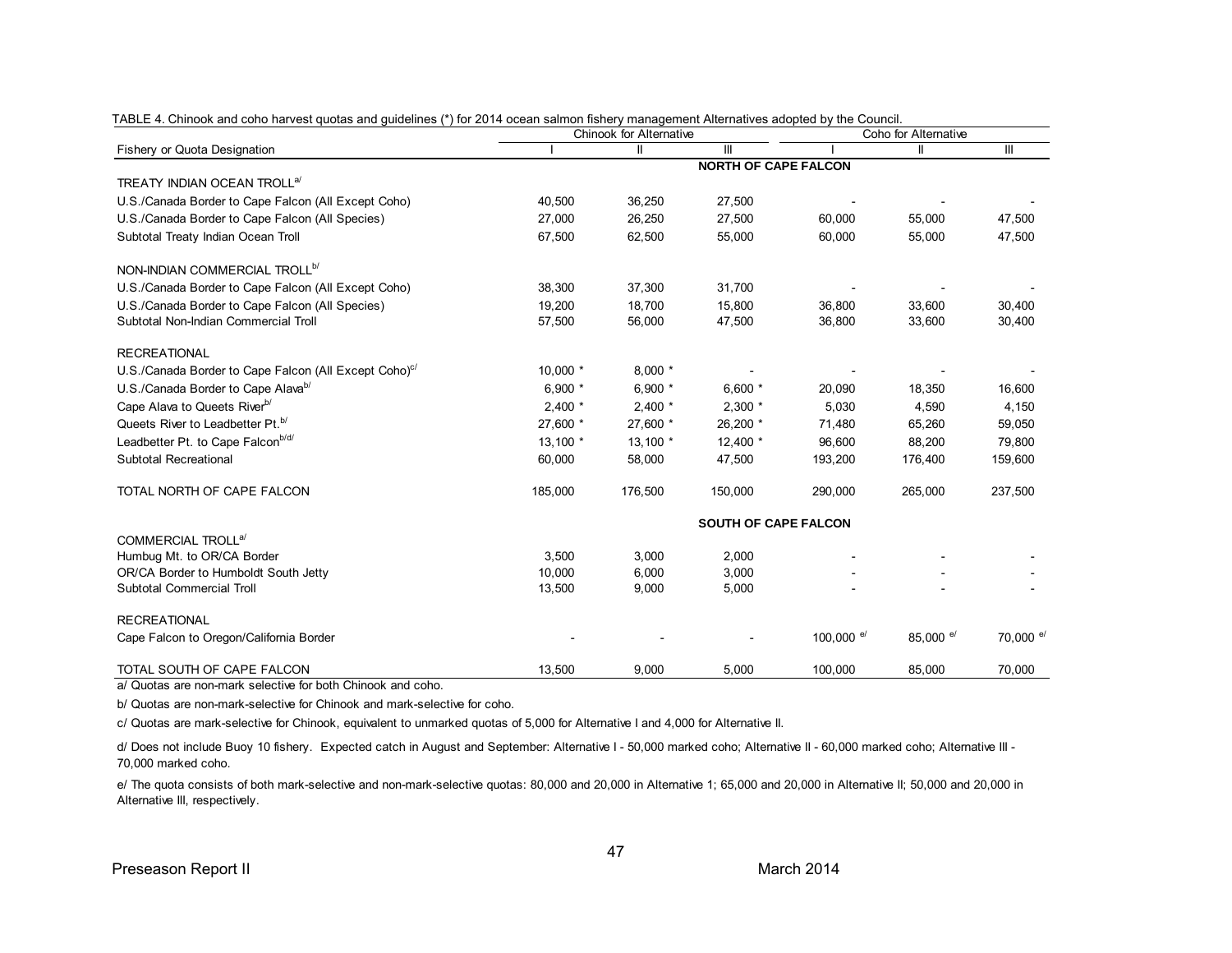TABLE 4. Chinook and coho harvest quotas and guidelines (*) for 2014 ocean salmon fishery management Alternatives adopted by the Council.

| Fishery or Quota Designation | Chinook for Alternative | | | Coho for Alternative | | |
|---|---|---|---|---|---|---|
| | I | II | III | I | II | III |
| **NORTH OF CAPE FALCON** | | | | | | |
| TREATY INDIAN OCEAN TROLL[a/] | | | | | | |
| U.S./Canada Border to Cape Falcon (All Except Coho) | 40,500 | 36,250 | 27,500 | - | - | - |
| U.S./Canada Border to Cape Falcon (All Species) | 27,000 | 26,250 | 27,500 | 60,000 | 55,000 | 47,500 |
| Subtotal Treaty Indian Ocean Troll | 67,500 | 62,500 | 55,000 | 60,000 | 55,000 | 47,500 |
| NON-INDIAN COMMERCIAL TROLL[b/] | | | | | | |
| U.S./Canada Border to Cape Falcon (All Except Coho) | 38,300 | 37,300 | 31,700 | - | - | - |
| U.S./Canada Border to Cape Falcon (All Species) | 19,200 | 18,700 | 15,800 | 36,800 | 33,600 | 30,400 |
| Subtotal Non-Indian Commercial Troll | 57,500 | 56,000 | 47,500 | 36,800 | 33,600 | 30,400 |
| RECREATIONAL | | | | | | |
| U.S./Canada Border to Cape Falcon (All Except Coho)[c/] | 10,000 * | 8,000 * | - | - | - | - |
| U.S./Canada Border to Cape Alava[b/] | 6,900 * | 6,900 * | 6,600 * | 20,090 | 18,350 | 16,600 |
| Cape Alava to Queets River[b/] | 2,400 * | 2,400 * | 2,300 * | 5,030 | 4,590 | 4,150 |
| Queets River to Leadbetter Pt.[b/] | 27,600 * | 27,600 * | 26,200 * | 71,480 | 65,260 | 59,050 |
| Leadbetter Pt. to Cape Falcon[b/d/] | 13,100 * | 13,100 * | 12,400 * | 96,600 | 88,200 | 79,800 |
| Subtotal Recreational | 60,000 | 58,000 | 47,500 | 193,200 | 176,400 | 159,600 |
| TOTAL NORTH OF CAPE FALCON | 185,000 | 176,500 | 150,000 | 290,000 | 265,000 | 237,500 |
| **SOUTH OF CAPE FALCON** | | | | | | |
| COMMERCIAL TROLL[a/] | | | | | | |
| Humbug Mt. to OR/CA Border | 3,500 | 3,000 | 2,000 | - | - | - |
| OR/CA Border to Humboldt South Jetty | 10,000 | 6,000 | 3,000 | - | - | - |
| Subtotal Commercial Troll | 13,500 | 9,000 | 5,000 | - | - | - |
| RECREATIONAL | | | | | | |
| Cape Falcon to Oregon/California Border | - | - | - | 100,000 [e/] | 85,000 [e/] | 70,000 [e/] |
| TOTAL SOUTH OF CAPE FALCON | 13,500 | 9,000 | 5,000 | 100,000 | 85,000 | 70,000 |

a/ Quotas are non-mark selective for both Chinook and coho.

b/ Quotas are non-mark-selective for Chinook and mark-selective for coho.

c/ Quotas are mark-selective for Chinook, equivalent to unmarked quotas of 5,000 for Alternative I and 4,000 for Alternative II.

d/ Does not include Buoy 10 fishery. Expected catch in August and September: Alternative I - 50,000 marked coho; Alternative II - 60,000 marked coho; Alternative III - 70,000 marked coho.

e/ The quota consists of both mark-selective and non-mark-selective quotas: 80,000 and 20,000 in Alternative 1; 65,000 and 20,000 in Alternative II; 50,000 and 20,000 in Alternative III, respectively.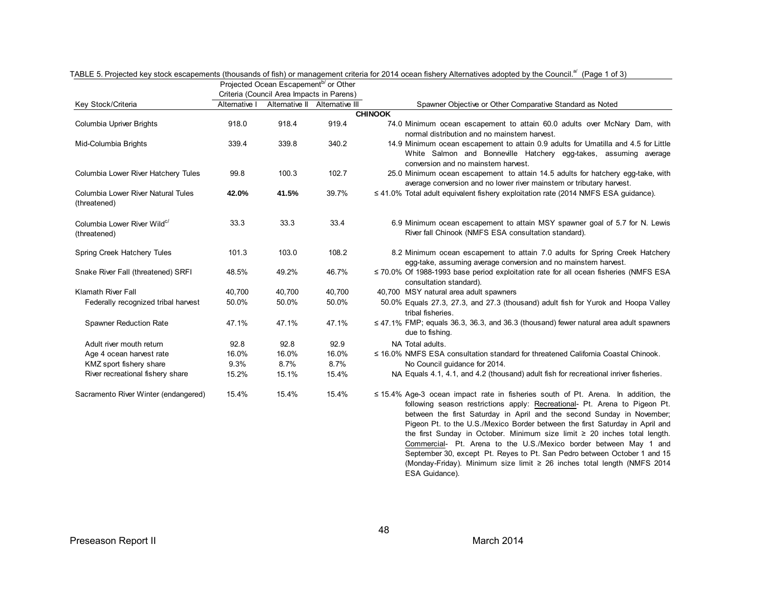TABLE 5. Projected key stock escapements (thousands of fish) or management criteria for 2014 ocean fishery Alternatives adopted by the Council.[a/] (Page 1 of 3)

| Key Stock/Criteria | Projected Ocean Escapement[b/] or Other Criteria (Council Area Impacts in Parens) | | | Spawner Objective or Other Comparative Standard as Noted |
|---|---|---|---|---|
| | Alternative I | Alternative II | Alternative III | |
| **CHINOOK** | | | | |
| Columbia Upriver Brights | 918.0 | 918.4 | 919.4 | 74.0 Minimum ocean escapement to attain 60.0 adults over McNary Dam, with normal distribution and no mainstem harvest. |
| Mid-Columbia Brights | 339.4 | 339.8 | 340.2 | 14.9 Minimum ocean escapement to attain 0.9 adults for Umatilla and 4.5 for Little White Salmon and Bonneville Hatchery egg-takes, assuming average conversion and no mainstem harvest. |
| Columbia Lower River Hatchery Tules | 99.8 | 100.3 | 102.7 | 25.0 Minimum ocean escapement to attain 14.5 adults for hatchery egg-take, with average conversion and no lower river mainstem or tributary harvest. |
| Columbia Lower River Natural Tules (threatened) | **42.0%** | **41.5%** | 39.7% | ≤ 41.0% Total adult equivalent fishery exploitation rate (2014 NMFS ESA guidance). |
| Columbia Lower River Wild[c/] (threatened) | 33.3 | 33.3 | 33.4 | 6.9 Minimum ocean escapement to attain MSY spawner goal of 5.7 for N. Lewis River fall Chinook (NMFS ESA consultation standard). |
| Spring Creek Hatchery Tules | 101.3 | 103.0 | 108.2 | 8.2 Minimum ocean escapement to attain 7.0 adults for Spring Creek Hatchery egg-take, assuming average conversion and no mainstem harvest. |
| Snake River Fall (threatened) SRFI | 48.5% | 49.2% | 46.7% | ≤ 70.0% Of 1988-1993 base period exploitation rate for all ocean fisheries (NMFS ESA consultation standard). |
| Klamath River Fall | 40,700 | 40,700 | 40,700 | 40,700 MSY natural area adult spawners |
| Federally recognized tribal harvest | 50.0% | 50.0% | 50.0% | 50.0% Equals 27.3, 27.3, and 27.3 (thousand) adult fish for Yurok and Hoopa Valley tribal fisheries. |
| Spawner Reduction Rate | 47.1% | 47.1% | 47.1% | ≤ 47.1% FMP; equals 36.3, 36.3, and 36.3 (thousand) fewer natural area adult spawners due to fishing. |
| Adult river mouth return | 92.8 | 92.8 | 92.9 | NA Total adults. |
| Age 4 ocean harvest rate | 16.0% | 16.0% | 16.0% | ≤ 16.0% NMFS ESA consultation standard for threatened California Coastal Chinook. |
| KMZ sport fishery share | 9.3% | 8.7% | 8.7% | No Council guidance for 2014. |
| River recreational fishery share | 15.2% | 15.1% | 15.4% | NA Equals 4.1, 4.1, and 4.2 (thousand) adult fish for recreational inriver fisheries. |
| Sacramento River Winter (endangered) | 15.4% | 15.4% | 15.4% | ≤ 15.4% Age-3 ocean impact rate in fisheries south of Pt. Arena. In addition, the following season restrictions apply: Recreational- Pt. Arena to Pigeon Pt. between the first Saturday in April and the second Sunday in November; Pigeon Pt. to the U.S./Mexico Border between the first Saturday in April and the first Sunday in October. Minimum size limit ≥ 20 inches total length. Commercial- Pt. Arena to the U.S./Mexico border between May 1 and September 30, except Pt. Reyes to Pt. San Pedro between October 1 and 15 (Monday-Friday). Minimum size limit ≥ 26 inches total length (NMFS 2014 ESA Guidance). |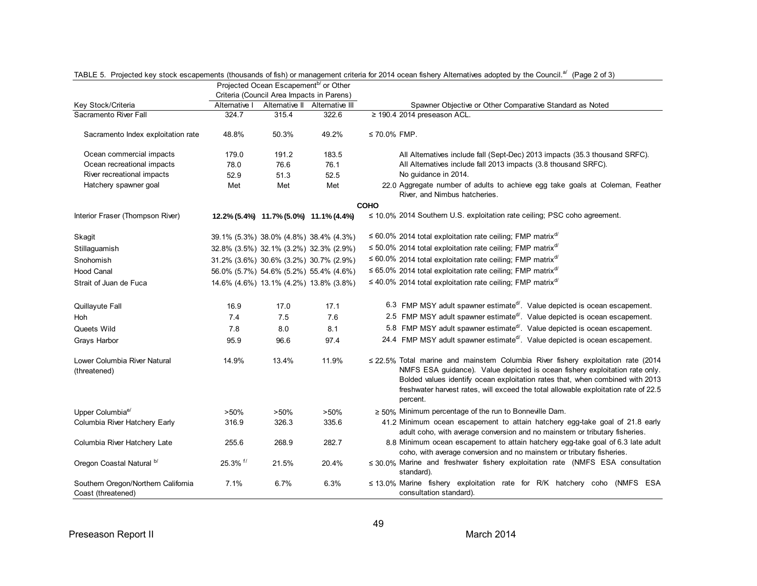TABLE 5. Projected key stock escapements (thousands of fish) or management criteria for 2014 ocean fishery Alternatives adopted by the Council.[a] (Page 2 of 3)

| Key Stock/Criteria | Projected Ocean Escapement[b] or Other Criteria (Council Area Impacts in Parens) | | | Spawner Objective or Other Comparative Standard as Noted | |
|---|---|---|---|---|---|
| | Alternative I | Alternative II | Alternative III | | |
| Sacramento River Fall | 324.7 | 315.4 | 322.6 | ≥ 190.4 | 2014 preseason ACL. |
| Sacramento Index exploitation rate | 48.8% | 50.3% | 49.2% | ≤ 70.0% | FMP. |
| Ocean commercial impacts | 179.0 | 191.2 | 183.5 | | All Alternatives include fall (Sept-Dec) 2013 impacts (35.3 thousand SRFC). |
| Ocean recreational impacts | 78.0 | 76.6 | 76.1 | | All Alternatives include fall 2013 impacts (3.8 thousand SRFC). |
| River recreational impacts | 52.9 | 51.3 | 52.5 | | No guidance in 2014. |
| Hatchery spawner goal | Met | Met | Met | 22.0 | Aggregate number of adults to achieve egg take goals at Coleman, Feather River, and Nimbus hatcheries. |
| **COHO** | | | | | |
| Interior Fraser (Thompson River) | **12.2% (5.4%)** | **11.7% (5.0%)** | **11.1% (4.4%)** | ≤ 10.0% | 2014 Southern U.S. exploitation rate ceiling; PSC coho agreement. |
| Skagit | 39.1% (5.3%) | 38.0% (4.8%) | 38.4% (4.3%) | ≤ 60.0% | 2014 total exploitation rate ceiling; FMP matrix[d] |
| Stillaguamish | 32.8% (3.5%) | 32.1% (3.2%) | 32.3% (2.9%) | ≤ 50.0% | 2014 total exploitation rate ceiling; FMP matrix[d] |
| Snohomish | 31.2% (3.6%) | 30.6% (3.2%) | 30.7% (2.9%) | ≤ 60.0% | 2014 total exploitation rate ceiling; FMP matrix[d] |
| Hood Canal | 56.0% (5.7%) | 54.6% (5.2%) | 55.4% (4.6%) | ≤ 65.0% | 2014 total exploitation rate ceiling; FMP matrix[d] |
| Strait of Juan de Fuca | 14.6% (4.6%) | 13.1% (4.2%) | 13.8% (3.8%) | ≤ 40.0% | 2014 total exploitation rate ceiling; FMP matrix[d] |
| Quillayute Fall | 16.9 | 17.0 | 17.1 | 6.3 | FMP MSY adult spawner estimate[d]. Value depicted is ocean escapement. |
| Hoh | 7.4 | 7.5 | 7.6 | 2.5 | FMP MSY adult spawner estimate[d]. Value depicted is ocean escapement. |
| Queets Wild | 7.8 | 8.0 | 8.1 | 5.8 | FMP MSY adult spawner estimate[d]. Value depicted is ocean escapement. |
| Grays Harbor | 95.9 | 96.6 | 97.4 | 24.4 | FMP MSY adult spawner estimate[d]. Value depicted is ocean escapement. |
| Lower Columbia River Natural (threatened) | 14.9% | 13.4% | 11.9% | ≤ 22.5% | Total marine and mainstem Columbia River fishery exploitation rate (2014 NMFS ESA guidance). Value depicted is ocean fishery exploitation rate only. Bolded values identify ocean exploitation rates that, when combined with 2013 freshwater harvest rates, will exceed the total allowable exploitation rate of 22.5 percent. |
| Upper Columbia[e] | >50% | >50% | >50% | ≥ 50% | Minimum percentage of the run to Bonneville Dam. |
| Columbia River Hatchery Early | 316.9 | 326.3 | 335.6 | 41.2 | Minimum ocean escapement to attain hatchery egg-take goal of 21.8 early adult coho, with average conversion and no mainstem or tributary fisheries. |
| Columbia River Hatchery Late | 255.6 | 268.9 | 282.7 | 8.8 | Minimum ocean escapement to attain hatchery egg-take goal of 6.3 late adult coho, with average conversion and no mainstem or tributary fisheries. |
| Oregon Coastal Natural [b] | 25.3% [f] | 21.5% | 20.4% | ≤ 30.0% | Marine and freshwater fishery exploitation rate (NMFS ESA consultation standard). |
| Southern Oregon/Northern California Coast (threatened) | 7.1% | 6.7% | 6.3% | ≤ 13.0% | Marine fishery exploitation rate for R/K hatchery coho (NMFS ESA consultation standard). |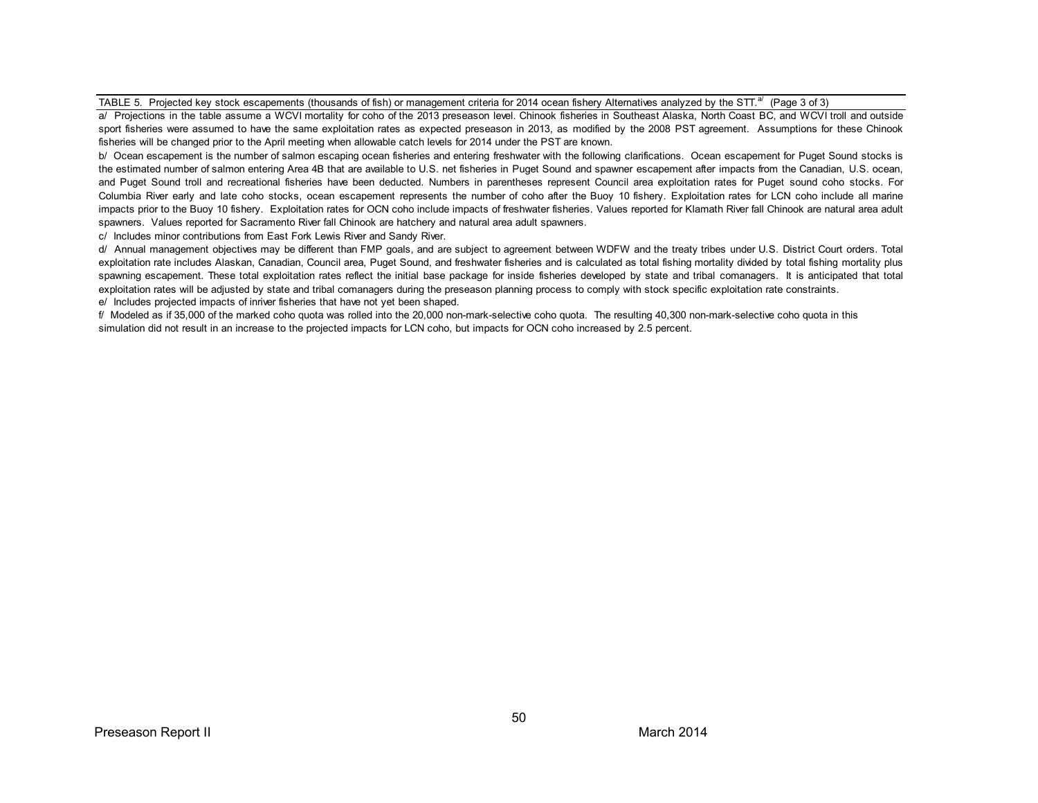TABLE 5. Projected key stock escapements (thousands of fish) or management criteria for 2014 ocean fishery Alternatives analyzed by the STT.[a/] (Page 3 of 3)

a/ Projections in the table assume a WCVI mortality for coho of the 2013 preseason level. Chinook fisheries in Southeast Alaska, North Coast BC, and WCVI troll and outside sport fisheries were assumed to have the same exploitation rates as expected preseason in 2013, as modified by the 2008 PST agreement. Assumptions for these Chinook fisheries will be changed prior to the April meeting when allowable catch levels for 2014 under the PST are known.

b/ Ocean escapement is the number of salmon escaping ocean fisheries and entering freshwater with the following clarifications. Ocean escapement for Puget Sound stocks is the estimated number of salmon entering Area 4B that are available to U.S. net fisheries in Puget Sound and spawner escapement after impacts from the Canadian, U.S. ocean, and Puget Sound troll and recreational fisheries have been deducted. Numbers in parentheses represent Council area exploitation rates for Puget sound coho stocks. For Columbia River early and late coho stocks, ocean escapement represents the number of coho after the Buoy 10 fishery. Exploitation rates for LCN coho include all marine impacts prior to the Buoy 10 fishery. Exploitation rates for OCN coho include impacts of freshwater fisheries. Values reported for Klamath River fall Chinook are natural area adult spawners. Values reported for Sacramento River fall Chinook are hatchery and natural area adult spawners.

c/ Includes minor contributions from East Fork Lewis River and Sandy River.

d/ Annual management objectives may be different than FMP goals, and are subject to agreement between WDFW and the treaty tribes under U.S. District Court orders. Total exploitation rate includes Alaskan, Canadian, Council area, Puget Sound, and freshwater fisheries and is calculated as total fishing mortality divided by total fishing mortality plus spawning escapement. These total exploitation rates reflect the initial base package for inside fisheries developed by state and tribal comanagers. It is anticipated that total exploitation rates will be adjusted by state and tribal comanagers during the preseason planning process to comply with stock specific exploitation rate constraints.

e/ Includes projected impacts of inriver fisheries that have not yet been shaped.

f/ Modeled as if 35,000 of the marked coho quota was rolled into the 20,000 non-mark-selective coho quota. The resulting 40,300 non-mark-selective coho quota in this simulation did not result in an increase to the projected impacts for LCN coho, but impacts for OCN coho increased by 2.5 percent.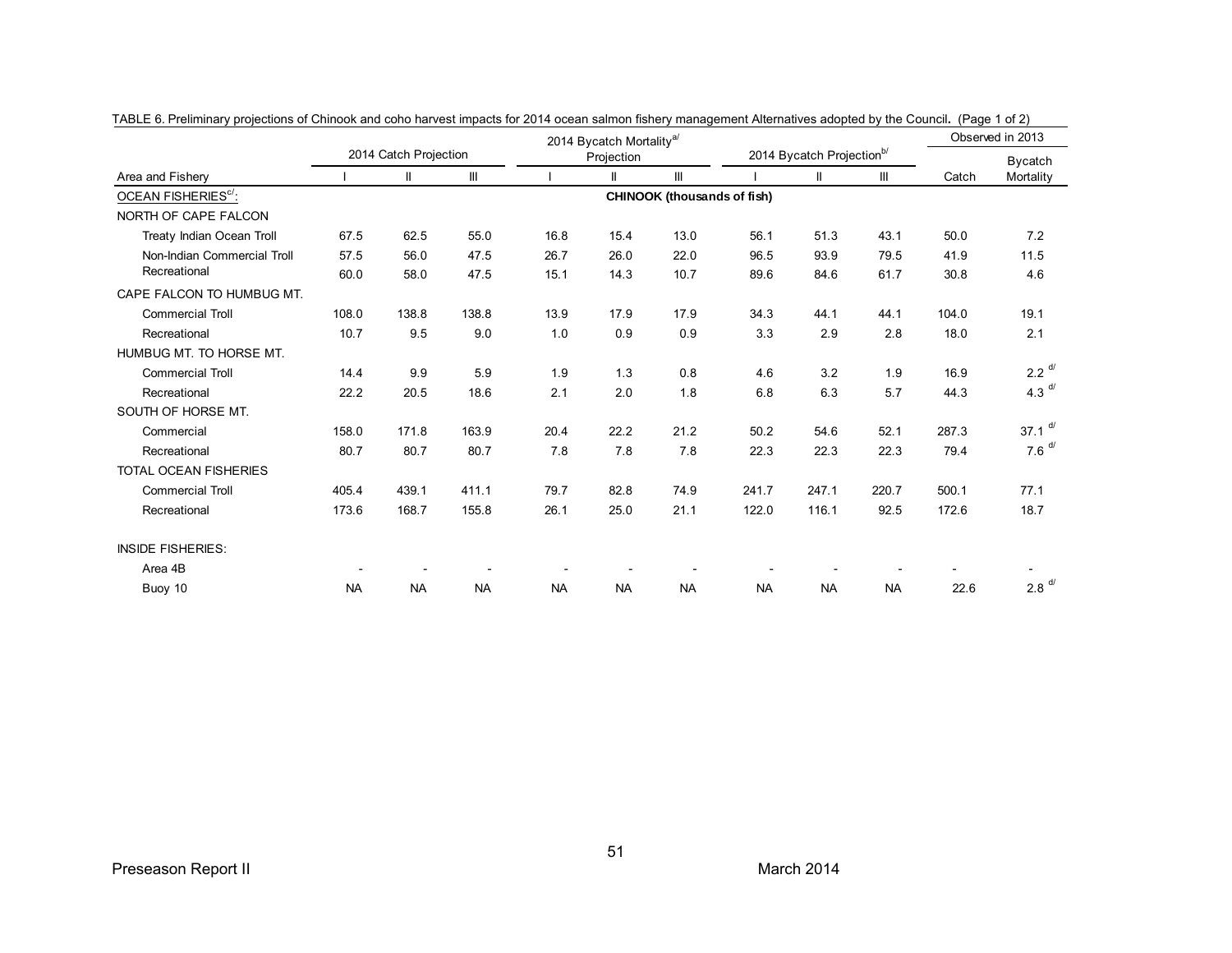TABLE 6. Preliminary projections of Chinook and coho harvest impacts for 2014 ocean salmon fishery management Alternatives adopted by the Council. (Page 1 of 2)

| Area and Fishery | 2014 Catch Projection | | | 2014 Bycatch Mortality[a/] Projection | | | 2014 Bycatch Projection[b/] | | | Observed in 2013 | |
|---|---|---|---|---|---|---|---|---|---|---|---|
| | I | II | III | I | II | III | I | II | III | Catch | Bycatch Mortality |
| OCEAN FISHERIES[c/]: | | | | | CHINOOK (thousands of fish) | | | | | | |
| NORTH OF CAPE FALCON | | | | | | | | | | | |
| Treaty Indian Ocean Troll | 67.5 | 62.5 | 55.0 | 16.8 | 15.4 | 13.0 | 56.1 | 51.3 | 43.1 | 50.0 | 7.2 |
| Non-Indian Commercial Troll | 57.5 | 56.0 | 47.5 | 26.7 | 26.0 | 22.0 | 96.5 | 93.9 | 79.5 | 41.9 | 11.5 |
| Recreational | 60.0 | 58.0 | 47.5 | 15.1 | 14.3 | 10.7 | 89.6 | 84.6 | 61.7 | 30.8 | 4.6 |
| CAPE FALCON TO HUMBUG MT. | | | | | | | | | | | |
| Commercial Troll | 108.0 | 138.8 | 138.8 | 13.9 | 17.9 | 17.9 | 34.3 | 44.1 | 44.1 | 104.0 | 19.1 |
| Recreational | 10.7 | 9.5 | 9.0 | 1.0 | 0.9 | 0.9 | 3.3 | 2.9 | 2.8 | 18.0 | 2.1 |
| HUMBUG MT. TO HORSE MT. | | | | | | | | | | | |
| Commercial Troll | 14.4 | 9.9 | 5.9 | 1.9 | 1.3 | 0.8 | 4.6 | 3.2 | 1.9 | 16.9 | 2.2 [d/] |
| Recreational | 22.2 | 20.5 | 18.6 | 2.1 | 2.0 | 1.8 | 6.8 | 6.3 | 5.7 | 44.3 | 4.3 [d/] |
| SOUTH OF HORSE MT. | | | | | | | | | | | |
| Commercial | 158.0 | 171.8 | 163.9 | 20.4 | 22.2 | 21.2 | 50.2 | 54.6 | 52.1 | 287.3 | 37.1 [d/] |
| Recreational | 80.7 | 80.7 | 80.7 | 7.8 | 7.8 | 7.8 | 22.3 | 22.3 | 22.3 | 79.4 | 7.6 [d/] |
| TOTAL OCEAN FISHERIES | | | | | | | | | | | |
| Commercial Troll | 405.4 | 439.1 | 411.1 | 79.7 | 82.8 | 74.9 | 241.7 | 247.1 | 220.7 | 500.1 | 77.1 |
| Recreational | 173.6 | 168.7 | 155.8 | 26.1 | 25.0 | 21.1 | 122.0 | 116.1 | 92.5 | 172.6 | 18.7 |
| INSIDE FISHERIES: | | | | | | | | | | | |
| Area 4B | - | - | - | - | - | - | - | - | - | - | - |
| Buoy 10 | NA | NA | NA | NA | NA | NA | NA | NA | NA | 22.6 | 2.8 [d/] |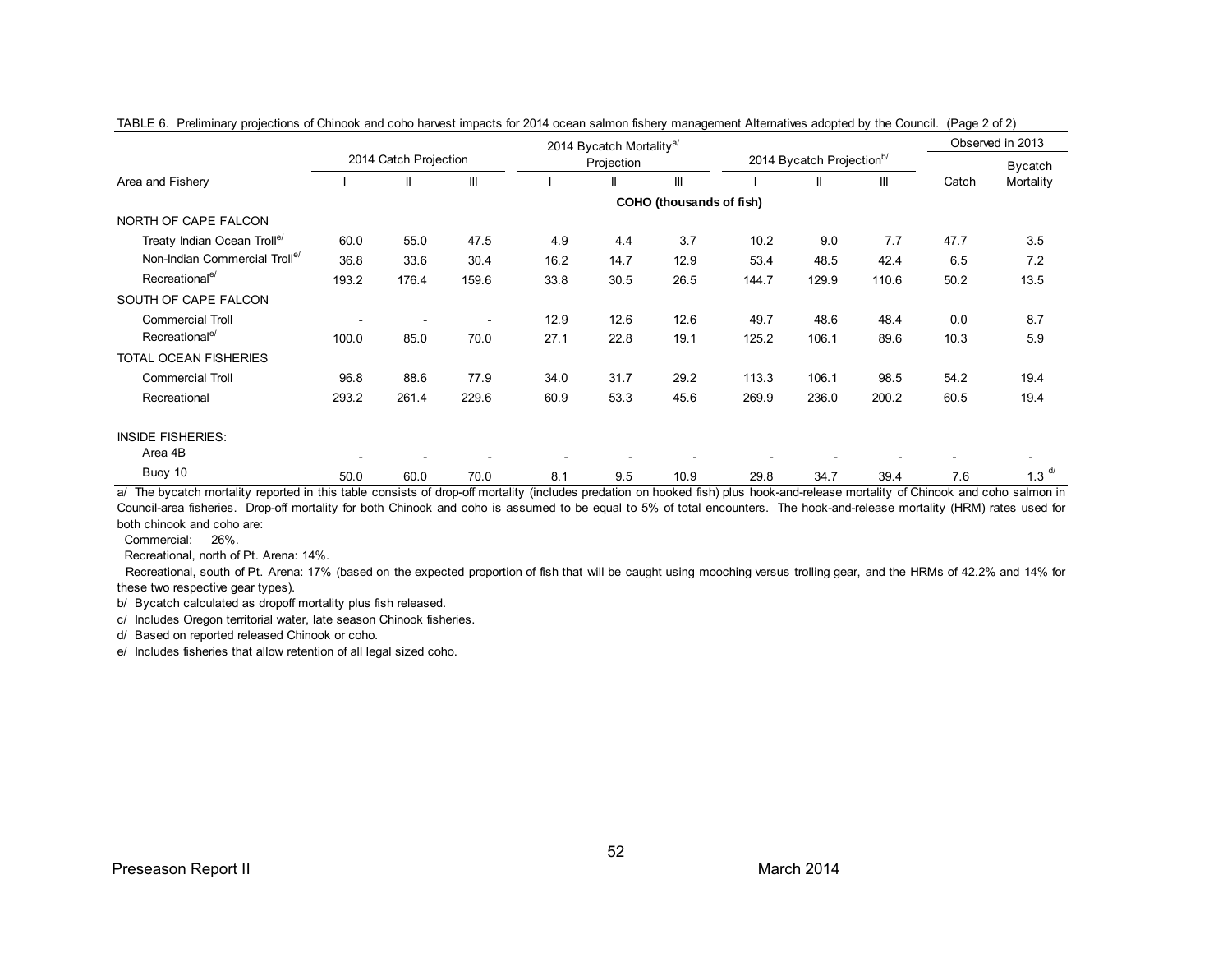TABLE 6. Preliminary projections of Chinook and coho harvest impacts for 2014 ocean salmon fishery management Alternatives adopted by the Council. (Page 2 of 2)

| Area and Fishery | 2014 Catch Projection | | | 2014 Bycatch Mortality[a/] Projection | | | 2014 Bycatch Projection[b/] | | | Observed in 2013 | |
|---|---|---|---|---|---|---|---|---|---|---|---|
| | I | II | III | I | II | III | I | II | III | Catch | Bycatch Mortality |
| | | | | | | COHO (thousands of fish) | | | | | |
| NORTH OF CAPE FALCON | | | | | | | | | | | |
| Treaty Indian Ocean Troll[e/] | 60.0 | 55.0 | 47.5 | 4.9 | 4.4 | 3.7 | 10.2 | 9.0 | 7.7 | 47.7 | 3.5 |
| Non-Indian Commercial Troll[e/] | 36.8 | 33.6 | 30.4 | 16.2 | 14.7 | 12.9 | 53.4 | 48.5 | 42.4 | 6.5 | 7.2 |
| Recreational[e/] | 193.2 | 176.4 | 159.6 | 33.8 | 30.5 | 26.5 | 144.7 | 129.9 | 110.6 | 50.2 | 13.5 |
| SOUTH OF CAPE FALCON | | | | | | | | | | | |
| Commercial Troll | - | - | - | 12.9 | 12.6 | 12.6 | 49.7 | 48.6 | 48.4 | 0.0 | 8.7 |
| Recreational[e/] | 100.0 | 85.0 | 70.0 | 27.1 | 22.8 | 19.1 | 125.2 | 106.1 | 89.6 | 10.3 | 5.9 |
| TOTAL OCEAN FISHERIES | | | | | | | | | | | |
| Commercial Troll | 96.8 | 88.6 | 77.9 | 34.0 | 31.7 | 29.2 | 113.3 | 106.1 | 98.5 | 54.2 | 19.4 |
| Recreational | 293.2 | 261.4 | 229.6 | 60.9 | 53.3 | 45.6 | 269.9 | 236.0 | 200.2 | 60.5 | 19.4 |
| INSIDE FISHERIES: | | | | | | | | | | | |
| Area 4B | - | - | - | - | - | - | - | - | - | - | - |
| Buoy 10 | 50.0 | 60.0 | 70.0 | 8.1 | 9.5 | 10.9 | 29.8 | 34.7 | 39.4 | 7.6 | 1.3 [d/] |

a/ The bycatch mortality reported in this table consists of drop-off mortality (includes predation on hooked fish) plus hook-and-release mortality of Chinook and coho salmon in Council-area fisheries. Drop-off mortality for both Chinook and coho is assumed to be equal to 5% of total encounters. The hook-and-release mortality (HRM) rates used for both chinook and coho are:

Commercial: 26%.

Recreational, north of Pt. Arena: 14%.

Recreational, south of Pt. Arena: 17% (based on the expected proportion of fish that will be caught using mooching versus trolling gear, and the HRMs of 42.2% and 14% for these two respective gear types).

b/ Bycatch calculated as dropoff mortality plus fish released.

c/ Includes Oregon territorial water, late season Chinook fisheries.

d/ Based on reported released Chinook or coho.

e/ Includes fisheries that allow retention of all legal sized coho.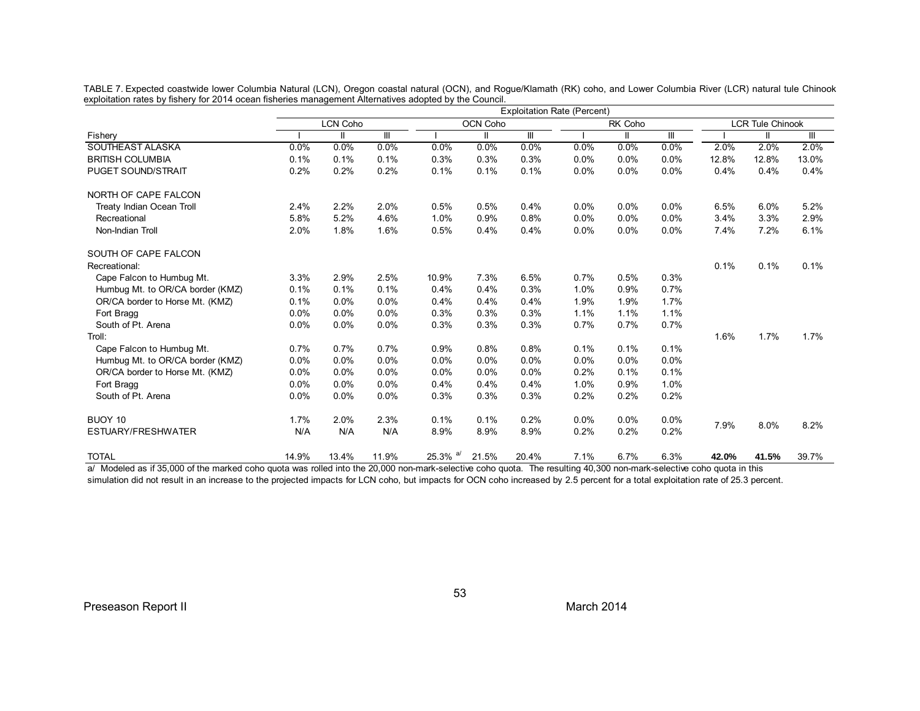TABLE 7. Expected coastwide lower Columbia Natural (LCN), Oregon coastal natural (OCN), and Rogue/Klamath (RK) coho, and Lower Columbia River (LCR) natural tule Chinook exploitation rates by fishery for 2014 ocean fisheries management Alternatives adopted by the Council.

| | Exploitation Rate (Percent) | | | | | | | | | | | |
|---|---|---|---|---|---|---|---|---|---|---|---|---|
| | LCN Coho | | | OCN Coho | | | RK Coho | | | LCR Tule Chinook | | |
| Fishery | I | II | III | I | II | III | I | II | III | I | II | III |
| SOUTHEAST ALASKA | 0.0% | 0.0% | 0.0% | 0.0% | 0.0% | 0.0% | 0.0% | 0.0% | 0.0% | 2.0% | 2.0% | 2.0% |
| BRITISH COLUMBIA | 0.1% | 0.1% | 0.1% | 0.3% | 0.3% | 0.3% | 0.0% | 0.0% | 0.0% | 12.8% | 12.8% | 13.0% |
| PUGET SOUND/STRAIT | 0.2% | 0.2% | 0.2% | 0.1% | 0.1% | 0.1% | 0.0% | 0.0% | 0.0% | 0.4% | 0.4% | 0.4% |
| NORTH OF CAPE FALCON | | | | | | | | | | | | |
| Treaty Indian Ocean Troll | 2.4% | 2.2% | 2.0% | 0.5% | 0.5% | 0.4% | 0.0% | 0.0% | 0.0% | 6.5% | 6.0% | 5.2% |
| Recreational | 5.8% | 5.2% | 4.6% | 1.0% | 0.9% | 0.8% | 0.0% | 0.0% | 0.0% | 3.4% | 3.3% | 2.9% |
| Non-Indian Troll | 2.0% | 1.8% | 1.6% | 0.5% | 0.4% | 0.4% | 0.0% | 0.0% | 0.0% | 7.4% | 7.2% | 6.1% |
| SOUTH OF CAPE FALCON | | | | | | | | | | | | |
| Recreational: | | | | | | | | | | 0.1% | 0.1% | 0.1% |
| Cape Falcon to Humbug Mt. | 3.3% | 2.9% | 2.5% | 10.9% | 7.3% | 6.5% | 0.7% | 0.5% | 0.3% | | | |
| Humbug Mt. to OR/CA border (KMZ) | 0.1% | 0.1% | 0.1% | 0.4% | 0.4% | 0.3% | 1.0% | 0.9% | 0.7% | | | |
| OR/CA border to Horse Mt. (KMZ) | 0.1% | 0.0% | 0.0% | 0.4% | 0.4% | 0.4% | 1.9% | 1.9% | 1.7% | | | |
| Fort Bragg | 0.0% | 0.0% | 0.0% | 0.3% | 0.3% | 0.3% | 1.1% | 1.1% | 1.1% | | | |
| South of Pt. Arena | 0.0% | 0.0% | 0.0% | 0.3% | 0.3% | 0.3% | 0.7% | 0.7% | 0.7% | | | |
| Troll: | | | | | | | | | | 1.6% | 1.7% | 1.7% |
| Cape Falcon to Humbug Mt. | 0.7% | 0.7% | 0.7% | 0.9% | 0.8% | 0.8% | 0.1% | 0.1% | 0.1% | | | |
| Humbug Mt. to OR/CA border (KMZ) | 0.0% | 0.0% | 0.0% | 0.0% | 0.0% | 0.0% | 0.0% | 0.0% | 0.0% | | | |
| OR/CA border to Horse Mt. (KMZ) | 0.0% | 0.0% | 0.0% | 0.0% | 0.0% | 0.0% | 0.2% | 0.1% | 0.1% | | | |
| Fort Bragg | 0.0% | 0.0% | 0.0% | 0.4% | 0.4% | 0.4% | 1.0% | 0.9% | 1.0% | | | |
| South of Pt. Arena | 0.0% | 0.0% | 0.0% | 0.3% | 0.3% | 0.3% | 0.2% | 0.2% | 0.2% | | | |
| BUOY 10 | 1.7% | 2.0% | 2.3% | 0.1% | 0.1% | 0.2% | 0.0% | 0.0% | 0.0% | 7.9% | 8.0% | 8.2% |
| ESTUARY/FRESHWATER | N/A | N/A | N/A | 8.9% | 8.9% | 8.9% | 0.2% | 0.2% | 0.2% | | | |
| TOTAL | 14.9% | 13.4% | 11.9% | 25.3% [a/] | 21.5% | 20.4% | 7.1% | 6.7% | 6.3% | **42.0%** | **41.5%** | 39.7% |

a/ Modeled as if 35,000 of the marked coho quota was rolled into the 20,000 non-mark-selective coho quota. The resulting 40,300 non-mark-selective coho quota in this simulation did not result in an increase to the projected impacts for LCN coho, but impacts for OCN coho increased by 2.5 percent for a total exploitation rate of 25.3 percent.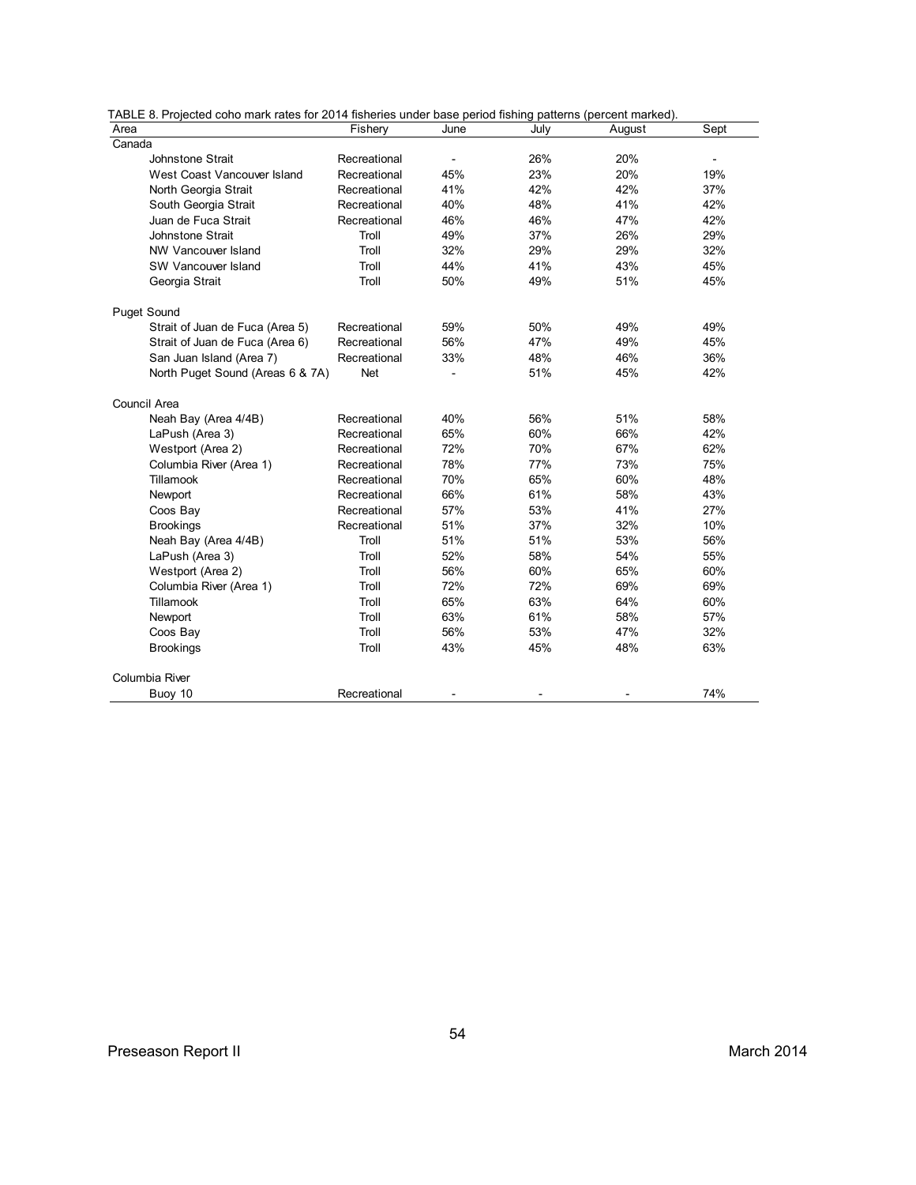TABLE 8. Projected coho mark rates for 2014 fisheries under base period fishing patterns (percent marked).

| Area | Fishery | June | July | August | Sept |
|---|---|---|---|---|---|
| Canada | | | | | |
| Johnstone Strait | Recreational | - | 26% | 20% | - |
| West Coast Vancouver Island | Recreational | 45% | 23% | 20% | 19% |
| North Georgia Strait | Recreational | 41% | 42% | 42% | 37% |
| South Georgia Strait | Recreational | 40% | 48% | 41% | 42% |
| Juan de Fuca Strait | Recreational | 46% | 46% | 47% | 42% |
| Johnstone Strait | Troll | 49% | 37% | 26% | 29% |
| NW Vancouver Island | Troll | 32% | 29% | 29% | 32% |
| SW Vancouver Island | Troll | 44% | 41% | 43% | 45% |
| Georgia Strait | Troll | 50% | 49% | 51% | 45% |
| Puget Sound | | | | | |
| Strait of Juan de Fuca (Area 5) | Recreational | 59% | 50% | 49% | 49% |
| Strait of Juan de Fuca (Area 6) | Recreational | 56% | 47% | 49% | 45% |
| San Juan Island (Area 7) | Recreational | 33% | 48% | 46% | 36% |
| North Puget Sound (Areas 6 & 7A) | Net | - | 51% | 45% | 42% |
| Council Area | | | | | |
| Neah Bay (Area 4/4B) | Recreational | 40% | 56% | 51% | 58% |
| LaPush (Area 3) | Recreational | 65% | 60% | 66% | 42% |
| Westport (Area 2) | Recreational | 72% | 70% | 67% | 62% |
| Columbia River (Area 1) | Recreational | 78% | 77% | 73% | 75% |
| Tillamook | Recreational | 70% | 65% | 60% | 48% |
| Newport | Recreational | 66% | 61% | 58% | 43% |
| Coos Bay | Recreational | 57% | 53% | 41% | 27% |
| Brookings | Recreational | 51% | 37% | 32% | 10% |
| Neah Bay (Area 4/4B) | Troll | 51% | 51% | 53% | 56% |
| LaPush (Area 3) | Troll | 52% | 58% | 54% | 55% |
| Westport (Area 2) | Troll | 56% | 60% | 65% | 60% |
| Columbia River (Area 1) | Troll | 72% | 72% | 69% | 69% |
| Tillamook | Troll | 65% | 63% | 64% | 60% |
| Newport | Troll | 63% | 61% | 58% | 57% |
| Coos Bay | Troll | 56% | 53% | 47% | 32% |
| Brookings | Troll | 43% | 45% | 48% | 63% |
| Columbia River | | | | | |
| Buoy 10 | Recreational | - | - | - | 74% |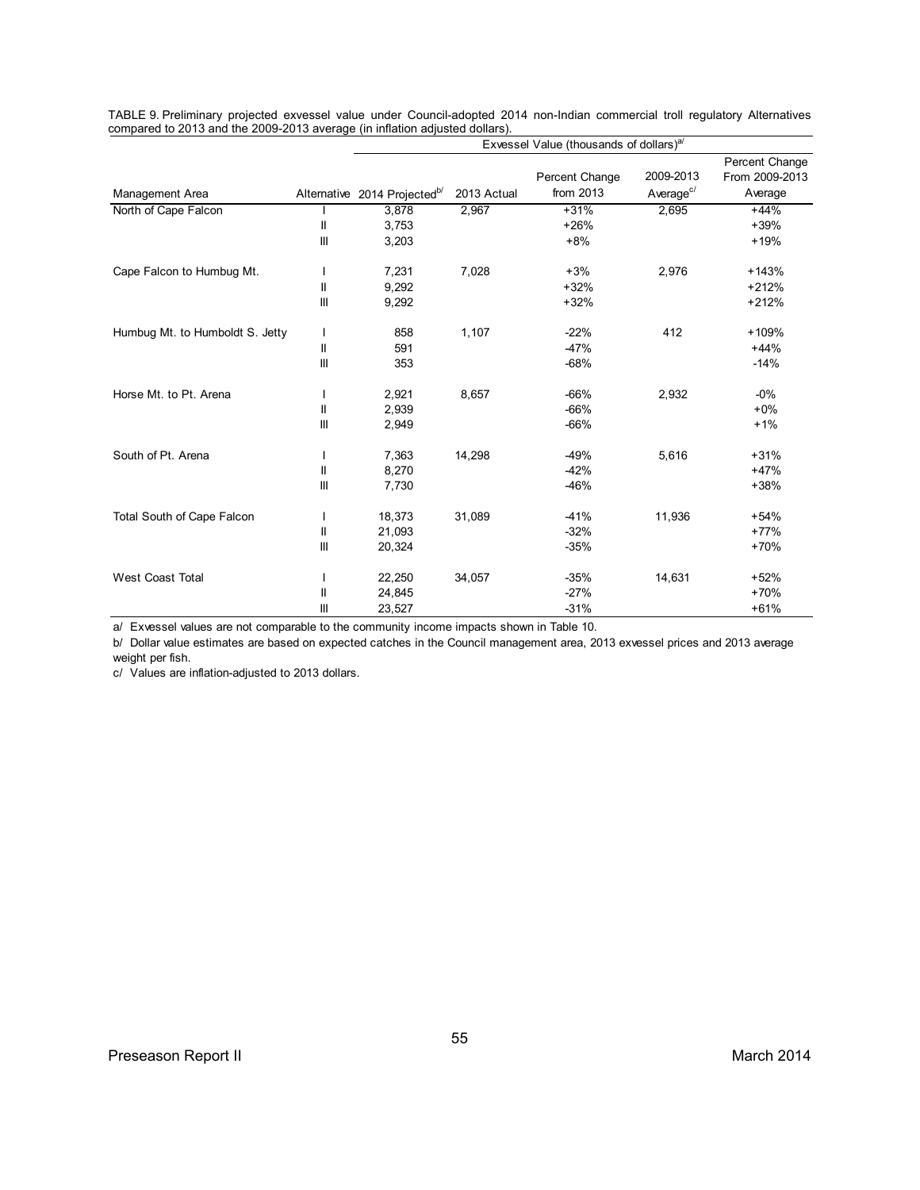TABLE 9. Preliminary projected exvessel value under Council-adopted 2014 non-Indian commercial troll regulatory Alternatives compared to 2013 and the 2009-2013 average (in inflation adjusted dollars).

| | | Exvessel Value (thousands of dollars)[a] | | | | |
|---|---|---|---|---|---|---|
| Management Area | Alternative | 2014 Projected[b] | 2013 Actual | Percent Change from 2013 | 2009-2013 Average[c] | Percent Change From 2009-2013 Average |
| North of Cape Falcon | I | 3,878 | 2,967 | +31% | 2,695 | +44% |
| | II | 3,753 | | +26% | | +39% |
| | III | 3,203 | | +8% | | +19% |
| Cape Falcon to Humbug Mt. | I | 7,231 | 7,028 | +3% | 2,976 | +143% |
| | II | 9,292 | | +32% | | +212% |
| | III | 9,292 | | +32% | | +212% |
| Humbug Mt. to Humboldt S. Jetty | I | 858 | 1,107 | -22% | 412 | +109% |
| | II | 591 | | -47% | | +44% |
| | III | 353 | | -68% | | -14% |
| Horse Mt. to Pt. Arena | I | 2,921 | 8,657 | -66% | 2,932 | -0% |
| | II | 2,939 | | -66% | | +0% |
| | III | 2,949 | | -66% | | +1% |
| South of Pt. Arena | I | 7,363 | 14,298 | -49% | 5,616 | +31% |
| | II | 8,270 | | -42% | | +47% |
| | III | 7,730 | | -46% | | +38% |
| Total South of Cape Falcon | I | 18,373 | 31,089 | -41% | 11,936 | +54% |
| | II | 21,093 | | -32% | | +77% |
| | III | 20,324 | | -35% | | +70% |
| West Coast Total | I | 22,250 | 34,057 | -35% | 14,631 | +52% |
| | II | 24,845 | | -27% | | +70% |
| | III | 23,527 | | -31% | | +61% |

a/ Exvessel values are not comparable to the community income impacts shown in Table 10.

b/ Dollar value estimates are based on expected catches in the Council management area, 2013 exvessel prices and 2013 average weight per fish.

c/ Values are inflation-adjusted to 2013 dollars.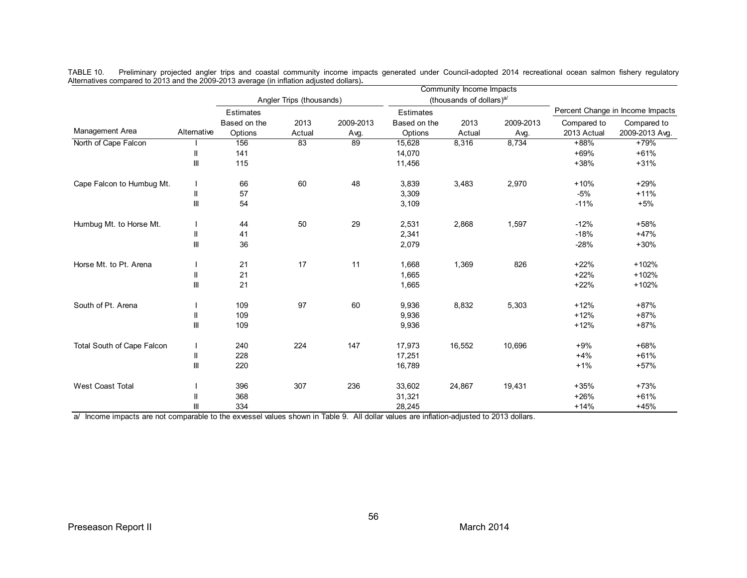TABLE 10. Preliminary projected angler trips and coastal community income impacts generated under Council-adopted 2014 recreational ocean salmon fishery regulatory Alternatives compared to 2013 and the 2009-2013 average (in inflation adjusted dollars).

| | | Angler Trips (thousands) | | | Community Income Impacts (thousands of dollars)[a/] | | | Percent Change in Income Impacts | |
|---|---|---|---|---|---|---|---|---|---|
| Management Area | Alternative | Estimates Based on the Options | 2013 Actual | 2009-2013 Avg. | Estimates Based on the Options | 2013 Actual | 2009-2013 Avg. | Compared to 2013 Actual | Compared to 2009-2013 Avg. |
| North of Cape Falcon | I | 156 | 83 | 89 | 15,628 | 8,316 | 8,734 | +88% | +79% |
| | II | 141 | | | 14,070 | | | +69% | +61% |
| | III | 115 | | | 11,456 | | | +38% | +31% |
| Cape Falcon to Humbug Mt. | I | 66 | 60 | 48 | 3,839 | 3,483 | 2,970 | +10% | +29% |
| | II | 57 | | | 3,309 | | | -5% | +11% |
| | III | 54 | | | 3,109 | | | -11% | +5% |
| Humbug Mt. to Horse Mt. | I | 44 | 50 | 29 | 2,531 | 2,868 | 1,597 | -12% | +58% |
| | II | 41 | | | 2,341 | | | -18% | +47% |
| | III | 36 | | | 2,079 | | | -28% | +30% |
| Horse Mt. to Pt. Arena | I | 21 | 17 | 11 | 1,668 | 1,369 | 826 | +22% | +102% |
| | II | 21 | | | 1,665 | | | +22% | +102% |
| | III | 21 | | | 1,665 | | | +22% | +102% |
| South of Pt. Arena | I | 109 | 97 | 60 | 9,936 | 8,832 | 5,303 | +12% | +87% |
| | II | 109 | | | 9,936 | | | +12% | +87% |
| | III | 109 | | | 9,936 | | | +12% | +87% |
| Total South of Cape Falcon | I | 240 | 224 | 147 | 17,973 | 16,552 | 10,696 | +9% | +68% |
| | II | 228 | | | 17,251 | | | +4% | +61% |
| | III | 220 | | | 16,789 | | | +1% | +57% |
| West Coast Total | I | 396 | 307 | 236 | 33,602 | 24,867 | 19,431 | +35% | +73% |
| | II | 368 | | | 31,321 | | | +26% | +61% |
| | III | 334 | | | 28,245 | | | +14% | +45% |

a/ Income impacts are not comparable to the exvessel values shown in Table 9. All dollar values are inflation-adjusted to 2013 dollars.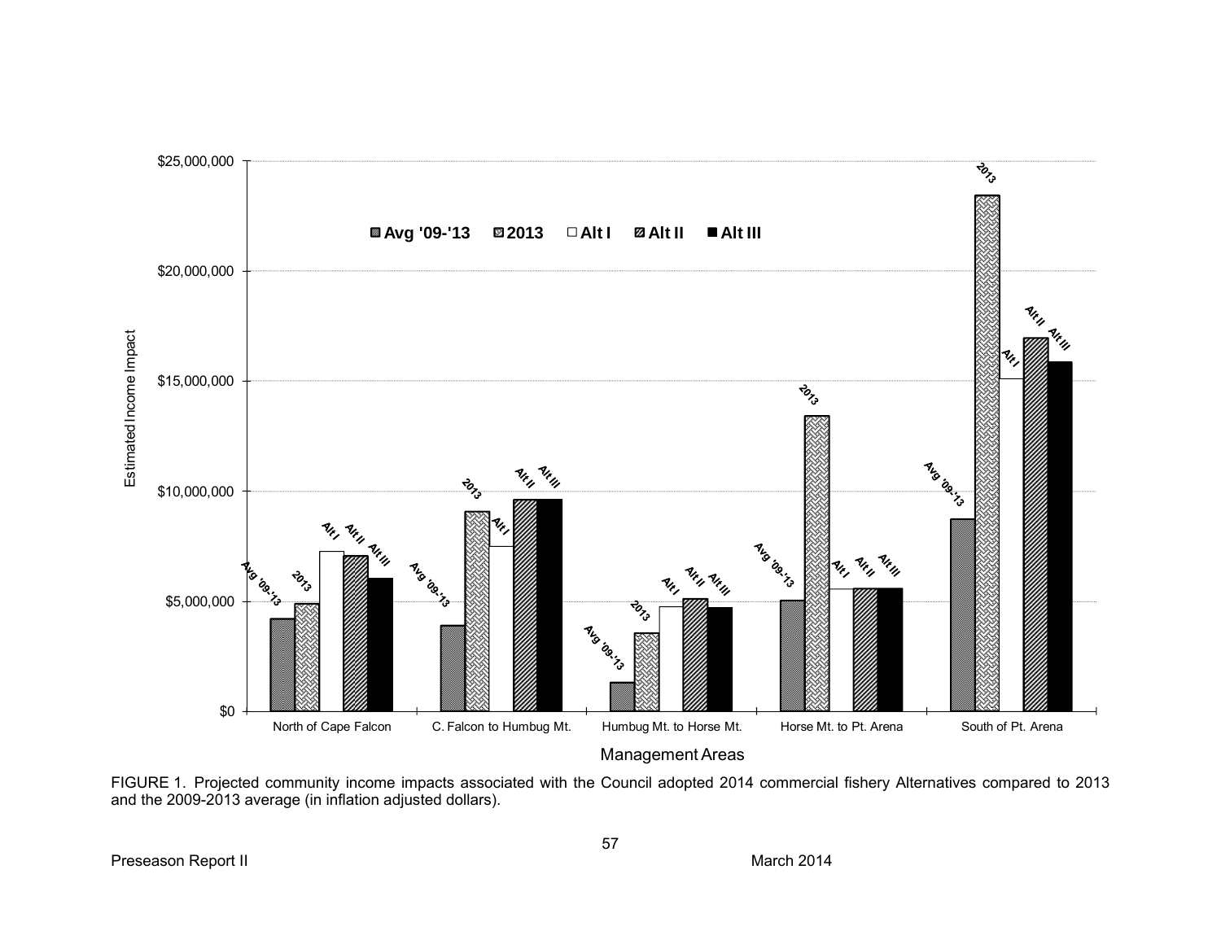FIGURE 1. Projected community income impacts associated with the Council adopted 2014 commercial fishery Alternatives compared to 2013 and the 2009-2013 average (in inflation adjusted dollars).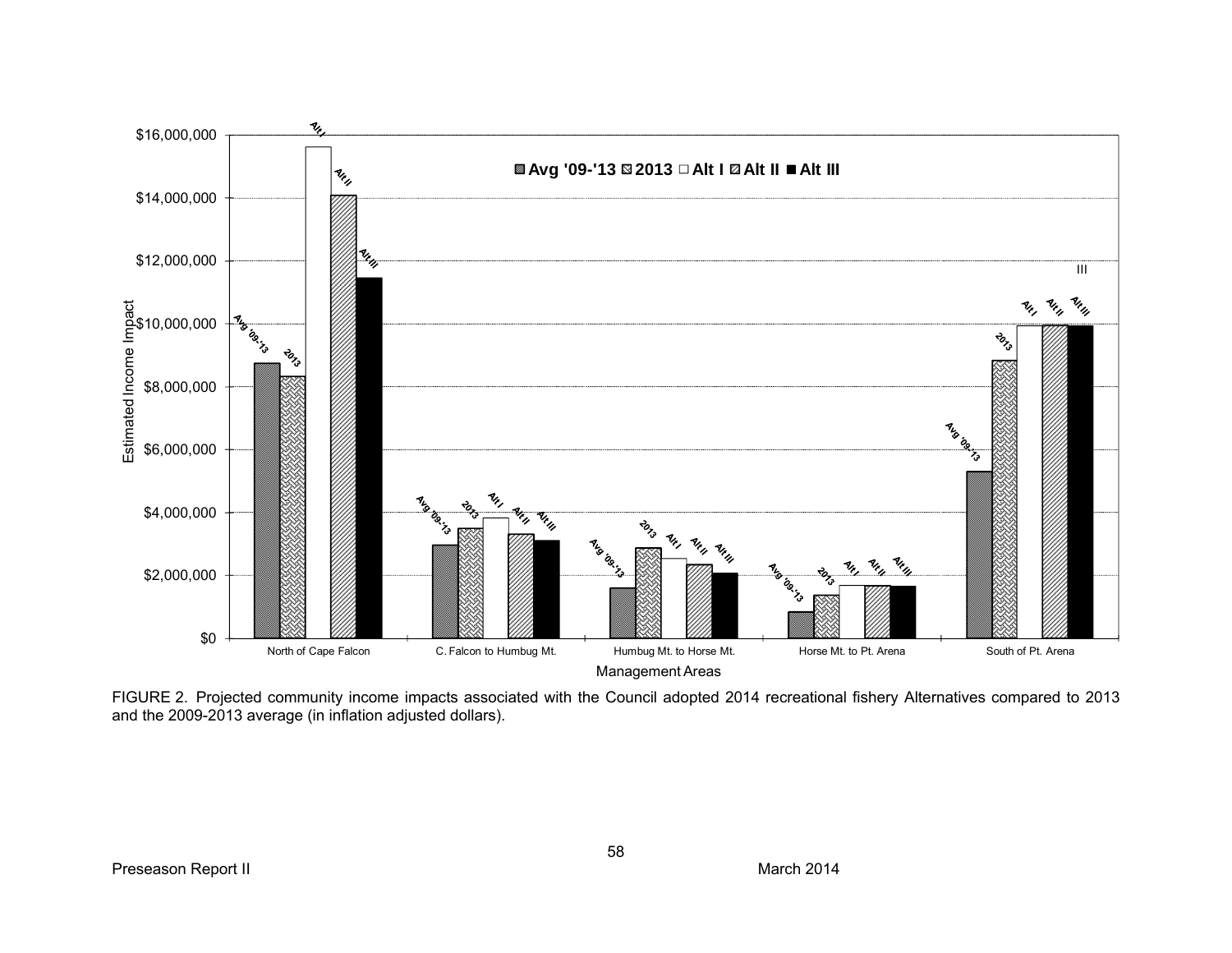FIGURE 2. Projected community income impacts associated with the Council adopted 2014 recreational fishery Alternatives compared to 2013 and the 2009-2013 average (in inflation adjusted dollars).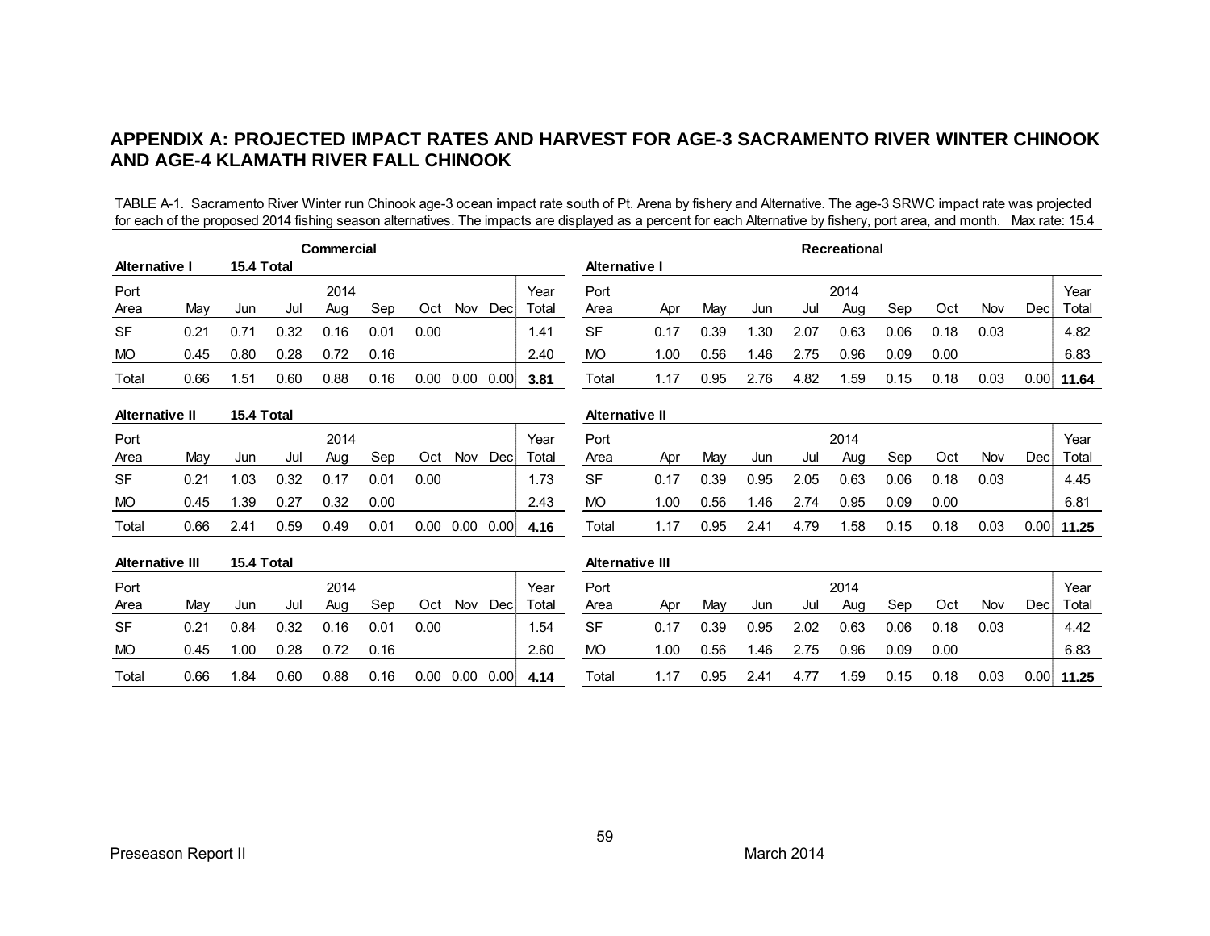# APPENDIX A: PROJECTED IMPACT RATES AND HARVEST FOR AGE-3 SACRAMENTO RIVER WINTER CHINOOK AND AGE-4 KLAMATH RIVER FALL CHINOOK

TABLE A-1. Sacramento River Winter run Chinook age-3 ocean impact rate south of Pt. Arena by fishery and Alternative. The age-3 SRWC impact rate was projected for each of the proposed 2014 fishing season alternatives. The impacts are displayed as a percent for each Alternative by fishery, port area, and month. Max rate: 15.4

**Commercial**

| Alternative I | 15.4 Total | | | | | | | | |
|---|---|---|---|---|---|---|---|---|---|
| Port Area | May | Jun | Jul | 2014 Aug | Sep | Oct | Nov | Dec | Year Total |
| SF | 0.21 | 0.71 | 0.32 | 0.16 | 0.01 | 0.00 | | | 1.41 |
| MO | 0.45 | 0.80 | 0.28 | 0.72 | 0.16 | | | | 2.40 |
| Total | 0.66 | 1.51 | 0.60 | 0.88 | 0.16 | 0.00 | 0.00 | 0.00 | **3.81** |

| Alternative II | 15.4 Total | | | | | | | | |
|---|---|---|---|---|---|---|---|---|---|
| Port Area | May | Jun | Jul | 2014 Aug | Sep | Oct | Nov | Dec | Year Total |
| SF | 0.21 | 1.03 | 0.32 | 0.17 | 0.01 | 0.00 | | | 1.73 |
| MO | 0.45 | 1.39 | 0.27 | 0.32 | 0.00 | | | | 2.43 |
| Total | 0.66 | 2.41 | 0.59 | 0.49 | 0.01 | 0.00 | 0.00 | 0.00 | **4.16** |

| Alternative III | 15.4 Total | | | | | | | | |
|---|---|---|---|---|---|---|---|---|---|
| Port Area | May | Jun | Jul | 2014 Aug | Sep | Oct | Nov | Dec | Year Total |
| SF | 0.21 | 0.84 | 0.32 | 0.16 | 0.01 | 0.00 | | | 1.54 |
| MO | 0.45 | 1.00 | 0.28 | 0.72 | 0.16 | | | | 2.60 |
| Total | 0.66 | 1.84 | 0.60 | 0.88 | 0.16 | 0.00 | 0.00 | 0.00 | **4.14** |

**Recreational**

| Alternative I | | | | | | | | | | |
|---|---|---|---|---|---|---|---|---|---|---|
| Port Area | Apr | May | Jun | Jul | 2014 Aug | Sep | Oct | Nov | Dec | Year Total |
| SF | 0.17 | 0.39 | 1.30 | 2.07 | 0.63 | 0.06 | 0.18 | 0.03 | | 4.82 |
| MO | 1.00 | 0.56 | 1.46 | 2.75 | 0.96 | 0.09 | 0.00 | | | 6.83 |
| Total | 1.17 | 0.95 | 2.76 | 4.82 | 1.59 | 0.15 | 0.18 | 0.03 | 0.00 | **11.64** |

| Alternative II | | | | | | | | | | |
|---|---|---|---|---|---|---|---|---|---|---|
| Port Area | Apr | May | Jun | Jul | 2014 Aug | Sep | Oct | Nov | Dec | Year Total |
| SF | 0.17 | 0.39 | 0.95 | 2.05 | 0.63 | 0.06 | 0.18 | 0.03 | | 4.45 |
| MO | 1.00 | 0.56 | 1.46 | 2.74 | 0.95 | 0.09 | 0.00 | | | 6.81 |
| Total | 1.17 | 0.95 | 2.41 | 4.79 | 1.58 | 0.15 | 0.18 | 0.03 | 0.00 | **11.25** |

| Alternative III | | | | | | | | | | |
|---|---|---|---|---|---|---|---|---|---|---|
| Port Area | Apr | May | Jun | Jul | 2014 Aug | Sep | Oct | Nov | Dec | Year Total |
| SF | 0.17 | 0.39 | 0.95 | 2.02 | 0.63 | 0.06 | 0.18 | 0.03 | | 4.42 |
| MO | 1.00 | 0.56 | 1.46 | 2.75 | 0.96 | 0.09 | 0.00 | | | 6.83 |
| Total | 1.17 | 0.95 | 2.41 | 4.77 | 1.59 | 0.15 | 0.18 | 0.03 | 0.00 | **11.25** |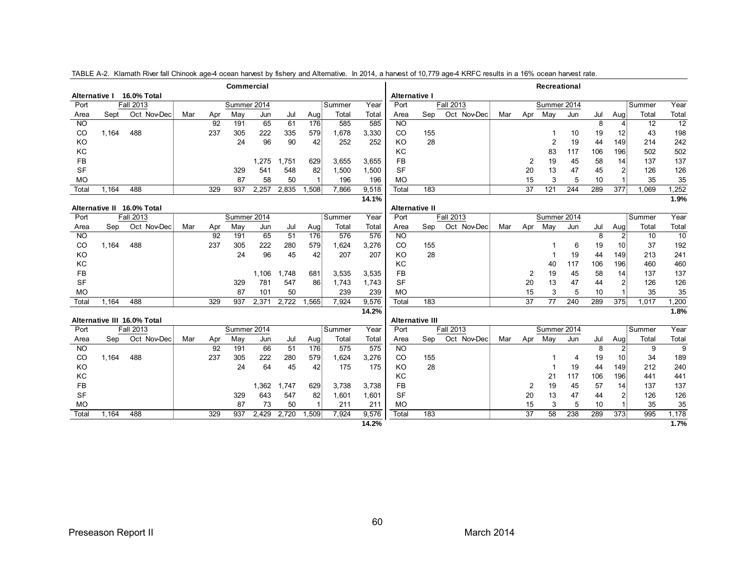TABLE A-2. Klamath River fall Chinook age-4 ocean harvest by fishery and Alternative. In 2014, a harvest of 10,779 age-4 KRFC results in a 16% ocean harvest rate.

**Commercial**

**Alternative I 16.0% Total**

| Port | Fall 2013 | | | | Summer 2014 | | | | | Summer | Year |
|---|---|---|---|---|---|---|---|---|---|---|---|
| Area | Sept | Oct | Nov-Dec | Mar | Apr | May | Jun | Jul | Aug | Total | Total |
| NO | | | | | 92 | 191 | 65 | 61 | 176 | 585 | 585 |
| CO | 1,164 | 488 | | | 237 | 305 | 222 | 335 | 579 | 1,678 | 3,330 |
| KO | | | | | | 24 | 96 | 90 | 42 | 252 | 252 |
| KC | | | | | | | | | | | |
| FB | | | | | | | 1,275 | 1,751 | 629 | 3,655 | 3,655 |
| SF | | | | | | 329 | 541 | 548 | 82 | 1,500 | 1,500 |
| MO | | | | | | 87 | 58 | 50 | 1 | 196 | 196 |
| Total | 1,164 | 488 | | | 329 | 937 | 2,257 | 2,835 | 1,508 | 7,866 | 9,518 |
| | | | | | | | | | | | **14.1%** |

**Alternative II 16.0% Total**

| Port | Fall 2013 | | | | Summer 2014 | | | | | Summer | Year |
|---|---|---|---|---|---|---|---|---|---|---|---|
| Area | Sep | Oct | Nov-Dec | Mar | Apr | May | Jun | Jul | Aug | Total | Total |
| NO | | | | | 92 | 191 | 65 | 51 | 176 | 576 | 576 |
| CO | 1,164 | 488 | | | 237 | 305 | 222 | 280 | 579 | 1,624 | 3,276 |
| KO | | | | | | 24 | 96 | 45 | 42 | 207 | 207 |
| KC | | | | | | | | | | | |
| FB | | | | | | | 1,106 | 1,748 | 681 | 3,535 | 3,535 |
| SF | | | | | | 329 | 781 | 547 | 86 | 1,743 | 1,743 |
| MO | | | | | | 87 | 101 | 50 | | 239 | 239 |
| Total | 1,164 | 488 | | | 329 | 937 | 2,371 | 2,722 | 1,565 | 7,924 | 9,576 |
| | | | | | | | | | | | **14.2%** |

**Alternative III 16.0% Total**

| Port | Fall 2013 | | | | Summer 2014 | | | | | Summer | Year |
|---|---|---|---|---|---|---|---|---|---|---|---|
| Area | Sep | Oct | Nov-Dec | Mar | Apr | May | Jun | Jul | Aug | Total | Total |
| NO | | | | | 92 | 191 | 66 | 51 | 176 | 575 | 575 |
| CO | 1,164 | 488 | | | 237 | 305 | 222 | 280 | 579 | 1,624 | 3,276 |
| KO | | | | | | 24 | 64 | 45 | 42 | 175 | 175 |
| KC | | | | | | | | | | | |
| FB | | | | | | | 1,362 | 1,747 | 629 | 3,738 | 3,738 |
| SF | | | | | | 329 | 643 | 547 | 82 | 1,601 | 1,601 |
| MO | | | | | | 87 | 73 | 50 | 1 | 211 | 211 |
| Total | 1,164 | 488 | | | 329 | 937 | 2,429 | 2,720 | 1,509 | 7,924 | 9,576 |
| | | | | | | | | | | | **14.2%** |

**Recreational**

**Alternative I**

| Port | Fall 2013 | | | | Summer 2014 | | | | | Summer | Year |
|---|---|---|---|---|---|---|---|---|---|---|---|
| Area | Sep | Oct | Nov-Dec | Mar | Apr | May | Jun | Jul | Aug | Total | Total |
| NO | | | | | | | | 8 | 4 | 12 | 12 |
| CO | 155 | | | | | 1 | 10 | 19 | 12 | 43 | 198 |
| KO | 28 | | | | | 2 | 19 | 44 | 149 | 214 | 242 |
| KC | | | | | | 83 | 117 | 106 | 196 | 502 | 502 |
| FB | | | | | 2 | 19 | 45 | 58 | 14 | 137 | 137 |
| SF | | | | | 20 | 13 | 47 | 45 | 2 | 126 | 126 |
| MO | | | | | 15 | 3 | 5 | 10 | 1 | 35 | 35 |
| Total | 183 | | | | 37 | 121 | 244 | 289 | 377 | 1,069 | 1,252 |
| | | | | | | | | | | | **1.9%** |

**Alternative II**

| Port | Fall 2013 | | | | Summer 2014 | | | | | Summer | Year |
|---|---|---|---|---|---|---|---|---|---|---|---|
| Area | Sep | Oct | Nov-Dec | Mar | Apr | May | Jun | Jul | Aug | Total | Total |
| NO | | | | | | | | 8 | 2 | 10 | 10 |
| CO | 155 | | | | | 1 | 6 | 19 | 10 | 37 | 192 |
| KO | 28 | | | | | 1 | 19 | 44 | 149 | 213 | 241 |
| KC | | | | | | 40 | 117 | 106 | 196 | 460 | 460 |
| FB | | | | | 2 | 19 | 45 | 58 | 14 | 137 | 137 |
| SF | | | | | 20 | 13 | 47 | 44 | 2 | 126 | 126 |
| MO | | | | | 15 | 3 | 5 | 10 | 1 | 35 | 35 |
| Total | 183 | | | | 37 | 77 | 240 | 289 | 375 | 1,017 | 1,200 |
| | | | | | | | | | | | **1.8%** |

**Alternative III**

| Port | Fall 2013 | | | | Summer 2014 | | | | | Summer | Year |
|---|---|---|---|---|---|---|---|---|---|---|---|
| Area | Sep | Oct | Nov-Dec | Mar | Apr | May | Jun | Jul | Aug | Total | Total |
| NO | | | | | | | | 8 | 2 | 9 | 9 |
| CO | 155 | | | | | 1 | 4 | 19 | 10 | 34 | 189 |
| KO | 28 | | | | | 1 | 19 | 44 | 149 | 212 | 240 |
| KC | | | | | | 21 | 117 | 106 | 196 | 441 | 441 |
| FB | | | | | 2 | 19 | 45 | 57 | 14 | 137 | 137 |
| SF | | | | | 20 | 13 | 47 | 44 | 2 | 126 | 126 |
| MO | | | | | 15 | 3 | 5 | 10 | 1 | 35 | 35 |
| Total | 183 | | | | 37 | 58 | 238 | 289 | 373 | 995 | 1,178 |
| | | | | | | | | | | | **1.7%** |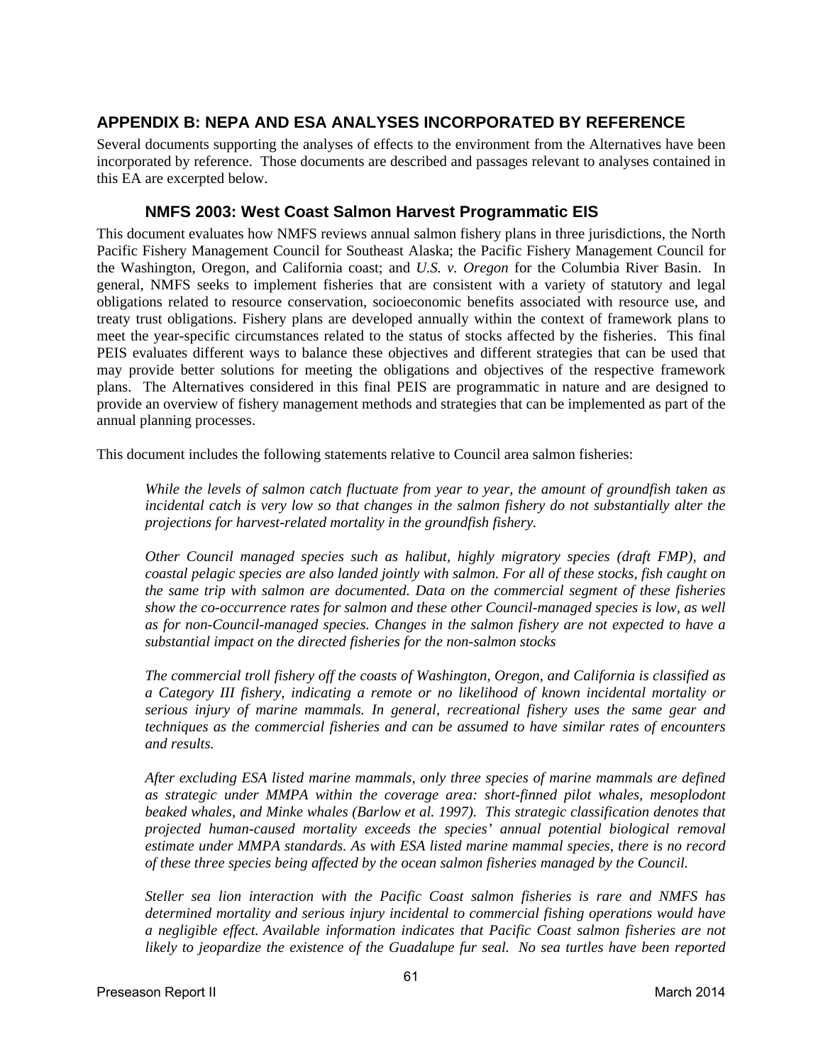## APPENDIX B: NEPA AND ESA ANALYSES INCORPORATED BY REFERENCE

Several documents supporting the analyses of effects to the environment from the Alternatives have been incorporated by reference. Those documents are described and passages relevant to analyses contained in this EA are excerpted below.

### NMFS 2003: West Coast Salmon Harvest Programmatic EIS

This document evaluates how NMFS reviews annual salmon fishery plans in three jurisdictions, the North Pacific Fishery Management Council for Southeast Alaska; the Pacific Fishery Management Council for the Washington, Oregon, and California coast; and *U.S. v. Oregon* for the Columbia River Basin. In general, NMFS seeks to implement fisheries that are consistent with a variety of statutory and legal obligations related to resource conservation, socioeconomic benefits associated with resource use, and treaty trust obligations. Fishery plans are developed annually within the context of framework plans to meet the year-specific circumstances related to the status of stocks affected by the fisheries. This final PEIS evaluates different ways to balance these objectives and different strategies that can be used that may provide better solutions for meeting the obligations and objectives of the respective framework plans. The Alternatives considered in this final PEIS are programmatic in nature and are designed to provide an overview of fishery management methods and strategies that can be implemented as part of the annual planning processes.

This document includes the following statements relative to Council area salmon fisheries:

> *While the levels of salmon catch fluctuate from year to year, the amount of groundfish taken as incidental catch is very low so that changes in the salmon fishery do not substantially alter the projections for harvest-related mortality in the groundfish fishery.*
>
> *Other Council managed species such as halibut, highly migratory species (draft FMP), and coastal pelagic species are also landed jointly with salmon. For all of these stocks, fish caught on the same trip with salmon are documented. Data on the commercial segment of these fisheries show the co-occurrence rates for salmon and these other Council-managed species is low, as well as for non-Council-managed species. Changes in the salmon fishery are not expected to have a substantial impact on the directed fisheries for the non-salmon stocks*
>
> *The commercial troll fishery off the coasts of Washington, Oregon, and California is classified as a Category III fishery, indicating a remote or no likelihood of known incidental mortality or serious injury of marine mammals. In general, recreational fishery uses the same gear and techniques as the commercial fisheries and can be assumed to have similar rates of encounters and results.*
>
> *After excluding ESA listed marine mammals, only three species of marine mammals are defined as strategic under MMPA within the coverage area: short-finned pilot whales, mesoplodont beaked whales, and Minke whales (Barlow et al. 1997). This strategic classification denotes that projected human-caused mortality exceeds the species' annual potential biological removal estimate under MMPA standards. As with ESA listed marine mammal species, there is no record of these three species being affected by the ocean salmon fisheries managed by the Council.*
>
> *Steller sea lion interaction with the Pacific Coast salmon fisheries is rare and NMFS has determined mortality and serious injury incidental to commercial fishing operations would have a negligible effect. Available information indicates that Pacific Coast salmon fisheries are not likely to jeopardize the existence of the Guadalupe fur seal. No sea turtles have been reported*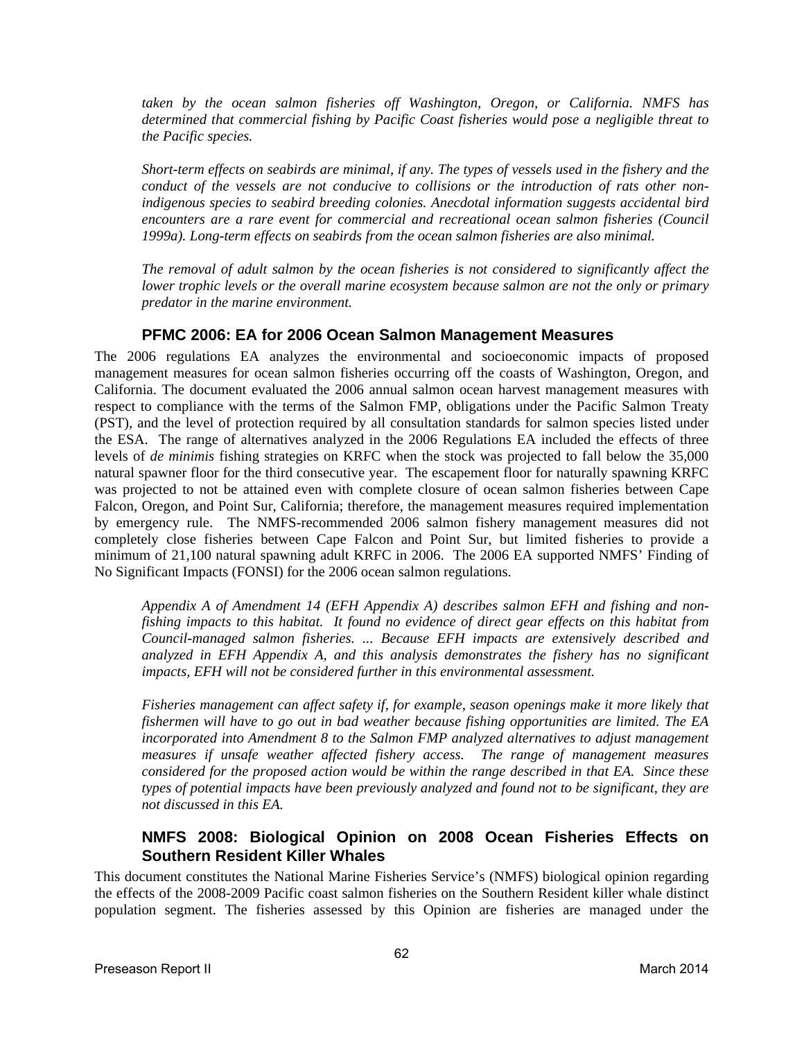*taken by the ocean salmon fisheries off Washington, Oregon, or California. NMFS has determined that commercial fishing by Pacific Coast fisheries would pose a negligible threat to the Pacific species.*

*Short-term effects on seabirds are minimal, if any. The types of vessels used in the fishery and the conduct of the vessels are not conducive to collisions or the introduction of rats other non-indigenous species to seabird breeding colonies. Anecdotal information suggests accidental bird encounters are a rare event for commercial and recreational ocean salmon fisheries (Council 1999a). Long-term effects on seabirds from the ocean salmon fisheries are also minimal.*

*The removal of adult salmon by the ocean fisheries is not considered to significantly affect the lower trophic levels or the overall marine ecosystem because salmon are not the only or primary predator in the marine environment.*

### PFMC 2006: EA for 2006 Ocean Salmon Management Measures

The 2006 regulations EA analyzes the environmental and socioeconomic impacts of proposed management measures for ocean salmon fisheries occurring off the coasts of Washington, Oregon, and California. The document evaluated the 2006 annual salmon ocean harvest management measures with respect to compliance with the terms of the Salmon FMP, obligations under the Pacific Salmon Treaty (PST), and the level of protection required by all consultation standards for salmon species listed under the ESA. The range of alternatives analyzed in the 2006 Regulations EA included the effects of three levels of *de minimis* fishing strategies on KRFC when the stock was projected to fall below the 35,000 natural spawner floor for the third consecutive year. The escapement floor for naturally spawning KRFC was projected to not be attained even with complete closure of ocean salmon fisheries between Cape Falcon, Oregon, and Point Sur, California; therefore, the management measures required implementation by emergency rule. The NMFS-recommended 2006 salmon fishery management measures did not completely close fisheries between Cape Falcon and Point Sur, but limited fisheries to provide a minimum of 21,100 natural spawning adult KRFC in 2006. The 2006 EA supported NMFS' Finding of No Significant Impacts (FONSI) for the 2006 ocean salmon regulations.

*Appendix A of Amendment 14 (EFH Appendix A) describes salmon EFH and fishing and non-fishing impacts to this habitat. It found no evidence of direct gear effects on this habitat from Council-managed salmon fisheries. ... Because EFH impacts are extensively described and analyzed in EFH Appendix A, and this analysis demonstrates the fishery has no significant impacts, EFH will not be considered further in this environmental assessment.*

*Fisheries management can affect safety if, for example, season openings make it more likely that fishermen will have to go out in bad weather because fishing opportunities are limited. The EA incorporated into Amendment 8 to the Salmon FMP analyzed alternatives to adjust management measures if unsafe weather affected fishery access. The range of management measures considered for the proposed action would be within the range described in that EA. Since these types of potential impacts have been previously analyzed and found not to be significant, they are not discussed in this EA.*

### NMFS 2008: Biological Opinion on 2008 Ocean Fisheries Effects on Southern Resident Killer Whales

This document constitutes the National Marine Fisheries Service's (NMFS) biological opinion regarding the effects of the 2008-2009 Pacific coast salmon fisheries on the Southern Resident killer whale distinct population segment. The fisheries assessed by this Opinion are fisheries are managed under the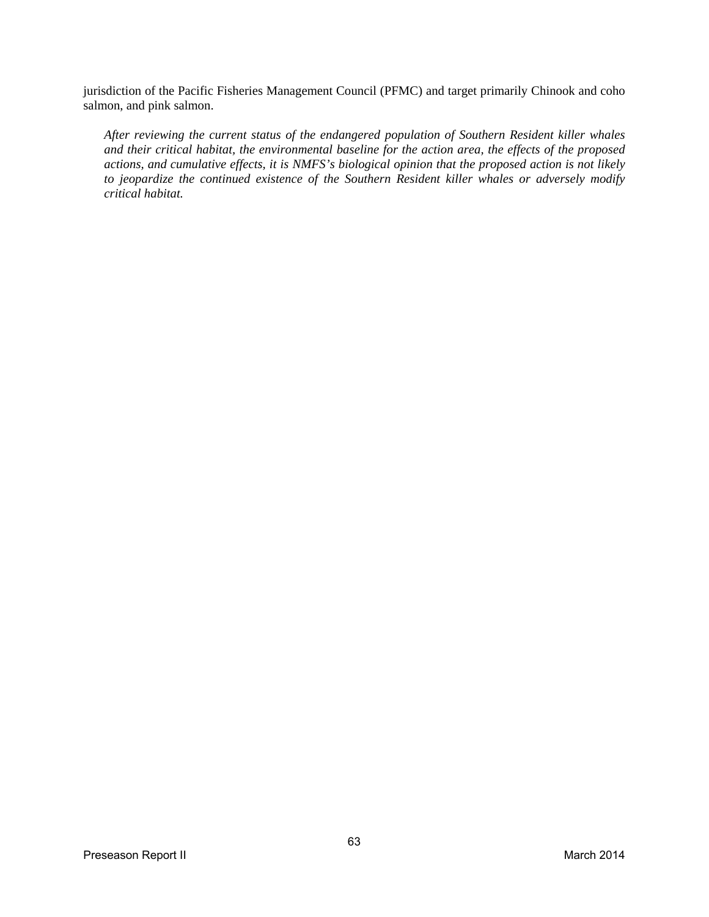jurisdiction of the Pacific Fisheries Management Council (PFMC) and target primarily Chinook and coho salmon, and pink salmon.

> *After reviewing the current status of the endangered population of Southern Resident killer whales and their critical habitat, the environmental baseline for the action area, the effects of the proposed actions, and cumulative effects, it is NMFS's biological opinion that the proposed action is not likely to jeopardize the continued existence of the Southern Resident killer whales or adversely modify critical habitat.*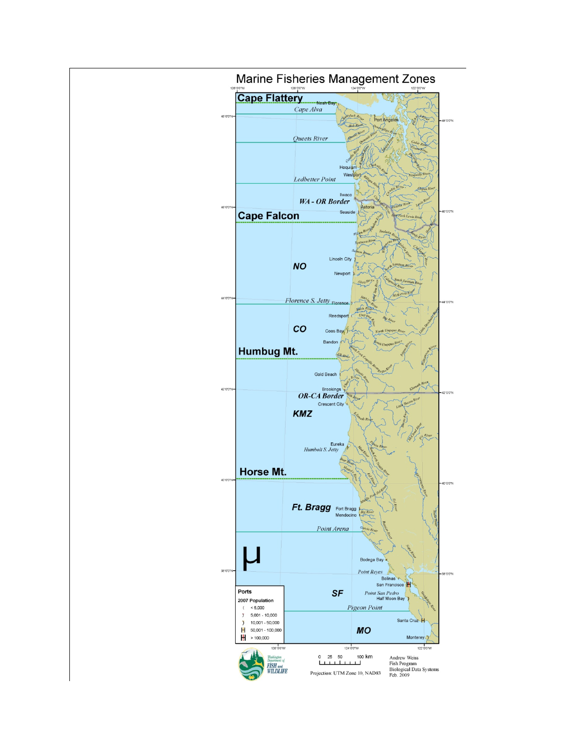# Marine Fisheries Management Zones

Cape Flattery

Neah Bay

Cape Alva

Port Angeles

Queets River

Hoquiam

Westport

Ledbetter Point

Ilwaco

WA - OR Border

Astoria

Seaside

Cape Falcon

Lincoln City

NO

Newport

Florence S. Jetty

Florence

Reedsport

CO

Coos Bay

Bandon

Humbug Mt.

Gold Beach

Brookings

OR-CA Border

Crescent City

KMZ

Eureka

Humboldt S. Jetty

Horse Mt.

Ft. Bragg

Fort Bragg

Mendocino

Point Arena

Bodega Bay

Point Reyes

Bolinas

San Francisco

SF

Point San Pedro

Half Moon Bay

Pigeon Point

Santa Cruz

MO

Monterey

Ports

2007 Population

< 5,000

5,001 - 10,000

10,001 - 50,000

50,001 - 100,000

> 100,000

0 25 50 100 km

Projection: UTM Zone 10, NAD83

Washington Department of FISH and WILDLIFE

Andrew Weiss
Fish Program
Biological Data Systems
Feb. 2009